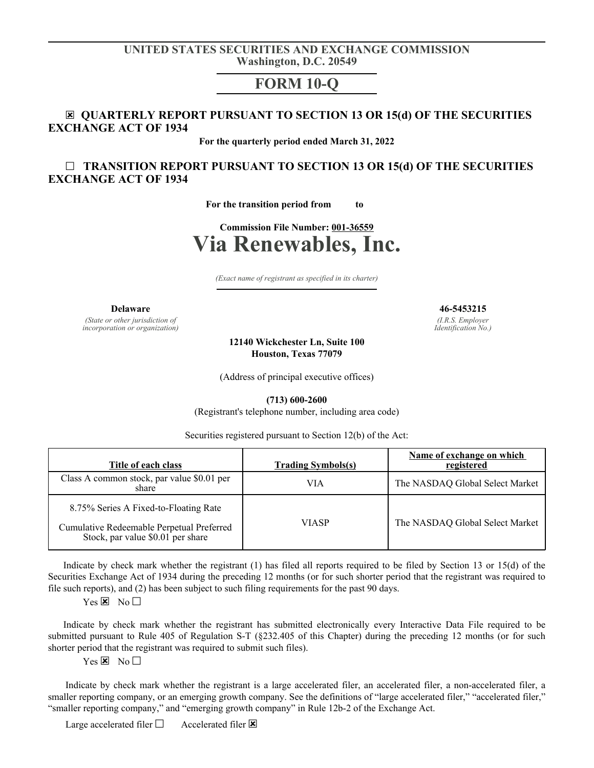**UNITED STATES SECURITIES AND EXCHANGE COMMISSION**
**Washington, D.C. 20549**

# FORM 10-Q

☒ **QUARTERLY REPORT PURSUANT TO SECTION 13 OR 15(d) OF THE SECURITIES EXCHANGE ACT OF 1934**

**For the quarterly period ended March 31, 2022**

☐ **TRANSITION REPORT PURSUANT TO SECTION 13 OR 15(d) OF THE SECURITIES EXCHANGE ACT OF 1934**

**For the transition period from to**

**Commission File Number: 001-36559**

# Via Renewables, Inc.

*(Exact name of registrant as specified in its charter)*

| | |
|---|---|
| **Delaware** | **46-5453215** |
| *(State or other jurisdiction of incorporation or organization)* | *(I.R.S. Employer Identification No.)* |

**12140 Wickchester Ln, Suite 100**
**Houston, Texas 77079**

(Address of principal executive offices)

**(713) 600-2600**
(Registrant's telephone number, including area code)

Securities registered pursuant to Section 12(b) of the Act:

| Title of each class | Trading Symbols(s) | Name of exchange on which registered |
|---|---|---|
| Class A common stock, par value $0.01 per share | VIA | The NASDAQ Global Select Market |
| 8.75% Series A Fixed-to-Floating Rate Cumulative Redeemable Perpetual Preferred Stock, par value $0.01 per share | VIASP | The NASDAQ Global Select Market |

Indicate by check mark whether the registrant (1) has filed all reports required to be filed by Section 13 or 15(d) of the Securities Exchange Act of 1934 during the preceding 12 months (or for such shorter period that the registrant was required to file such reports), and (2) has been subject to such filing requirements for the past 90 days.

Yes ☒ No ☐

Indicate by check mark whether the registrant has submitted electronically every Interactive Data File required to be submitted pursuant to Rule 405 of Regulation S-T (§232.405 of this Chapter) during the preceding 12 months (or for such shorter period that the registrant was required to submit such files).

Yes ☒ No ☐

Indicate by check mark whether the registrant is a large accelerated filer, an accelerated filer, a non-accelerated filer, a smaller reporting company, or an emerging growth company. See the definitions of "large accelerated filer," "accelerated filer," "smaller reporting company," and "emerging growth company" in Rule 12b-2 of the Exchange Act.

Large accelerated filer ☐ Accelerated filer ☒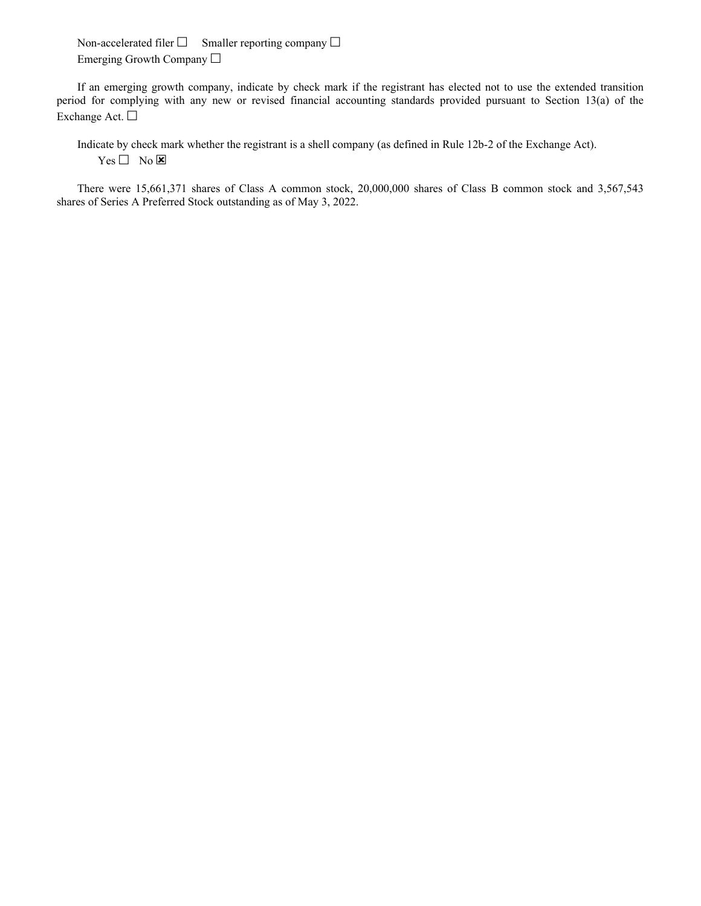Non-accelerated filer ☐ Smaller reporting company ☐
Emerging Growth Company ☐

If an emerging growth company, indicate by check mark if the registrant has elected not to use the extended transition period for complying with any new or revised financial accounting standards provided pursuant to Section 13(a) of the Exchange Act. ☐

Indicate by check mark whether the registrant is a shell company (as defined in Rule 12b-2 of the Exchange Act).
Yes ☐ No ☒

There were 15,661,371 shares of Class A common stock, 20,000,000 shares of Class B common stock and 3,567,543 shares of Series A Preferred Stock outstanding as of May 3, 2022.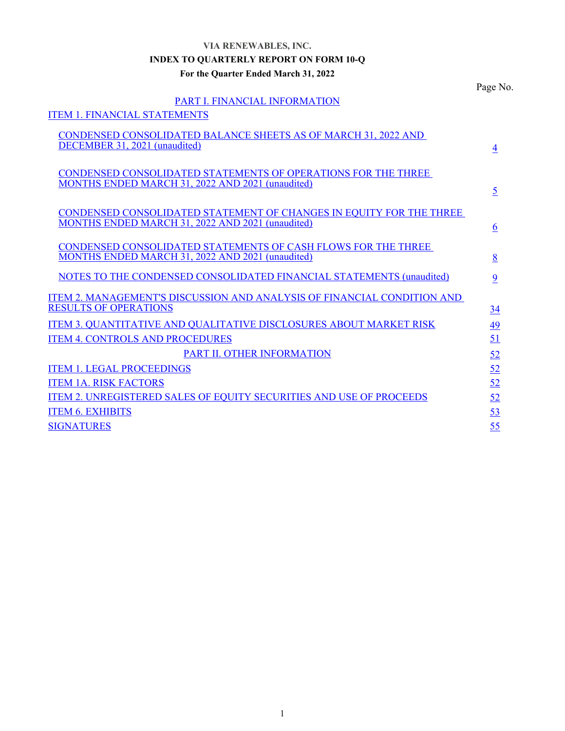**VIA RENEWABLES, INC.**

**INDEX TO QUARTERLY REPORT ON FORM 10-Q**

**For the Quarter Ended March 31, 2022**

| | Page No. |
|---|---|
| PART I. FINANCIAL INFORMATION | |
| ITEM 1. FINANCIAL STATEMENTS | |
| CONDENSED CONSOLIDATED BALANCE SHEETS AS OF MARCH 31, 2022 AND DECEMBER 31, 2021 (unaudited) | 4 |
| CONDENSED CONSOLIDATED STATEMENTS OF OPERATIONS FOR THE THREE MONTHS ENDED MARCH 31, 2022 AND 2021 (unaudited) | 5 |
| CONDENSED CONSOLIDATED STATEMENT OF CHANGES IN EQUITY FOR THE THREE MONTHS ENDED MARCH 31, 2022 AND 2021 (unaudited) | 6 |
| CONDENSED CONSOLIDATED STATEMENTS OF CASH FLOWS FOR THE THREE MONTHS ENDED MARCH 31, 2022 AND 2021 (unaudited) | 8 |
| NOTES TO THE CONDENSED CONSOLIDATED FINANCIAL STATEMENTS (unaudited) | 9 |
| ITEM 2. MANAGEMENT'S DISCUSSION AND ANALYSIS OF FINANCIAL CONDITION AND RESULTS OF OPERATIONS | 34 |
| ITEM 3. QUANTITATIVE AND QUALITATIVE DISCLOSURES ABOUT MARKET RISK | 49 |
| ITEM 4. CONTROLS AND PROCEDURES | 51 |
| PART II. OTHER INFORMATION | 52 |
| ITEM 1. LEGAL PROCEEDINGS | 52 |
| ITEM 1A. RISK FACTORS | 52 |
| ITEM 2. UNREGISTERED SALES OF EQUITY SECURITIES AND USE OF PROCEEDS | 52 |
| ITEM 6. EXHIBITS | 53 |
| SIGNATURES | 55 |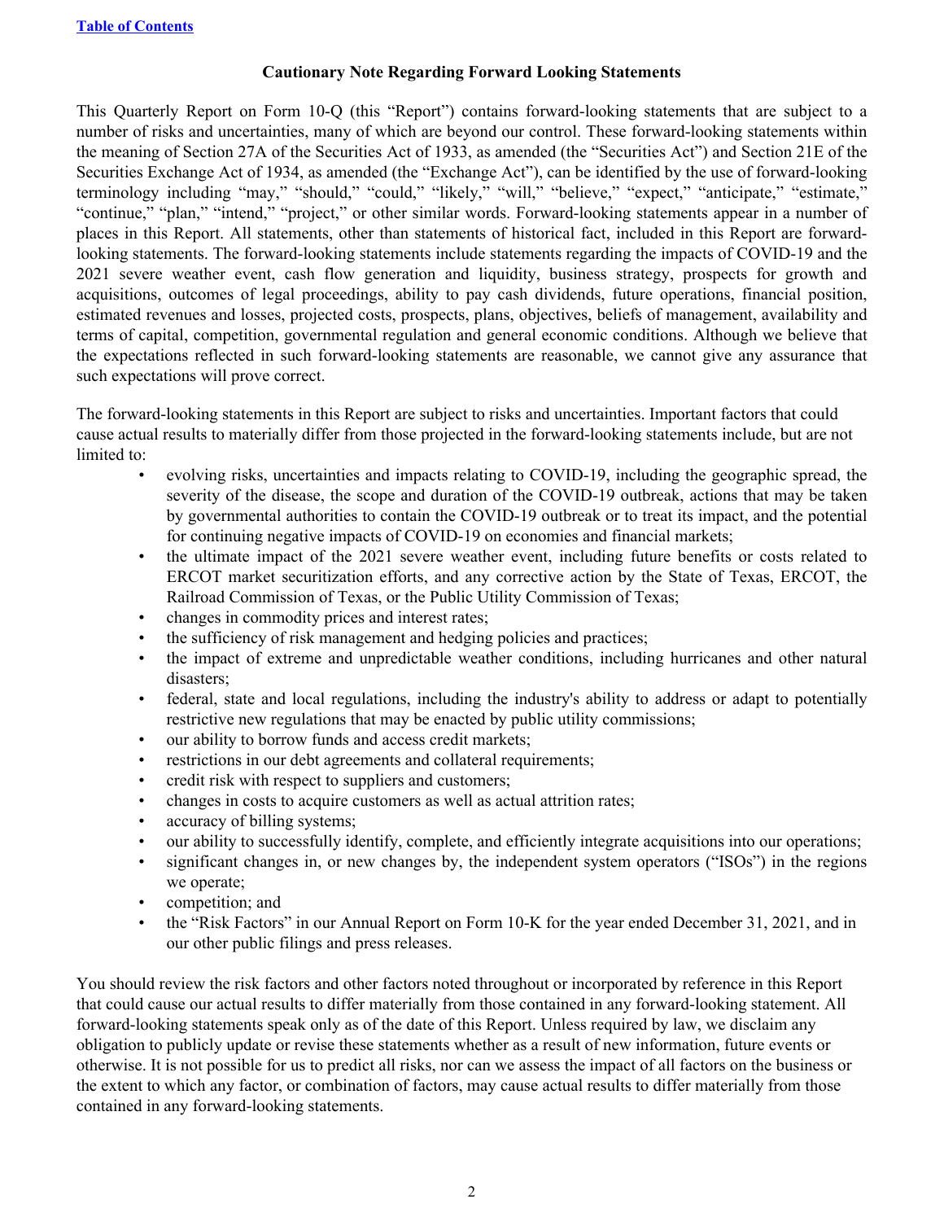Table of Contents

## Cautionary Note Regarding Forward Looking Statements

This Quarterly Report on Form 10-Q (this "Report") contains forward-looking statements that are subject to a number of risks and uncertainties, many of which are beyond our control. These forward-looking statements within the meaning of Section 27A of the Securities Act of 1933, as amended (the "Securities Act") and Section 21E of the Securities Exchange Act of 1934, as amended (the "Exchange Act"), can be identified by the use of forward-looking terminology including "may," "should," "could," "likely," "will," "believe," "expect," "anticipate," "estimate," "continue," "plan," "intend," "project," or other similar words. Forward-looking statements appear in a number of places in this Report. All statements, other than statements of historical fact, included in this Report are forward-looking statements. The forward-looking statements include statements regarding the impacts of COVID-19 and the 2021 severe weather event, cash flow generation and liquidity, business strategy, prospects for growth and acquisitions, outcomes of legal proceedings, ability to pay cash dividends, future operations, financial position, estimated revenues and losses, projected costs, prospects, plans, objectives, beliefs of management, availability and terms of capital, competition, governmental regulation and general economic conditions. Although we believe that the expectations reflected in such forward-looking statements are reasonable, we cannot give any assurance that such expectations will prove correct.

The forward-looking statements in this Report are subject to risks and uncertainties. Important factors that could cause actual results to materially differ from those projected in the forward-looking statements include, but are not limited to:

- evolving risks, uncertainties and impacts relating to COVID-19, including the geographic spread, the severity of the disease, the scope and duration of the COVID-19 outbreak, actions that may be taken by governmental authorities to contain the COVID-19 outbreak or to treat its impact, and the potential for continuing negative impacts of COVID-19 on economies and financial markets;
- the ultimate impact of the 2021 severe weather event, including future benefits or costs related to ERCOT market securitization efforts, and any corrective action by the State of Texas, ERCOT, the Railroad Commission of Texas, or the Public Utility Commission of Texas;
- changes in commodity prices and interest rates;
- the sufficiency of risk management and hedging policies and practices;
- the impact of extreme and unpredictable weather conditions, including hurricanes and other natural disasters;
- federal, state and local regulations, including the industry's ability to address or adapt to potentially restrictive new regulations that may be enacted by public utility commissions;
- our ability to borrow funds and access credit markets;
- restrictions in our debt agreements and collateral requirements;
- credit risk with respect to suppliers and customers;
- changes in costs to acquire customers as well as actual attrition rates;
- accuracy of billing systems;
- our ability to successfully identify, complete, and efficiently integrate acquisitions into our operations;
- significant changes in, or new changes by, the independent system operators ("ISOs") in the regions we operate;
- competition; and
- the "Risk Factors" in our Annual Report on Form 10-K for the year ended December 31, 2021, and in our other public filings and press releases.

You should review the risk factors and other factors noted throughout or incorporated by reference in this Report that could cause our actual results to differ materially from those contained in any forward-looking statement. All forward-looking statements speak only as of the date of this Report. Unless required by law, we disclaim any obligation to publicly update or revise these statements whether as a result of new information, future events or otherwise. It is not possible for us to predict all risks, nor can we assess the impact of all factors on the business or the extent to which any factor, or combination of factors, may cause actual results to differ materially from those contained in any forward-looking statements.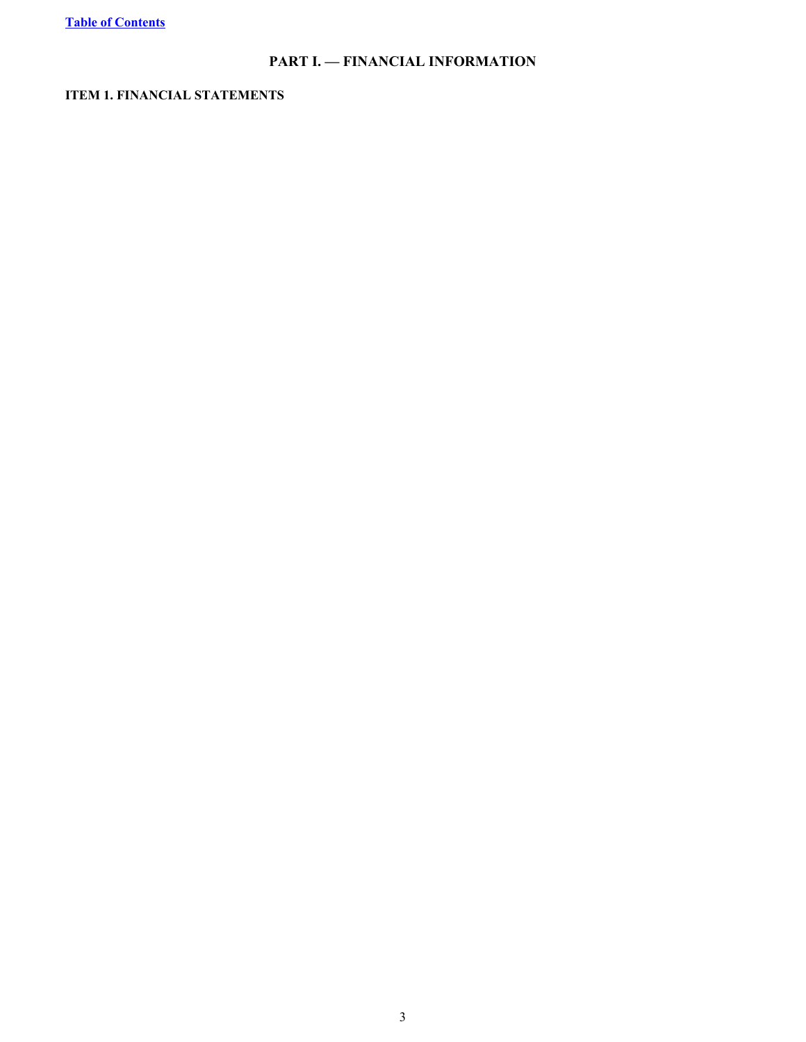[Table of Contents](#)

# PART I. — FINANCIAL INFORMATION

## ITEM 1. FINANCIAL STATEMENTS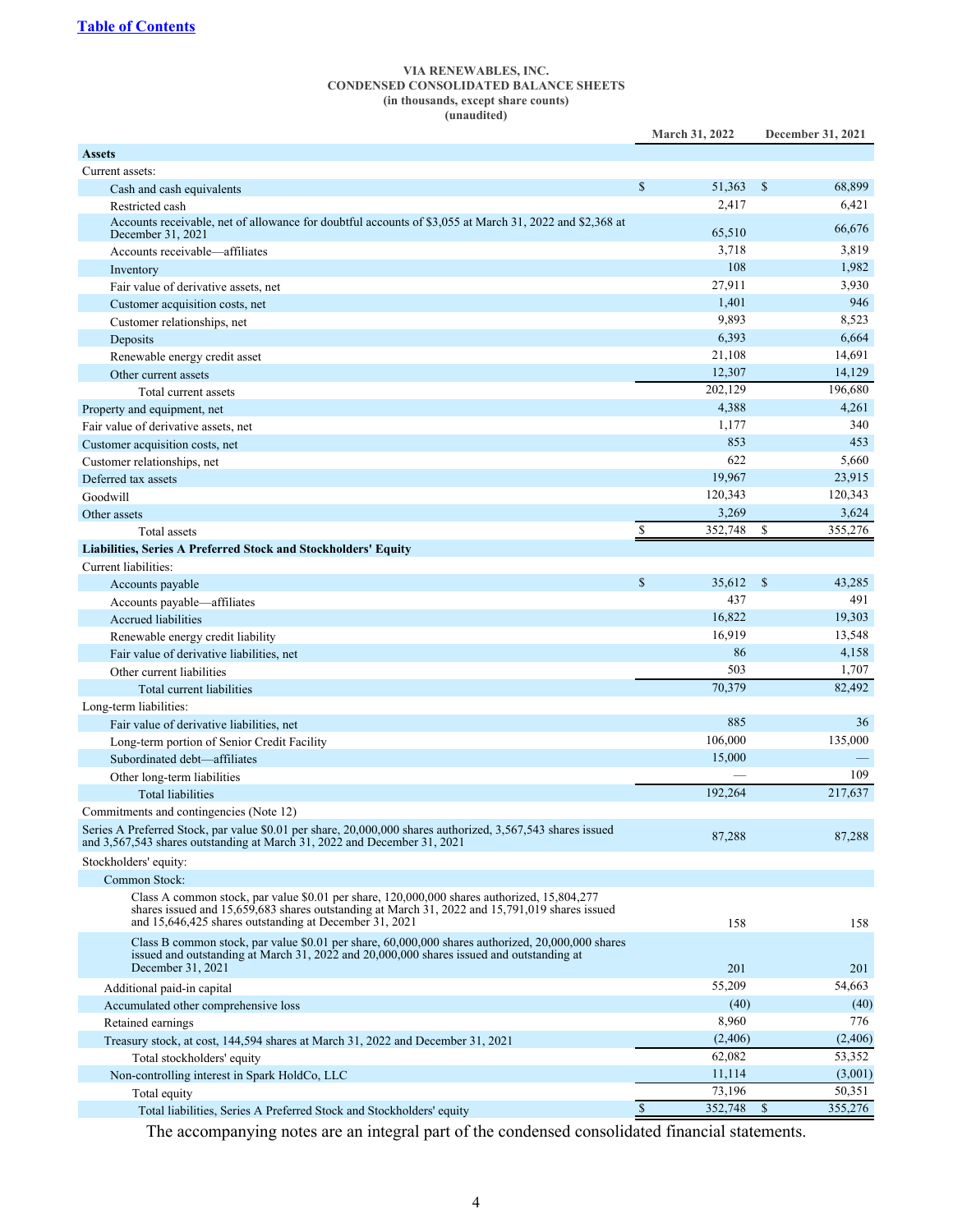**Table of Contents**

VIA RENEWABLES, INC.
CONDENSED CONSOLIDATED BALANCE SHEETS
(in thousands, except share counts)
(unaudited)

| | March 31, 2022 | December 31, 2021 |
|---|---|---|
| **Assets** | | |
| Current assets: | | |
| Cash and cash equivalents | $ 51,363 | $ 68,899 |
| Restricted cash | 2,417 | 6,421 |
| Accounts receivable, net of allowance for doubtful accounts of $3,055 at March 31, 2022 and $2,368 at December 31, 2021 | 65,510 | 66,676 |
| Accounts receivable—affiliates | 3,718 | 3,819 |
| Inventory | 108 | 1,982 |
| Fair value of derivative assets, net | 27,911 | 3,930 |
| Customer acquisition costs, net | 1,401 | 946 |
| Customer relationships, net | 9,893 | 8,523 |
| Deposits | 6,393 | 6,664 |
| Renewable energy credit asset | 21,108 | 14,691 |
| Other current assets | 12,307 | 14,129 |
| Total current assets | 202,129 | 196,680 |
| Property and equipment, net | 4,388 | 4,261 |
| Fair value of derivative assets, net | 1,177 | 340 |
| Customer acquisition costs, net | 853 | 453 |
| Customer relationships, net | 622 | 5,660 |
| Deferred tax assets | 19,967 | 23,915 |
| Goodwill | 120,343 | 120,343 |
| Other assets | 3,269 | 3,624 |
| Total assets | $ 352,748 | $ 355,276 |
| **Liabilities, Series A Preferred Stock and Stockholders' Equity** | | |
| Current liabilities: | | |
| Accounts payable | $ 35,612 | $ 43,285 |
| Accounts payable—affiliates | 437 | 491 |
| Accrued liabilities | 16,822 | 19,303 |
| Renewable energy credit liability | 16,919 | 13,548 |
| Fair value of derivative liabilities, net | 86 | 4,158 |
| Other current liabilities | 503 | 1,707 |
| Total current liabilities | 70,379 | 82,492 |
| Long-term liabilities: | | |
| Fair value of derivative liabilities, net | 885 | 36 |
| Long-term portion of Senior Credit Facility | 106,000 | 135,000 |
| Subordinated debt—affiliates | 15,000 | — |
| Other long-term liabilities | — | 109 |
| Total liabilities | 192,264 | 217,637 |
| Commitments and contingencies (Note 12) | | |
| Series A Preferred Stock, par value $0.01 per share, 20,000,000 shares authorized, 3,567,543 shares issued and 3,567,543 shares outstanding at March 31, 2022 and December 31, 2021 | 87,288 | 87,288 |
| Stockholders' equity: | | |
| Common Stock: | | |
| Class A common stock, par value $0.01 per share, 120,000,000 shares authorized, 15,804,277 shares issued and 15,659,683 shares outstanding at March 31, 2022 and 15,791,019 shares issued and 15,646,425 shares outstanding at December 31, 2021 | 158 | 158 |
| Class B common stock, par value $0.01 per share, 60,000,000 shares authorized, 20,000,000 shares issued and outstanding at March 31, 2022 and 20,000,000 shares issued and outstanding at December 31, 2021 | 201 | 201 |
| Additional paid-in capital | 55,209 | 54,663 |
| Accumulated other comprehensive loss | (40) | (40) |
| Retained earnings | 8,960 | 776 |
| Treasury stock, at cost, 144,594 shares at March 31, 2022 and December 31, 2021 | (2,406) | (2,406) |
| Total stockholders' equity | 62,082 | 53,352 |
| Non-controlling interest in Spark HoldCo, LLC | 11,114 | (3,001) |
| Total equity | 73,196 | 50,351 |
| Total liabilities, Series A Preferred Stock and Stockholders' equity | $ 352,748 | $ 355,276 |

The accompanying notes are an integral part of the condensed consolidated financial statements.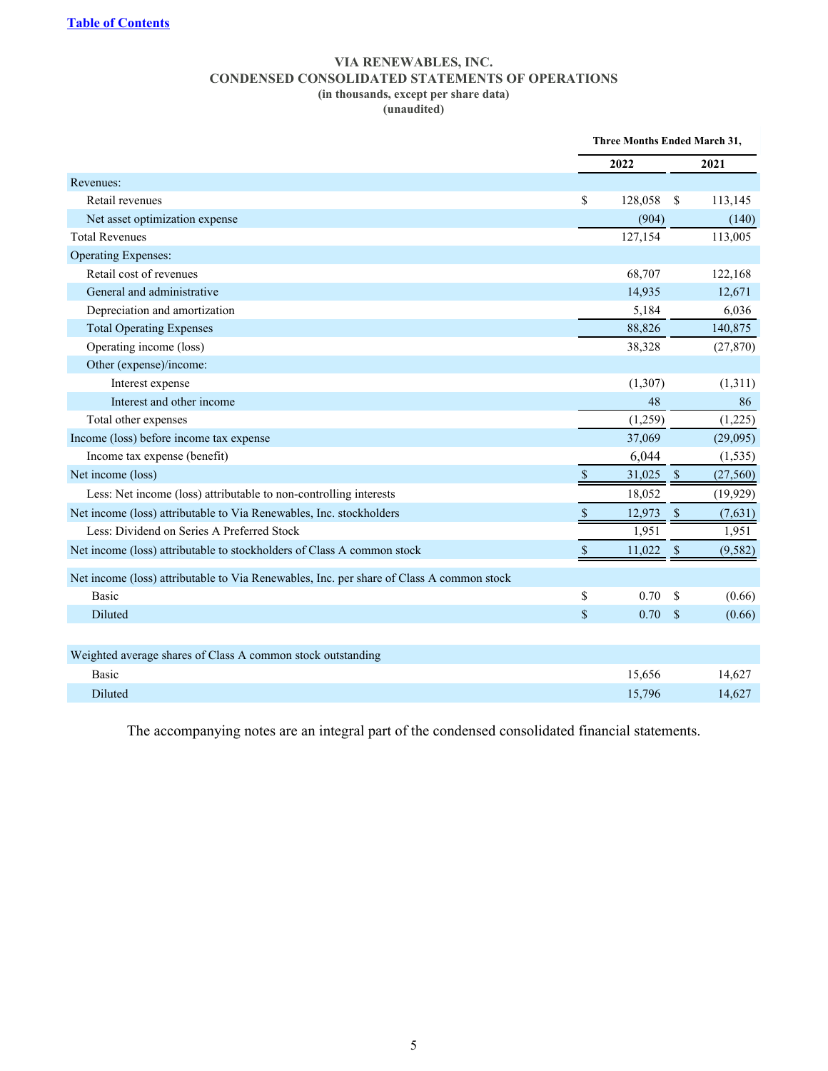[Table of Contents](#)

# VIA RENEWABLES, INC.
## CONDENSED CONSOLIDATED STATEMENTS OF OPERATIONS
**(in thousands, except per share data)**
**(unaudited)**

| | Three Months Ended March 31, | |
|---|---|---|
| | 2022 | 2021 |
| Revenues: | | |
| Retail revenues | $ 128,058 | $ 113,145 |
| Net asset optimization expense | (904) | (140) |
| Total Revenues | 127,154 | 113,005 |
| Operating Expenses: | | |
| Retail cost of revenues | 68,707 | 122,168 |
| General and administrative | 14,935 | 12,671 |
| Depreciation and amortization | 5,184 | 6,036 |
| Total Operating Expenses | 88,826 | 140,875 |
| Operating income (loss) | 38,328 | (27,870) |
| Other (expense)/income: | | |
| Interest expense | (1,307) | (1,311) |
| Interest and other income | 48 | 86 |
| Total other expenses | (1,259) | (1,225) |
| Income (loss) before income tax expense | 37,069 | (29,095) |
| Income tax expense (benefit) | 6,044 | (1,535) |
| Net income (loss) | $ 31,025 | $ (27,560) |
| Less: Net income (loss) attributable to non-controlling interests | 18,052 | (19,929) |
| Net income (loss) attributable to Via Renewables, Inc. stockholders | $ 12,973 | $ (7,631) |
| Less: Dividend on Series A Preferred Stock | 1,951 | 1,951 |
| Net income (loss) attributable to stockholders of Class A common stock | $ 11,022 | $ (9,582) |
| | | |
| Net income (loss) attributable to Via Renewables, Inc. per share of Class A common stock | | |
| Basic | $ 0.70 | $ (0.66) |
| Diluted | $ 0.70 | $ (0.66) |
| | | |
| Weighted average shares of Class A common stock outstanding | | |
| Basic | 15,656 | 14,627 |
| Diluted | 15,796 | 14,627 |

The accompanying notes are an integral part of the condensed consolidated financial statements.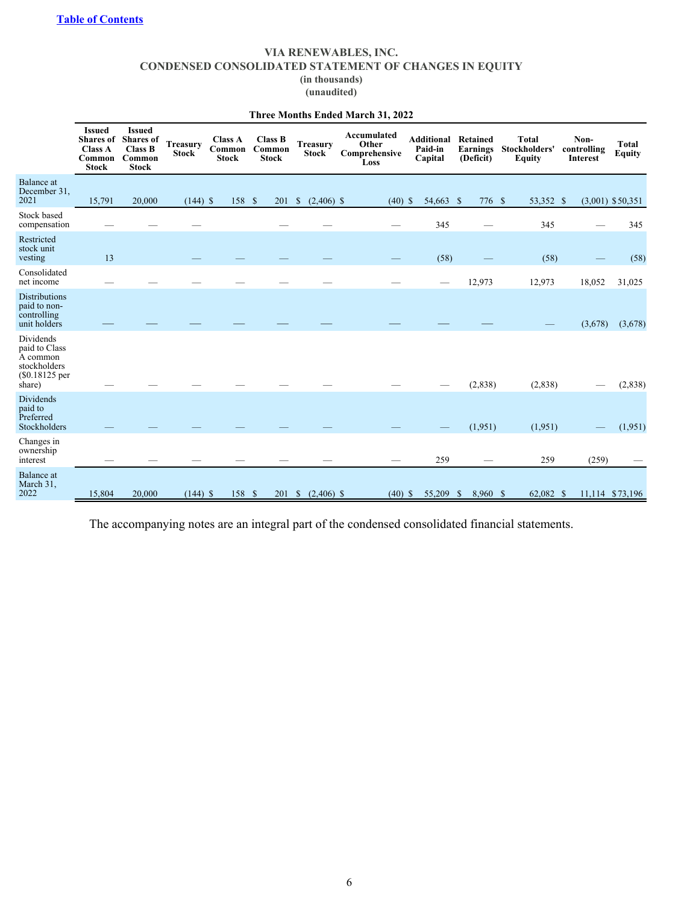[Table of Contents](#)

# VIA RENEWABLES, INC.
## CONDENSED CONSOLIDATED STATEMENT OF CHANGES IN EQUITY
### (in thousands)
### (unaudited)

**Three Months Ended March 31, 2022**

| | Issued Shares of Class A Common Stock | Issued Shares of Class B Common Stock | Treasury Stock | Class A Common Stock | Class B Common Stock | Treasury Stock | Accumulated Other Comprehensive Loss | Additional Paid-in Capital | Retained Earnings (Deficit) | Total Stockholders' Equity | Non-controlling Interest | Total Equity |
|---|---|---|---|---|---|---|---|---|---|---|---|---|
| Balance at December 31, 2021 | 15,791 | 20,000 | (144) | $ 158 | $ 201 | $ (2,406) | $ (40) | $ 54,663 | $ 776 | $ 53,352 | $ (3,001) | $ 50,351 |
| Stock based compensation | — | — | — | | — | — | — | 345 | — | 345 | — | 345 |
| Restricted stock unit vesting | 13 | | — | — | — | — | — | (58) | — | (58) | — | (58) |
| Consolidated net income | — | — | — | — | — | — | — | — | 12,973 | 12,973 | 18,052 | 31,025 |
| Distributions paid to non-controlling unit holders | — | — | — | — | — | — | — | — | — | — | (3,678) | (3,678) |
| Dividends paid to Class A common stockholders ($0.18125 per share) | — | — | — | — | — | — | — | — | (2,838) | (2,838) | — | (2,838) |
| Dividends paid to Preferred Stockholders | — | — | — | — | — | — | — | — | (1,951) | (1,951) | — | (1,951) |
| Changes in ownership interest | — | — | — | — | — | — | — | 259 | — | 259 | (259) | — |
| Balance at March 31, 2022 | 15,804 | 20,000 | (144) | $ 158 | $ 201 | $ (2,406) | $ (40) | $ 55,209 | $ 8,960 | $ 62,082 | $ 11,114 | $ 73,196 |

The accompanying notes are an integral part of the condensed consolidated financial statements.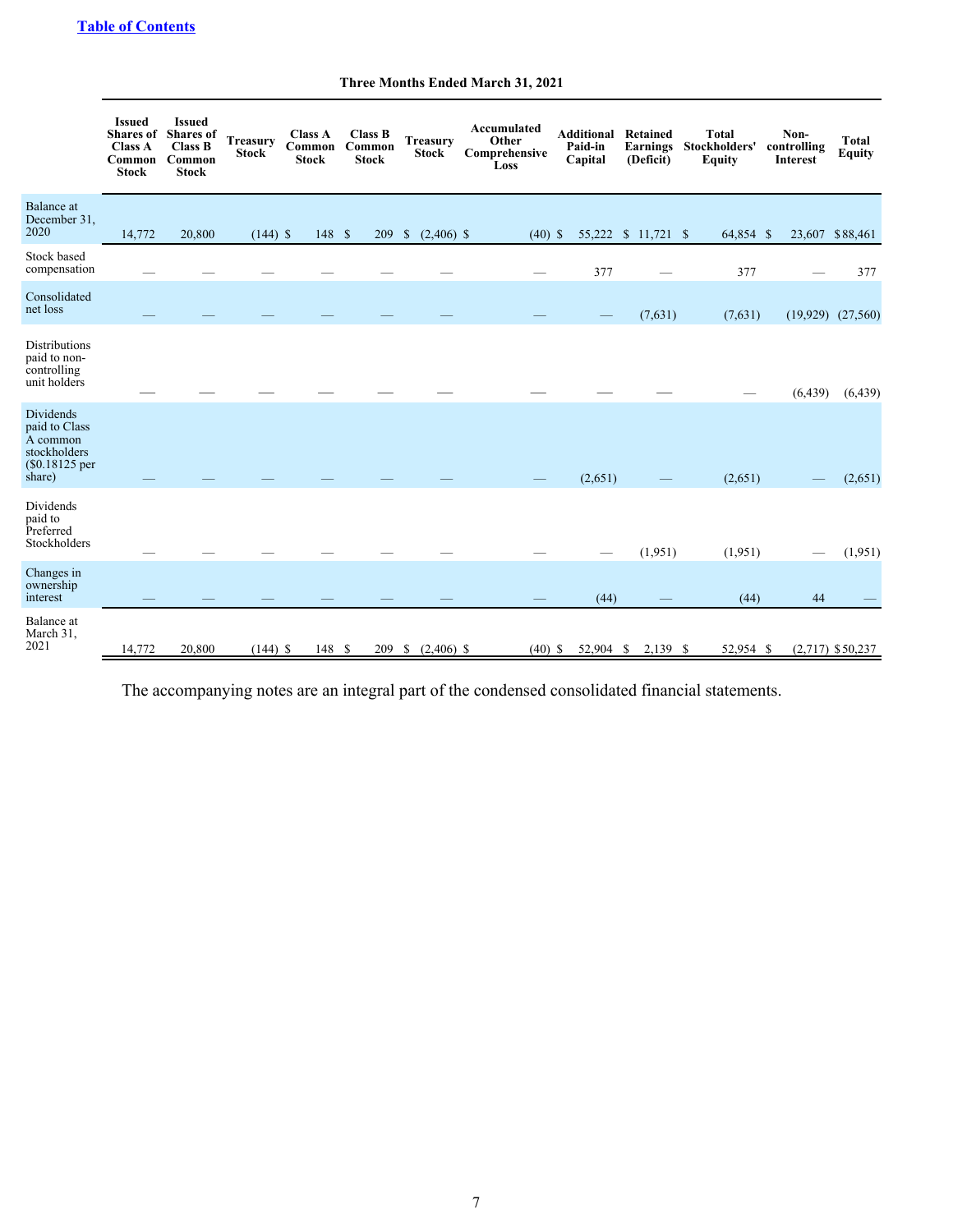[Table of Contents](#)

**Three Months Ended March 31, 2021**

| | Issued Shares of Class A Common Stock | Issued Shares of Class B Common Stock | Treasury Stock | Class A Common Stock | Class B Common Stock | Treasury Stock | Accumulated Other Comprehensive Loss | Additional Paid-in Capital | Retained Earnings (Deficit) | Total Stockholders' Equity | Non-controlling Interest | Total Equity |
|---|---|---|---|---|---|---|---|---|---|---|---|---|
| Balance at December 31, 2020 | 14,772 | 20,800 | (144) | $ 148 | $ 209 | $ (2,406) | $ (40) | $ 55,222 | $ 11,721 | $ 64,854 | $ 23,607 | $ 88,461 |
| Stock based compensation | — | — | — | — | — | — | — | 377 | — | 377 | — | 377 |
| Consolidated net loss | — | — | — | — | — | — | — | — | (7,631) | (7,631) | (19,929) | (27,560) |
| Distributions paid to non-controlling unit holders | — | — | — | — | — | — | — | — | — | — | (6,439) | (6,439) |
| Dividends paid to Class A common stockholders ($0.18125 per share) | — | — | — | — | — | — | — | (2,651) | — | (2,651) | — | (2,651) |
| Dividends paid to Preferred Stockholders | — | — | — | — | — | — | — | — | (1,951) | (1,951) | — | (1,951) |
| Changes in ownership interest | — | — | — | — | — | — | — | (44) | — | (44) | 44 | — |
| Balance at March 31, 2021 | 14,772 | 20,800 | (144) | $ 148 | $ 209 | $ (2,406) | $ (40) | $ 52,904 | $ 2,139 | $ 52,954 | $ (2,717) | $ 50,237 |

The accompanying notes are an integral part of the condensed consolidated financial statements.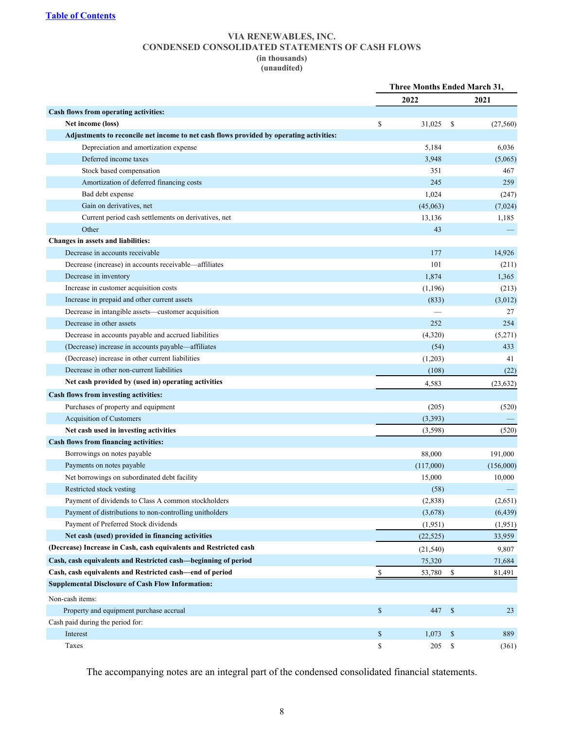[Table of Contents](#)

# VIA RENEWABLES, INC.
## CONDENSED CONSOLIDATED STATEMENTS OF CASH FLOWS
### (in thousands)
### (unaudited)

| | Three Months Ended March 31, | |
|---|---|---|
| | 2022 | 2021 |
| **Cash flows from operating activities:** | | |
| **Net income (loss)** | $ 31,025 | $ (27,560) |
| **Adjustments to reconcile net income to net cash flows provided by operating activities:** | | |
| Depreciation and amortization expense | 5,184 | 6,036 |
| Deferred income taxes | 3,948 | (5,065) |
| Stock based compensation | 351 | 467 |
| Amortization of deferred financing costs | 245 | 259 |
| Bad debt expense | 1,024 | (247) |
| Gain on derivatives, net | (45,063) | (7,024) |
| Current period cash settlements on derivatives, net | 13,136 | 1,185 |
| Other | 43 | — |
| **Changes in assets and liabilities:** | | |
| Decrease in accounts receivable | 177 | 14,926 |
| Decrease (increase) in accounts receivable—affiliates | 101 | (211) |
| Decrease in inventory | 1,874 | 1,365 |
| Increase in customer acquisition costs | (1,196) | (213) |
| Increase in prepaid and other current assets | (833) | (3,012) |
| Decrease in intangible assets—customer acquisition | — | 27 |
| Decrease in other assets | 252 | 254 |
| Decrease in accounts payable and accrued liabilities | (4,320) | (5,271) |
| (Decrease) increase in accounts payable—affiliates | (54) | 433 |
| (Decrease) increase in other current liabilities | (1,203) | 41 |
| Decrease in other non-current liabilities | (108) | (22) |
| **Net cash provided by (used in) operating activities** | 4,583 | (23,632) |
| **Cash flows from investing activities:** | | |
| Purchases of property and equipment | (205) | (520) |
| Acquisition of Customers | (3,393) | — |
| **Net cash used in investing activities** | (3,598) | (520) |
| **Cash flows from financing activities:** | | |
| Borrowings on notes payable | 88,000 | 191,000 |
| Payments on notes payable | (117,000) | (156,000) |
| Net borrowings on subordinated debt facility | 15,000 | 10,000 |
| Restricted stock vesting | (58) | — |
| Payment of dividends to Class A common stockholders | (2,838) | (2,651) |
| Payment of distributions to non-controlling unitholders | (3,678) | (6,439) |
| Payment of Preferred Stock dividends | (1,951) | (1,951) |
| **Net cash (used) provided in financing activities** | (22,525) | 33,959 |
| **(Decrease) Increase in Cash, cash equivalents and Restricted cash** | (21,540) | 9,807 |
| **Cash, cash equivalents and Restricted cash—beginning of period** | 75,320 | 71,684 |
| **Cash, cash equivalents and Restricted cash—end of period** | $ 53,780 | $ 81,491 |
| **Supplemental Disclosure of Cash Flow Information:** | | |
| Non-cash items: | | |
| Property and equipment purchase accrual | $ 447 | $ 23 |
| Cash paid during the period for: | | |
| Interest | $ 1,073 | $ 889 |
| Taxes | $ 205 | $ (361) |

The accompanying notes are an integral part of the condensed consolidated financial statements.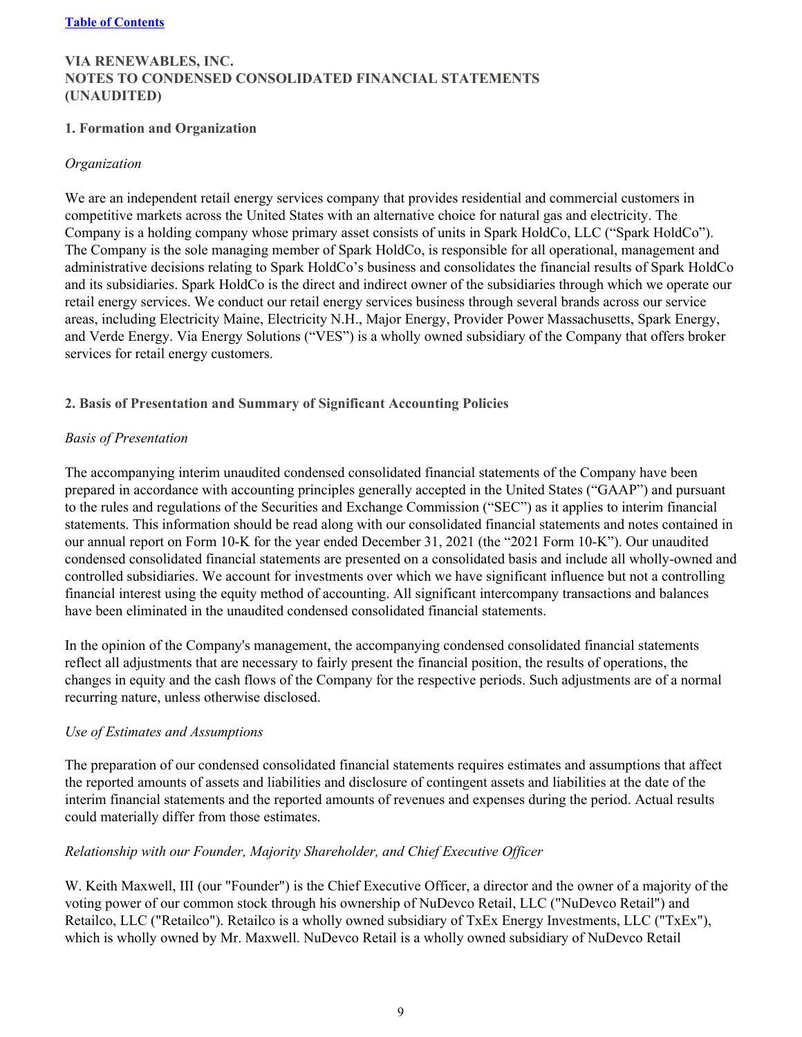[Table of Contents](#)

**VIA RENEWABLES, INC.**
**NOTES TO CONDENSED CONSOLIDATED FINANCIAL STATEMENTS**
**(UNAUDITED)**

### 1. Formation and Organization

*Organization*

We are an independent retail energy services company that provides residential and commercial customers in competitive markets across the United States with an alternative choice for natural gas and electricity. The Company is a holding company whose primary asset consists of units in Spark HoldCo, LLC ("Spark HoldCo"). The Company is the sole managing member of Spark HoldCo, is responsible for all operational, management and administrative decisions relating to Spark HoldCo's business and consolidates the financial results of Spark HoldCo and its subsidiaries. Spark HoldCo is the direct and indirect owner of the subsidiaries through which we operate our retail energy services. We conduct our retail energy services business through several brands across our service areas, including Electricity Maine, Electricity N.H., Major Energy, Provider Power Massachusetts, Spark Energy, and Verde Energy. Via Energy Solutions ("VES") is a wholly owned subsidiary of the Company that offers broker services for retail energy customers.

### 2. Basis of Presentation and Summary of Significant Accounting Policies

*Basis of Presentation*

The accompanying interim unaudited condensed consolidated financial statements of the Company have been prepared in accordance with accounting principles generally accepted in the United States ("GAAP") and pursuant to the rules and regulations of the Securities and Exchange Commission ("SEC") as it applies to interim financial statements. This information should be read along with our consolidated financial statements and notes contained in our annual report on Form 10-K for the year ended December 31, 2021 (the "2021 Form 10-K"). Our unaudited condensed consolidated financial statements are presented on a consolidated basis and include all wholly-owned and controlled subsidiaries. We account for investments over which we have significant influence but not a controlling financial interest using the equity method of accounting. All significant intercompany transactions and balances have been eliminated in the unaudited condensed consolidated financial statements.

In the opinion of the Company's management, the accompanying condensed consolidated financial statements reflect all adjustments that are necessary to fairly present the financial position, the results of operations, the changes in equity and the cash flows of the Company for the respective periods. Such adjustments are of a normal recurring nature, unless otherwise disclosed.

*Use of Estimates and Assumptions*

The preparation of our condensed consolidated financial statements requires estimates and assumptions that affect the reported amounts of assets and liabilities and disclosure of contingent assets and liabilities at the date of the interim financial statements and the reported amounts of revenues and expenses during the period. Actual results could materially differ from those estimates.

*Relationship with our Founder, Majority Shareholder, and Chief Executive Officer*

W. Keith Maxwell, III (our "Founder") is the Chief Executive Officer, a director and the owner of a majority of the voting power of our common stock through his ownership of NuDevco Retail, LLC ("NuDevco Retail") and Retailco, LLC ("Retailco"). Retailco is a wholly owned subsidiary of TxEx Energy Investments, LLC ("TxEx"), which is wholly owned by Mr. Maxwell. NuDevco Retail is a wholly owned subsidiary of NuDevco Retail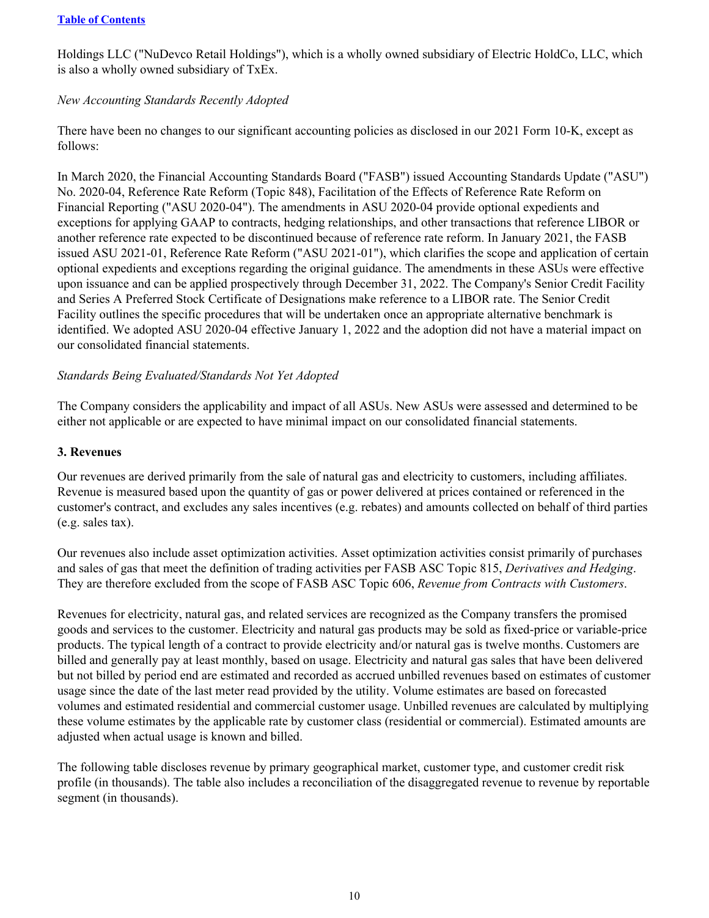Holdings LLC ("NuDevco Retail Holdings"), which is a wholly owned subsidiary of Electric HoldCo, LLC, which is also a wholly owned subsidiary of TxEx.

*New Accounting Standards Recently Adopted*

There have been no changes to our significant accounting policies as disclosed in our 2021 Form 10-K, except as follows:

In March 2020, the Financial Accounting Standards Board ("FASB") issued Accounting Standards Update ("ASU") No. 2020-04, Reference Rate Reform (Topic 848), Facilitation of the Effects of Reference Rate Reform on Financial Reporting ("ASU 2020-04"). The amendments in ASU 2020-04 provide optional expedients and exceptions for applying GAAP to contracts, hedging relationships, and other transactions that reference LIBOR or another reference rate expected to be discontinued because of reference rate reform. In January 2021, the FASB issued ASU 2021-01, Reference Rate Reform ("ASU 2021-01"), which clarifies the scope and application of certain optional expedients and exceptions regarding the original guidance. The amendments in these ASUs were effective upon issuance and can be applied prospectively through December 31, 2022. The Company's Senior Credit Facility and Series A Preferred Stock Certificate of Designations make reference to a LIBOR rate. The Senior Credit Facility outlines the specific procedures that will be undertaken once an appropriate alternative benchmark is identified. We adopted ASU 2020-04 effective January 1, 2022 and the adoption did not have a material impact on our consolidated financial statements.

*Standards Being Evaluated/Standards Not Yet Adopted*

The Company considers the applicability and impact of all ASUs. New ASUs were assessed and determined to be either not applicable or are expected to have minimal impact on our consolidated financial statements.

### 3. Revenues

Our revenues are derived primarily from the sale of natural gas and electricity to customers, including affiliates. Revenue is measured based upon the quantity of gas or power delivered at prices contained or referenced in the customer's contract, and excludes any sales incentives (e.g. rebates) and amounts collected on behalf of third parties (e.g. sales tax).

Our revenues also include asset optimization activities. Asset optimization activities consist primarily of purchases and sales of gas that meet the definition of trading activities per FASB ASC Topic 815, *Derivatives and Hedging*. They are therefore excluded from the scope of FASB ASC Topic 606, *Revenue from Contracts with Customers*.

Revenues for electricity, natural gas, and related services are recognized as the Company transfers the promised goods and services to the customer. Electricity and natural gas products may be sold as fixed-price or variable-price products. The typical length of a contract to provide electricity and/or natural gas is twelve months. Customers are billed and generally pay at least monthly, based on usage. Electricity and natural gas sales that have been delivered but not billed by period end are estimated and recorded as accrued unbilled revenues based on estimates of customer usage since the date of the last meter read provided by the utility. Volume estimates are based on forecasted volumes and estimated residential and commercial customer usage. Unbilled revenues are calculated by multiplying these volume estimates by the applicable rate by customer class (residential or commercial). Estimated amounts are adjusted when actual usage is known and billed.

The following table discloses revenue by primary geographical market, customer type, and customer credit risk profile (in thousands). The table also includes a reconciliation of the disaggregated revenue to revenue by reportable segment (in thousands).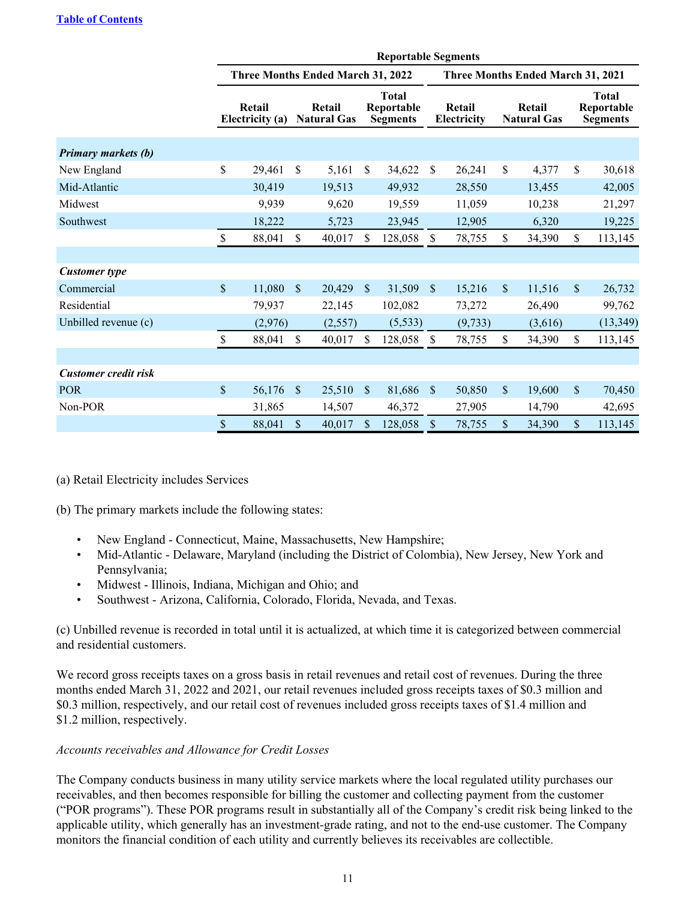[Table of Contents](#)

| | Reportable Segments | | | | | |
|---|---|---|---|---|---|---|
| | Three Months Ended March 31, 2022 | | | Three Months Ended March 31, 2021 | | |
| | Retail Electricity (a) | Retail Natural Gas | Total Reportable Segments | Retail Electricity | Retail Natural Gas | Total Reportable Segments |
| ***Primary markets (b)*** | | | | | | |
| New England | $ 29,461 | $ 5,161 | $ 34,622 | $ 26,241 | $ 4,377 | $ 30,618 |
| Mid-Atlantic | 30,419 | 19,513 | 49,932 | 28,550 | 13,455 | 42,005 |
| Midwest | 9,939 | 9,620 | 19,559 | 11,059 | 10,238 | 21,297 |
| Southwest | 18,222 | 5,723 | 23,945 | 12,905 | 6,320 | 19,225 |
| | $ 88,041 | $ 40,017 | $ 128,058 | $ 78,755 | $ 34,390 | $ 113,145 |
| ***Customer type*** | | | | | | |
| Commercial | $ 11,080 | $ 20,429 | $ 31,509 | $ 15,216 | $ 11,516 | $ 26,732 |
| Residential | 79,937 | 22,145 | 102,082 | 73,272 | 26,490 | 99,762 |
| Unbilled revenue (c) | (2,976) | (2,557) | (5,533) | (9,733) | (3,616) | (13,349) |
| | $ 88,041 | $ 40,017 | $ 128,058 | $ 78,755 | $ 34,390 | $ 113,145 |
| ***Customer credit risk*** | | | | | | |
| POR | $ 56,176 | $ 25,510 | $ 81,686 | $ 50,850 | $ 19,600 | $ 70,450 |
| Non-POR | 31,865 | 14,507 | 46,372 | 27,905 | 14,790 | 42,695 |
| | $ 88,041 | $ 40,017 | $ 128,058 | $ 78,755 | $ 34,390 | $ 113,145 |

(a) Retail Electricity includes Services

(b) The primary markets include the following states:

- New England - Connecticut, Maine, Massachusetts, New Hampshire;
- Mid-Atlantic - Delaware, Maryland (including the District of Colombia), New Jersey, New York and Pennsylvania;
- Midwest - Illinois, Indiana, Michigan and Ohio; and
- Southwest - Arizona, California, Colorado, Florida, Nevada, and Texas.

(c) Unbilled revenue is recorded in total until it is actualized, at which time it is categorized between commercial and residential customers.

We record gross receipts taxes on a gross basis in retail revenues and retail cost of revenues. During the three months ended March 31, 2022 and 2021, our retail revenues included gross receipts taxes of $0.3 million and $0.3 million, respectively, and our retail cost of revenues included gross receipts taxes of $1.4 million and $1.2 million, respectively.

*Accounts receivables and Allowance for Credit Losses*

The Company conducts business in many utility service markets where the local regulated utility purchases our receivables, and then becomes responsible for billing the customer and collecting payment from the customer ("POR programs"). These POR programs result in substantially all of the Company's credit risk being linked to the applicable utility, which generally has an investment-grade rating, and not to the end-use customer. The Company monitors the financial condition of each utility and currently believes its receivables are collectible.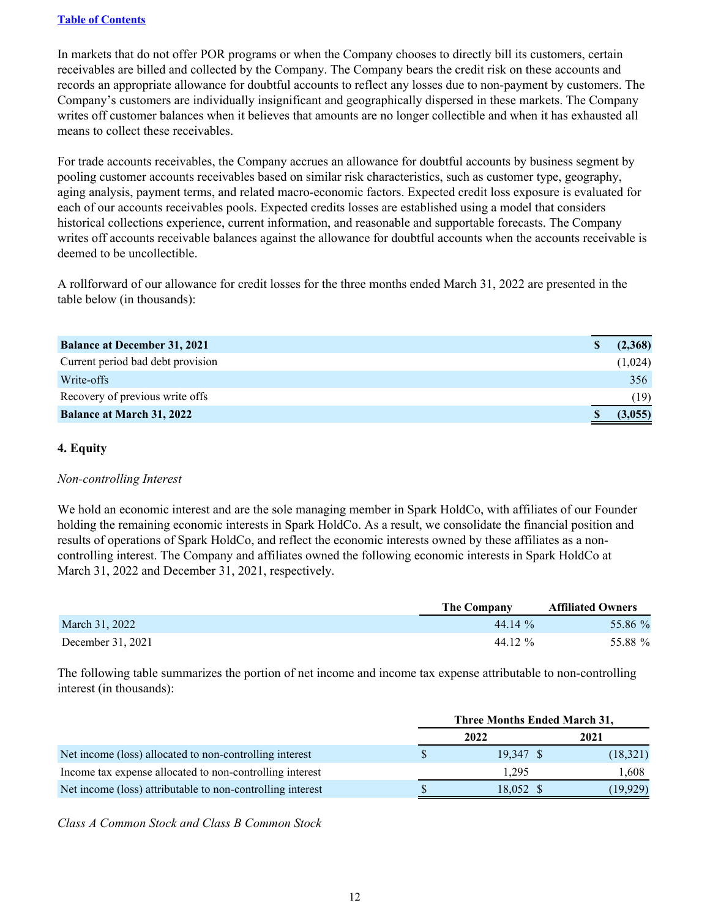In markets that do not offer POR programs or when the Company chooses to directly bill its customers, certain receivables are billed and collected by the Company. The Company bears the credit risk on these accounts and records an appropriate allowance for doubtful accounts to reflect any losses due to non-payment by customers. The Company's customers are individually insignificant and geographically dispersed in these markets. The Company writes off customer balances when it believes that amounts are no longer collectible and when it has exhausted all means to collect these receivables.

For trade accounts receivables, the Company accrues an allowance for doubtful accounts by business segment by pooling customer accounts receivables based on similar risk characteristics, such as customer type, geography, aging analysis, payment terms, and related macro-economic factors. Expected credit loss exposure is evaluated for each of our accounts receivables pools. Expected credits losses are established using a model that considers historical collections experience, current information, and reasonable and supportable forecasts. The Company writes off accounts receivable balances against the allowance for doubtful accounts when the accounts receivable is deemed to be uncollectible.

A rollforward of our allowance for credit losses for the three months ended March 31, 2022 are presented in the table below (in thousands):

| | |
|---|---|
| **Balance at December 31, 2021** | **$ (2,368)** |
| Current period bad debt provision | (1,024) |
| Write-offs | 356 |
| Recovery of previous write offs | (19) |
| **Balance at March 31, 2022** | **$ (3,055)** |

## 4. Equity

*Non-controlling Interest*

We hold an economic interest and are the sole managing member in Spark HoldCo, with affiliates of our Founder holding the remaining economic interests in Spark HoldCo. As a result, we consolidate the financial position and results of operations of Spark HoldCo, and reflect the economic interests owned by these affiliates as a non-controlling interest. The Company and affiliates owned the following economic interests in Spark HoldCo at March 31, 2022 and December 31, 2021, respectively.

| | The Company | Affiliated Owners |
|---|---|---|
| March 31, 2022 | 44.14 % | 55.86 % |
| December 31, 2021 | 44.12 % | 55.88 % |

The following table summarizes the portion of net income and income tax expense attributable to non-controlling interest (in thousands):

| | Three Months Ended March 31, | |
|---|---|---|
| | 2022 | 2021 |
| Net income (loss) allocated to non-controlling interest | $ 19,347 | $ (18,321) |
| Income tax expense allocated to non-controlling interest | 1,295 | 1,608 |
| Net income (loss) attributable to non-controlling interest | $ 18,052 | $ (19,929) |

*Class A Common Stock and Class B Common Stock*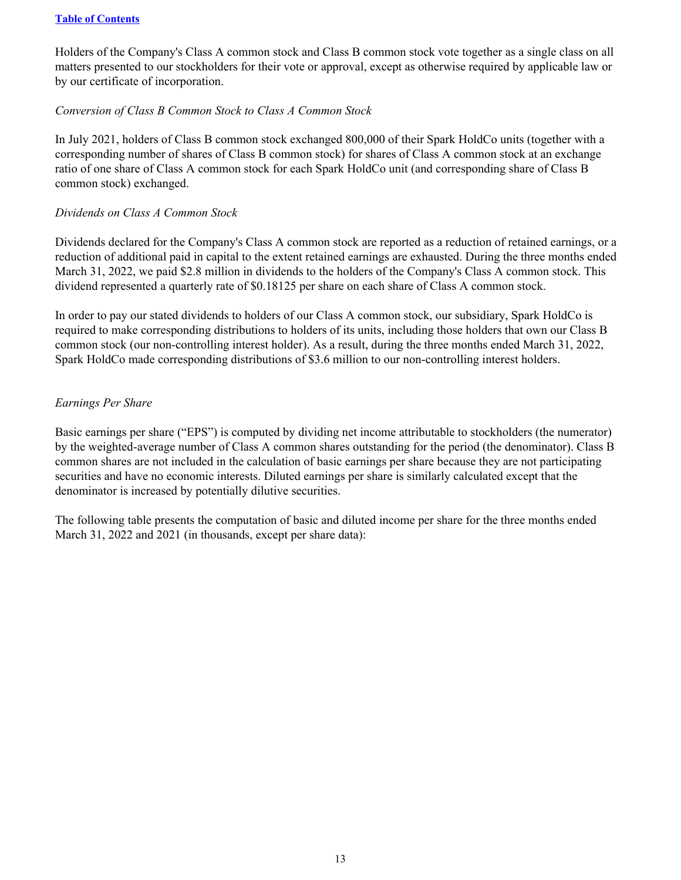Holders of the Company's Class A common stock and Class B common stock vote together as a single class on all matters presented to our stockholders for their vote or approval, except as otherwise required by applicable law or by our certificate of incorporation.

*Conversion of Class B Common Stock to Class A Common Stock*

In July 2021, holders of Class B common stock exchanged 800,000 of their Spark HoldCo units (together with a corresponding number of shares of Class B common stock) for shares of Class A common stock at an exchange ratio of one share of Class A common stock for each Spark HoldCo unit (and corresponding share of Class B common stock) exchanged.

*Dividends on Class A Common Stock*

Dividends declared for the Company's Class A common stock are reported as a reduction of retained earnings, or a reduction of additional paid in capital to the extent retained earnings are exhausted. During the three months ended March 31, 2022, we paid $2.8 million in dividends to the holders of the Company's Class A common stock. This dividend represented a quarterly rate of $0.18125 per share on each share of Class A common stock.

In order to pay our stated dividends to holders of our Class A common stock, our subsidiary, Spark HoldCo is required to make corresponding distributions to holders of its units, including those holders that own our Class B common stock (our non-controlling interest holder). As a result, during the three months ended March 31, 2022, Spark HoldCo made corresponding distributions of $3.6 million to our non-controlling interest holders.

*Earnings Per Share*

Basic earnings per share ("EPS") is computed by dividing net income attributable to stockholders (the numerator) by the weighted-average number of Class A common shares outstanding for the period (the denominator). Class B common shares are not included in the calculation of basic earnings per share because they are not participating securities and have no economic interests. Diluted earnings per share is similarly calculated except that the denominator is increased by potentially dilutive securities.

The following table presents the computation of basic and diluted income per share for the three months ended March 31, 2022 and 2021 (in thousands, except per share data):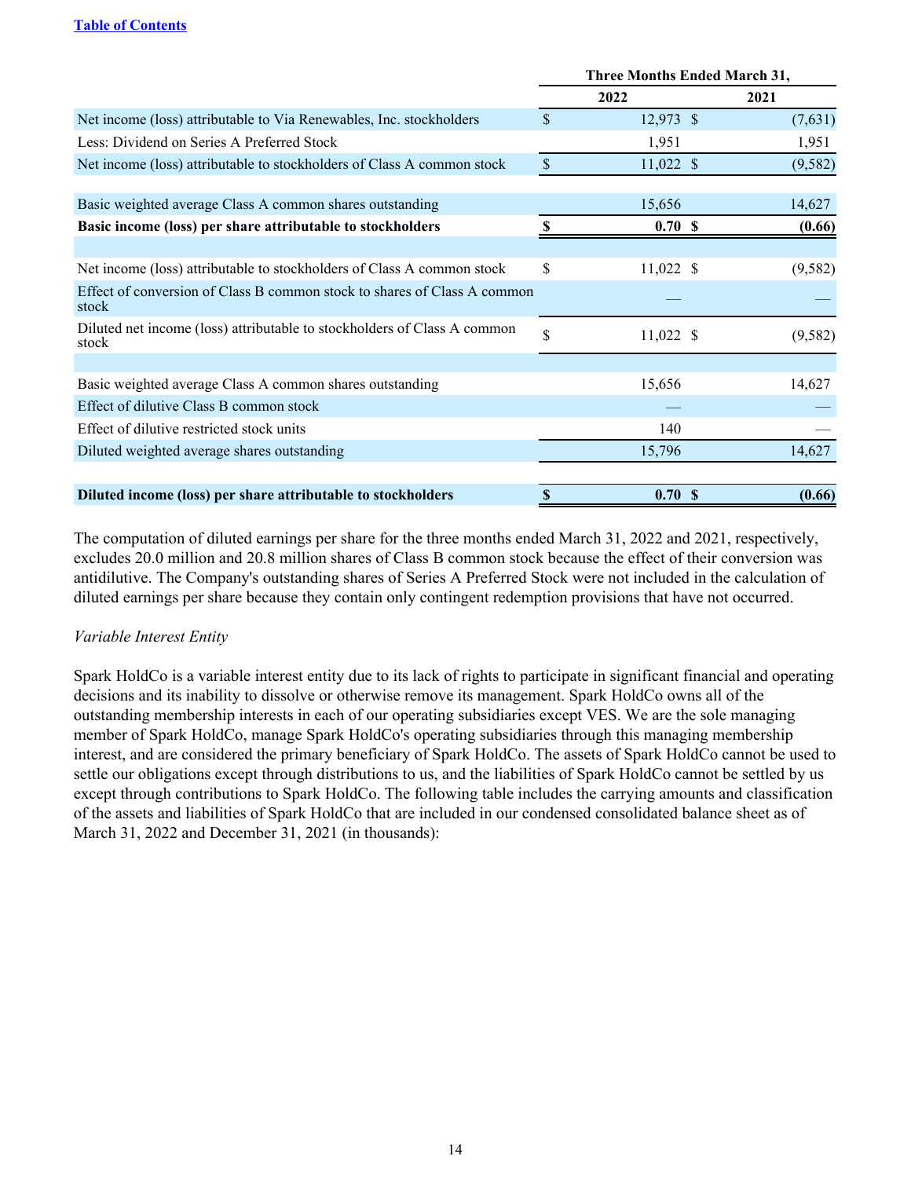| | Three Months Ended March 31, | |
|---|---|---|
| | 2022 | 2021 |
| Net income (loss) attributable to Via Renewables, Inc. stockholders | $ 12,973 | $ (7,631) |
| Less: Dividend on Series A Preferred Stock | 1,951 | 1,951 |
| Net income (loss) attributable to stockholders of Class A common stock | $ 11,022 | $ (9,582) |
| | | |
| Basic weighted average Class A common shares outstanding | 15,656 | 14,627 |
| **Basic income (loss) per share attributable to stockholders** | **$ 0.70** | **$ (0.66)** |
| | | |
| Net income (loss) attributable to stockholders of Class A common stock | $ 11,022 | $ (9,582) |
| Effect of conversion of Class B common stock to shares of Class A common stock | — | — |
| Diluted net income (loss) attributable to stockholders of Class A common stock | $ 11,022 | $ (9,582) |
| | | |
| Basic weighted average Class A common shares outstanding | 15,656 | 14,627 |
| Effect of dilutive Class B common stock | — | — |
| Effect of dilutive restricted stock units | 140 | — |
| Diluted weighted average shares outstanding | 15,796 | 14,627 |
| | | |
| **Diluted income (loss) per share attributable to stockholders** | **$ 0.70** | **$ (0.66)** |

The computation of diluted earnings per share for the three months ended March 31, 2022 and 2021, respectively, excludes 20.0 million and 20.8 million shares of Class B common stock because the effect of their conversion was antidilutive. The Company's outstanding shares of Series A Preferred Stock were not included in the calculation of diluted earnings per share because they contain only contingent redemption provisions that have not occurred.

*Variable Interest Entity*

Spark HoldCo is a variable interest entity due to its lack of rights to participate in significant financial and operating decisions and its inability to dissolve or otherwise remove its management. Spark HoldCo owns all of the outstanding membership interests in each of our operating subsidiaries except VES. We are the sole managing member of Spark HoldCo, manage Spark HoldCo's operating subsidiaries through this managing membership interest, and are considered the primary beneficiary of Spark HoldCo. The assets of Spark HoldCo cannot be used to settle our obligations except through distributions to us, and the liabilities of Spark HoldCo cannot be settled by us except through contributions to Spark HoldCo. The following table includes the carrying amounts and classification of the assets and liabilities of Spark HoldCo that are included in our condensed consolidated balance sheet as of March 31, 2022 and December 31, 2021 (in thousands):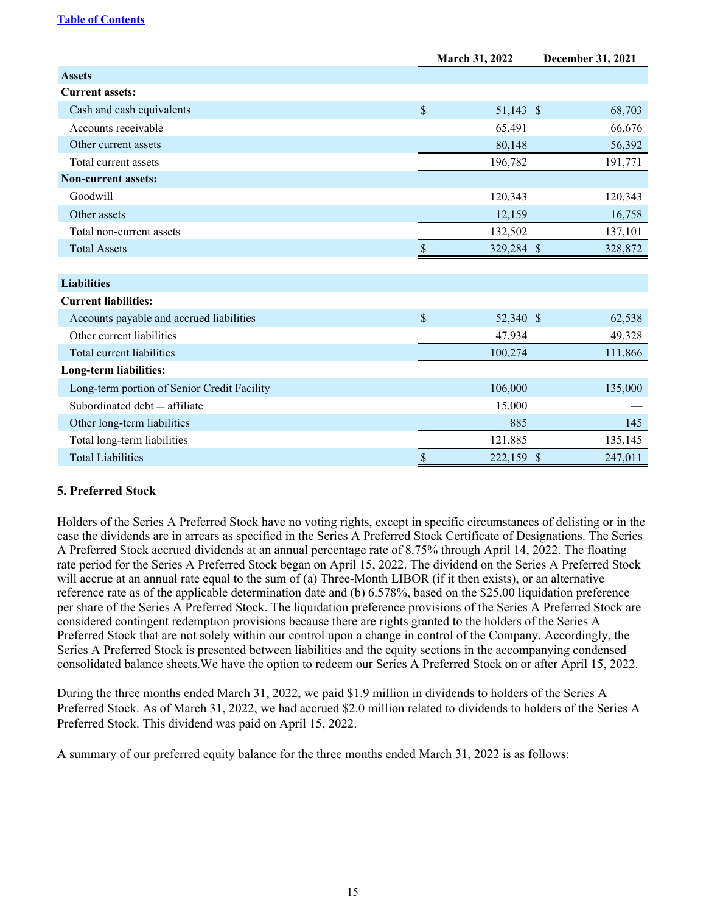| | March 31, 2022 | December 31, 2021 |
|---|---|---|
| **Assets** | | |
| **Current assets:** | | |
| Cash and cash equivalents | $ 51,143 | $ 68,703 |
| Accounts receivable | 65,491 | 66,676 |
| Other current assets | 80,148 | 56,392 |
| Total current assets | 196,782 | 191,771 |
| **Non-current assets:** | | |
| Goodwill | 120,343 | 120,343 |
| Other assets | 12,159 | 16,758 |
| Total non-current assets | 132,502 | 137,101 |
| Total Assets | $ 329,284 | $ 328,872 |
| | | |
| **Liabilities** | | |
| **Current liabilities:** | | |
| Accounts payable and accrued liabilities | $ 52,340 | $ 62,538 |
| Other current liabilities | 47,934 | 49,328 |
| Total current liabilities | 100,274 | 111,866 |
| **Long-term liabilities:** | | |
| Long-term portion of Senior Credit Facility | 106,000 | 135,000 |
| Subordinated debt — affiliate | 15,000 | — |
| Other long-term liabilities | 885 | 145 |
| Total long-term liabilities | 121,885 | 135,145 |
| Total Liabilities | $ 222,159 | $ 247,011 |

### 5. Preferred Stock

Holders of the Series A Preferred Stock have no voting rights, except in specific circumstances of delisting or in the case the dividends are in arrears as specified in the Series A Preferred Stock Certificate of Designations. The Series A Preferred Stock accrued dividends at an annual percentage rate of 8.75% through April 14, 2022. The floating rate period for the Series A Preferred Stock began on April 15, 2022. The dividend on the Series A Preferred Stock will accrue at an annual rate equal to the sum of (a) Three-Month LIBOR (if it then exists), or an alternative reference rate as of the applicable determination date and (b) 6.578%, based on the $25.00 liquidation preference per share of the Series A Preferred Stock. The liquidation preference provisions of the Series A Preferred Stock are considered contingent redemption provisions because there are rights granted to the holders of the Series A Preferred Stock that are not solely within our control upon a change in control of the Company. Accordingly, the Series A Preferred Stock is presented between liabilities and the equity sections in the accompanying condensed consolidated balance sheets.We have the option to redeem our Series A Preferred Stock on or after April 15, 2022.

During the three months ended March 31, 2022, we paid $1.9 million in dividends to holders of the Series A Preferred Stock. As of March 31, 2022, we had accrued $2.0 million related to dividends to holders of the Series A Preferred Stock. This dividend was paid on April 15, 2022.

A summary of our preferred equity balance for the three months ended March 31, 2022 is as follows: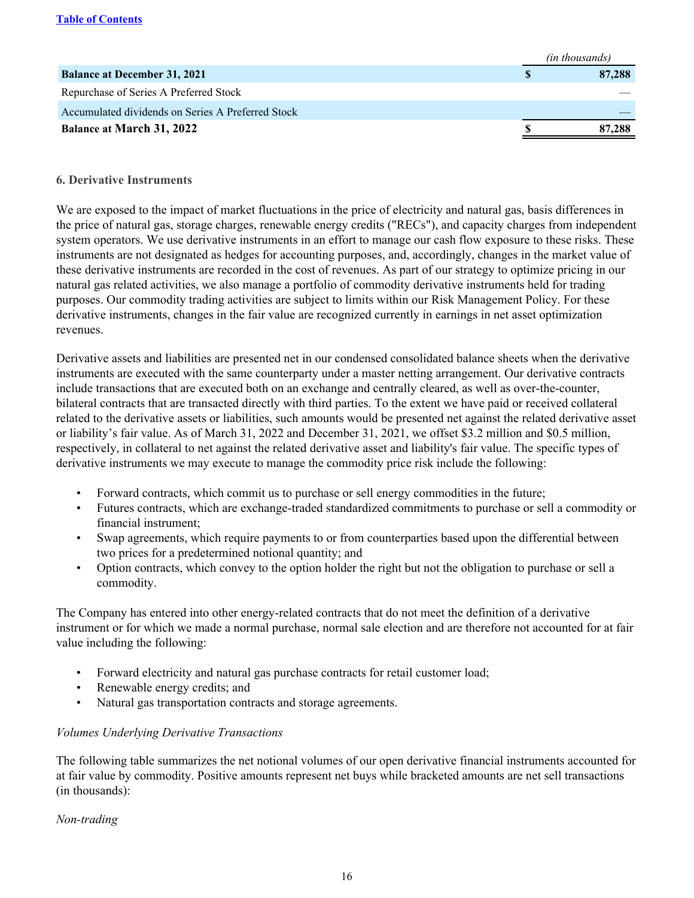|  | (in thousands) |
|---|---|
| **Balance at December 31, 2021** | **$ 87,288** |
| Repurchase of Series A Preferred Stock | — |
| Accumulated dividends on Series A Preferred Stock | — |
| **Balance at March 31, 2022** | **$ 87,288** |

### 6. Derivative Instruments

We are exposed to the impact of market fluctuations in the price of electricity and natural gas, basis differences in the price of natural gas, storage charges, renewable energy credits ("RECs"), and capacity charges from independent system operators. We use derivative instruments in an effort to manage our cash flow exposure to these risks. These instruments are not designated as hedges for accounting purposes, and, accordingly, changes in the market value of these derivative instruments are recorded in the cost of revenues. As part of our strategy to optimize pricing in our natural gas related activities, we also manage a portfolio of commodity derivative instruments held for trading purposes. Our commodity trading activities are subject to limits within our Risk Management Policy. For these derivative instruments, changes in the fair value are recognized currently in earnings in net asset optimization revenues.

Derivative assets and liabilities are presented net in our condensed consolidated balance sheets when the derivative instruments are executed with the same counterparty under a master netting arrangement. Our derivative contracts include transactions that are executed both on an exchange and centrally cleared, as well as over-the-counter, bilateral contracts that are transacted directly with third parties. To the extent we have paid or received collateral related to the derivative assets or liabilities, such amounts would be presented net against the related derivative asset or liability's fair value. As of March 31, 2022 and December 31, 2021, we offset $3.2 million and $0.5 million, respectively, in collateral to net against the related derivative asset and liability's fair value. The specific types of derivative instruments we may execute to manage the commodity price risk include the following:

- Forward contracts, which commit us to purchase or sell energy commodities in the future;
- Futures contracts, which are exchange-traded standardized commitments to purchase or sell a commodity or financial instrument;
- Swap agreements, which require payments to or from counterparties based upon the differential between two prices for a predetermined notional quantity; and
- Option contracts, which convey to the option holder the right but not the obligation to purchase or sell a commodity.

The Company has entered into other energy-related contracts that do not meet the definition of a derivative instrument or for which we made a normal purchase, normal sale election and are therefore not accounted for at fair value including the following:

- Forward electricity and natural gas purchase contracts for retail customer load;
- Renewable energy credits; and
- Natural gas transportation contracts and storage agreements.

*Volumes Underlying Derivative Transactions*

The following table summarizes the net notional volumes of our open derivative financial instruments accounted for at fair value by commodity. Positive amounts represent net buys while bracketed amounts are net sell transactions (in thousands):

*Non-trading*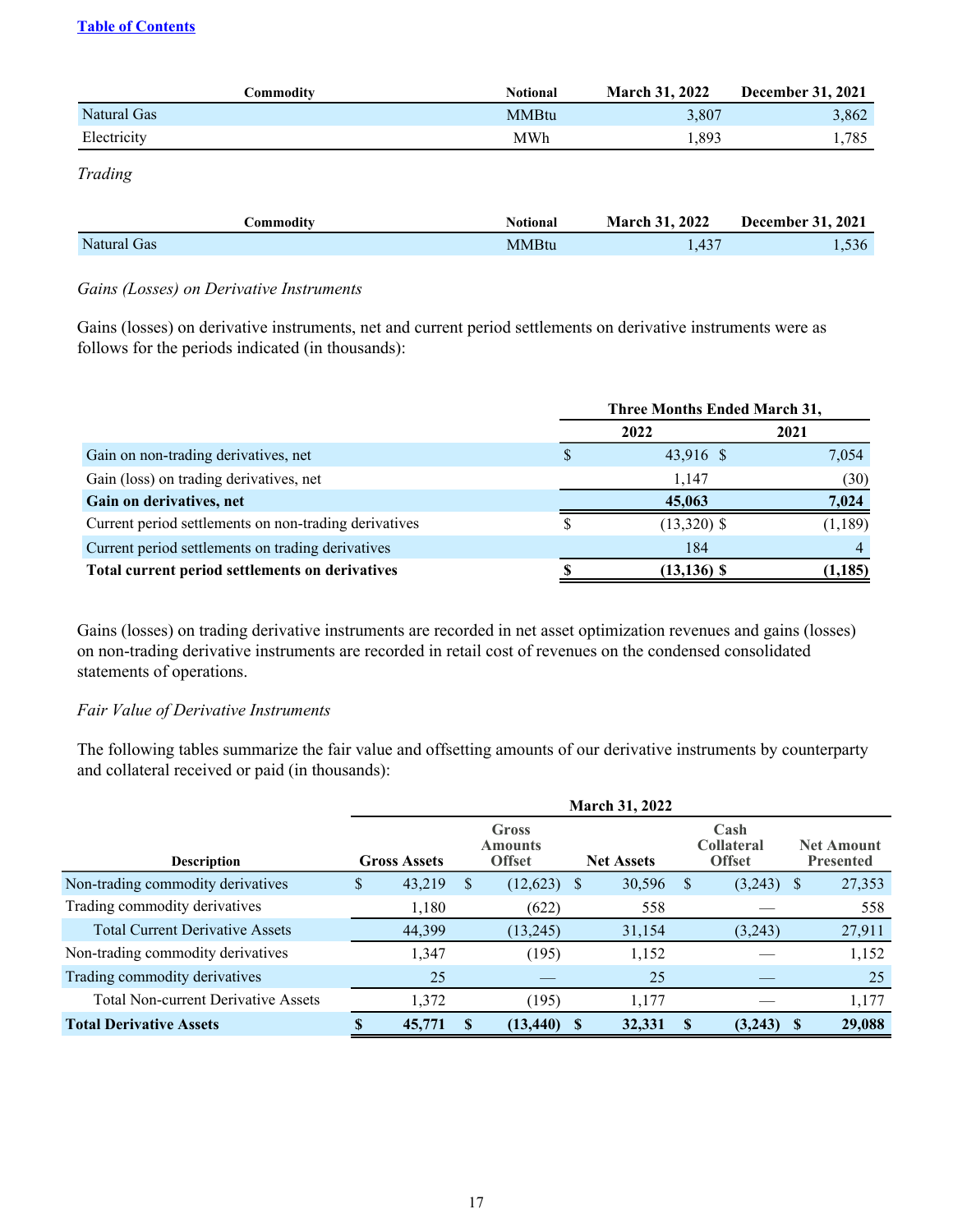| Commodity | Notional | March 31, 2022 | December 31, 2021 |
|---|---|---|---|
| Natural Gas | MMBtu | 3,807 | 3,862 |
| Electricity | MWh | 1,893 | 1,785 |

*Trading*

| Commodity | Notional | March 31, 2022 | December 31, 2021 |
|---|---|---|---|
| Natural Gas | MMBtu | 1,437 | 1,536 |

*Gains (Losses) on Derivative Instruments*

Gains (losses) on derivative instruments, net and current period settlements on derivative instruments were as follows for the periods indicated (in thousands):

| | Three Months Ended March 31, | |
|---|---|---|
| | 2022 | 2021 |
| Gain on non-trading derivatives, net | $ 43,916 | $ 7,054 |
| Gain (loss) on trading derivatives, net | 1,147 | (30) |
| **Gain on derivatives, net** | **45,063** | **7,024** |
| Current period settlements on non-trading derivatives | $ (13,320) | $ (1,189) |
| Current period settlements on trading derivatives | 184 | 4 |
| **Total current period settlements on derivatives** | **$ (13,136)** | **$ (1,185)** |

Gains (losses) on trading derivative instruments are recorded in net asset optimization revenues and gains (losses) on non-trading derivative instruments are recorded in retail cost of revenues on the condensed consolidated statements of operations.

*Fair Value of Derivative Instruments*

The following tables summarize the fair value and offsetting amounts of our derivative instruments by counterparty and collateral received or paid (in thousands):

| | March 31, 2022 | | | | |
|---|---|---|---|---|---|
| Description | Gross Assets | Gross Amounts Offset | Net Assets | Cash Collateral Offset | Net Amount Presented |
| Non-trading commodity derivatives | $ 43,219 | $ (12,623) | $ 30,596 | $ (3,243) | $ 27,353 |
| Trading commodity derivatives | 1,180 | (622) | 558 | — | 558 |
| Total Current Derivative Assets | 44,399 | (13,245) | 31,154 | (3,243) | 27,911 |
| Non-trading commodity derivatives | 1,347 | (195) | 1,152 | — | 1,152 |
| Trading commodity derivatives | 25 | — | 25 | — | 25 |
| Total Non-current Derivative Assets | 1,372 | (195) | 1,177 | — | 1,177 |
| **Total Derivative Assets** | **$ 45,771** | **$ (13,440)** | **$ 32,331** | **$ (3,243)** | **$ 29,088** |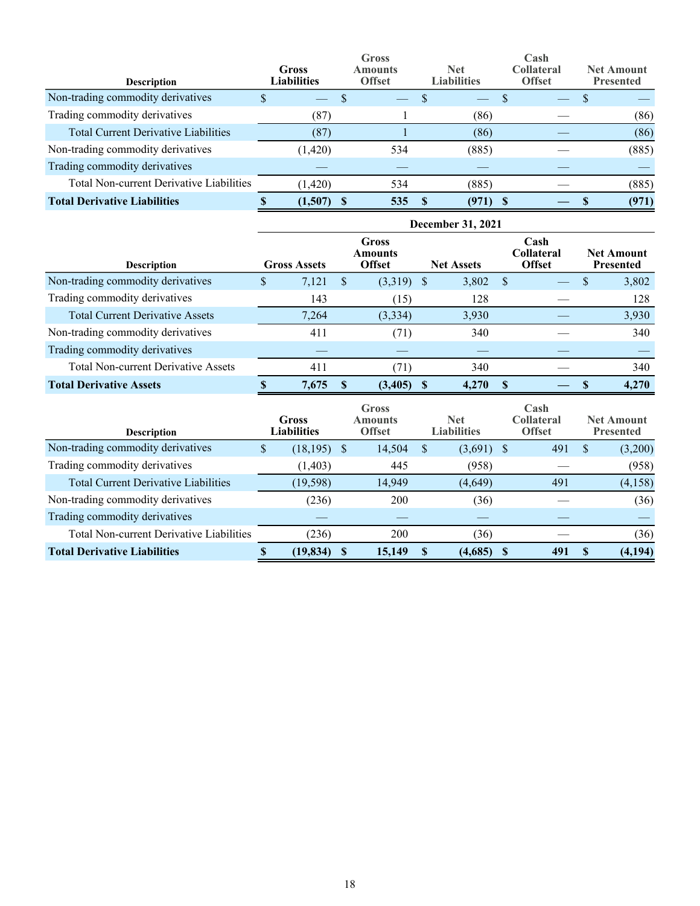| Description | Gross Liabilities | Gross Amounts Offset | Net Liabilities | Cash Collateral Offset | Net Amount Presented |
|---|---|---|---|---|---|
| Non-trading commodity derivatives | $ — | $ — | $ — | $ — | $ — |
| Trading commodity derivatives | (87) | 1 | (86) | — | (86) |
| Total Current Derivative Liabilities | (87) | 1 | (86) | — | (86) |
| Non-trading commodity derivatives | (1,420) | 534 | (885) | — | (885) |
| Trading commodity derivatives | — | — | — | — | — |
| Total Non-current Derivative Liabilities | (1,420) | 534 | (885) | — | (885) |
| **Total Derivative Liabilities** | **$ (1,507)** | **$ 535** | **$ (971)** | **$ —** | **$ (971)** |

| | December 31, 2021 | | | | |
|---|---|---|---|---|---|
| Description | Gross Assets | Gross Amounts Offset | Net Assets | Cash Collateral Offset | Net Amount Presented |
| Non-trading commodity derivatives | $ 7,121 | $ (3,319) | $ 3,802 | $ — | $ 3,802 |
| Trading commodity derivatives | 143 | (15) | 128 | — | 128 |
| Total Current Derivative Assets | 7,264 | (3,334) | 3,930 | — | 3,930 |
| Non-trading commodity derivatives | 411 | (71) | 340 | — | 340 |
| Trading commodity derivatives | — | — | — | — | — |
| Total Non-current Derivative Assets | 411 | (71) | 340 | — | 340 |
| **Total Derivative Assets** | **$ 7,675** | **$ (3,405)** | **$ 4,270** | **$ —** | **$ 4,270** |

| Description | Gross Liabilities | Gross Amounts Offset | Net Liabilities | Cash Collateral Offset | Net Amount Presented |
|---|---|---|---|---|---|
| Non-trading commodity derivatives | $ (18,195) | $ 14,504 | $ (3,691) | $ 491 | $ (3,200) |
| Trading commodity derivatives | (1,403) | 445 | (958) | — | (958) |
| Total Current Derivative Liabilities | (19,598) | 14,949 | (4,649) | 491 | (4,158) |
| Non-trading commodity derivatives | (236) | 200 | (36) | — | (36) |
| Trading commodity derivatives | — | — | — | — | — |
| Total Non-current Derivative Liabilities | (236) | 200 | (36) | — | (36) |
| **Total Derivative Liabilities** | **$ (19,834)** | **$ 15,149** | **$ (4,685)** | **$ 491** | **$ (4,194)** |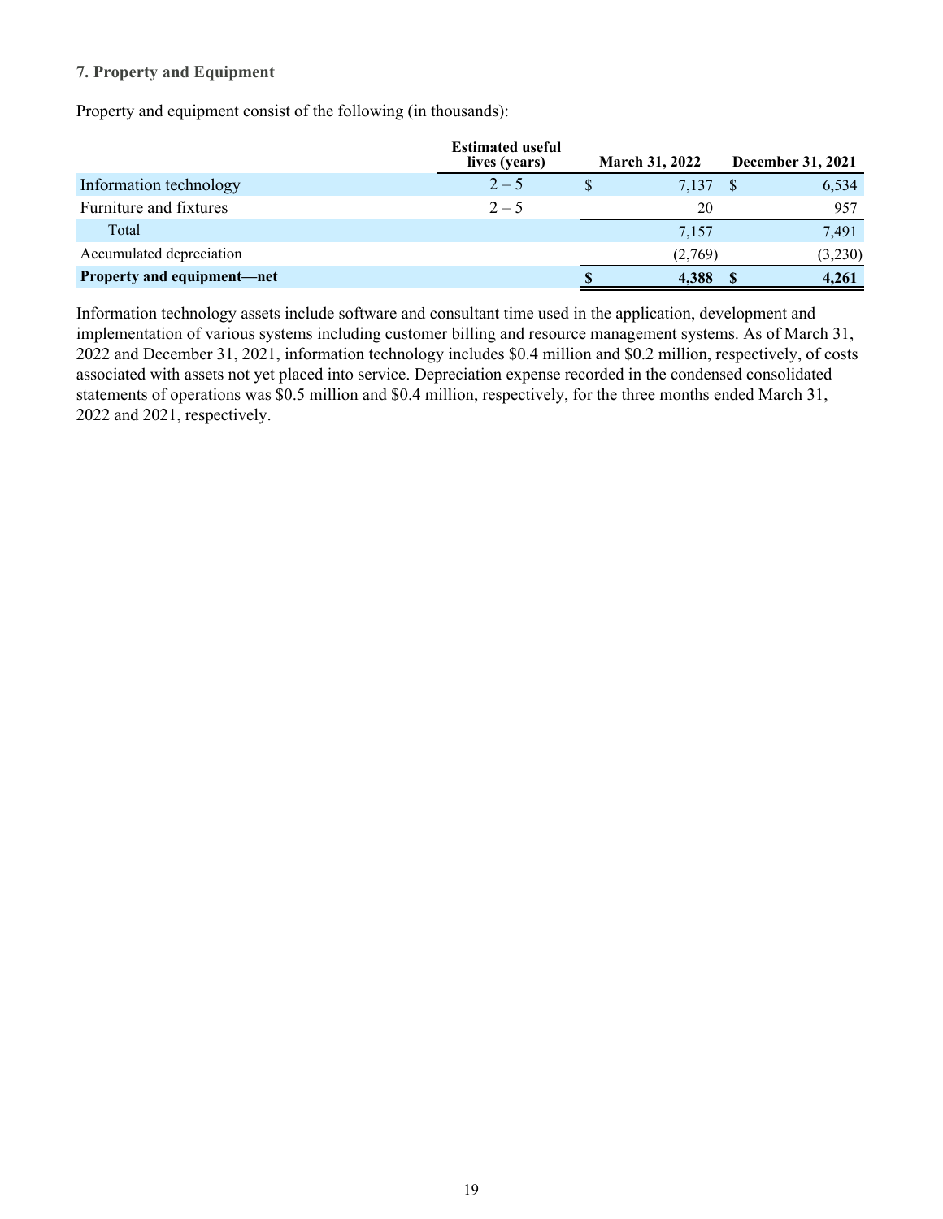### 7. Property and Equipment

Property and equipment consist of the following (in thousands):

| | Estimated useful lives (years) | March 31, 2022 | December 31, 2021 |
|---|---|---|---|
| Information technology | 2 – 5 | $ 7,137 | $ 6,534 |
| Furniture and fixtures | 2 – 5 | 20 | 957 |
| Total | | 7,157 | 7,491 |
| Accumulated depreciation | | (2,769) | (3,230) |
| **Property and equipment—net** | | **$ 4,388** | **$ 4,261** |

Information technology assets include software and consultant time used in the application, development and implementation of various systems including customer billing and resource management systems. As of March 31, 2022 and December 31, 2021, information technology includes $0.4 million and $0.2 million, respectively, of costs associated with assets not yet placed into service. Depreciation expense recorded in the condensed consolidated statements of operations was $0.5 million and $0.4 million, respectively, for the three months ended March 31, 2022 and 2021, respectively.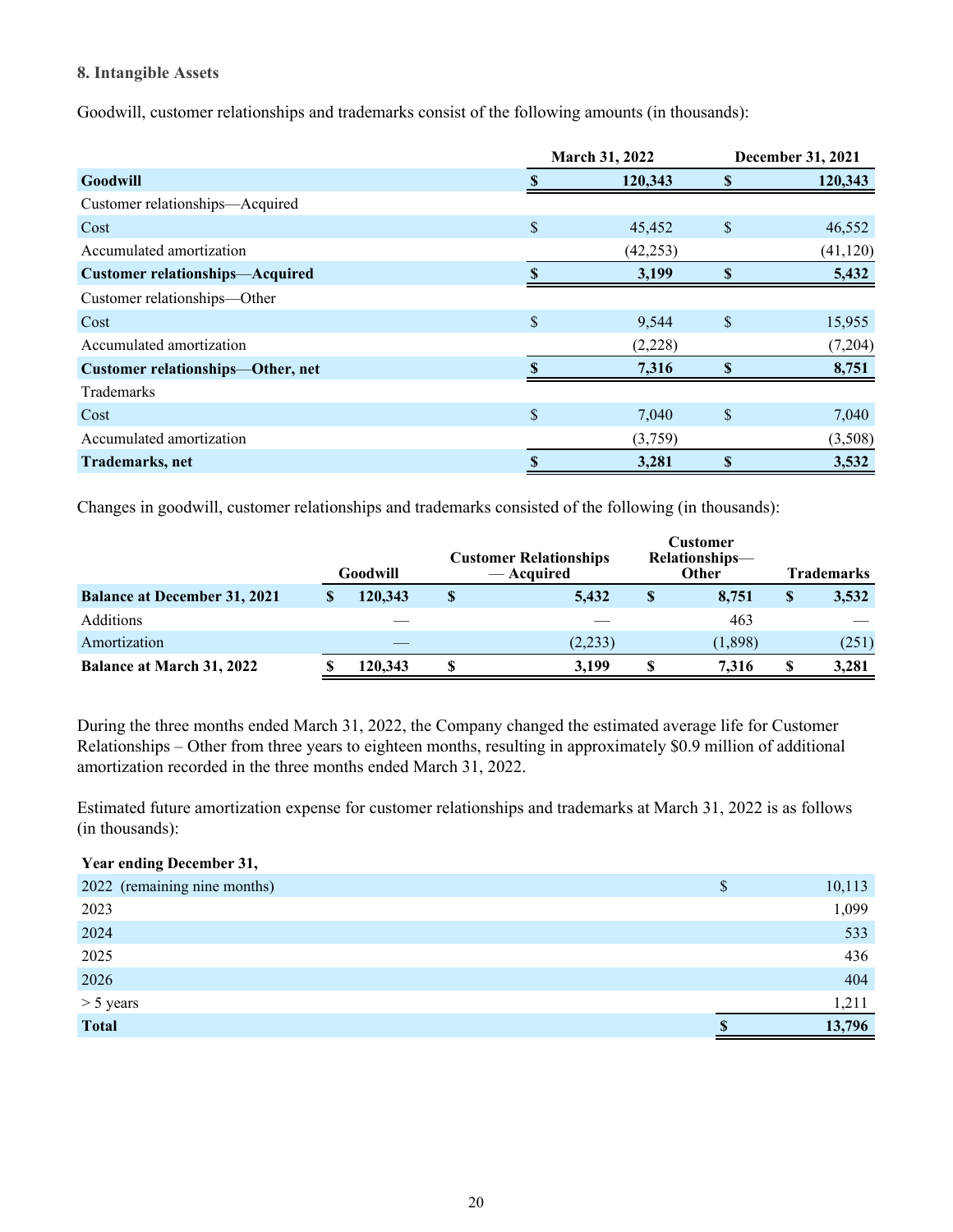### 8. Intangible Assets

Goodwill, customer relationships and trademarks consist of the following amounts (in thousands):

| | March 31, 2022 | December 31, 2021 |
|---|---|---|
| **Goodwill** | **$ 120,343** | **$ 120,343** |
| Customer relationships—Acquired | | |
| Cost | $ 45,452 | $ 46,552 |
| Accumulated amortization | (42,253) | (41,120) |
| **Customer relationships—Acquired** | **$ 3,199** | **$ 5,432** |
| Customer relationships—Other | | |
| Cost | $ 9,544 | $ 15,955 |
| Accumulated amortization | (2,228) | (7,204) |
| **Customer relationships—Other, net** | **$ 7,316** | **$ 8,751** |
| Trademarks | | |
| Cost | $ 7,040 | $ 7,040 |
| Accumulated amortization | (3,759) | (3,508) |
| **Trademarks, net** | **$ 3,281** | **$ 3,532** |

Changes in goodwill, customer relationships and trademarks consisted of the following (in thousands):

| | Goodwill | Customer Relationships — Acquired | Customer Relationships— Other | Trademarks |
|---|---|---|---|---|
| **Balance at December 31, 2021** | **$ 120,343** | **$ 5,432** | **$ 8,751** | **$ 3,532** |
| Additions | — | — | 463 | — |
| Amortization | — | (2,233) | (1,898) | (251) |
| **Balance at March 31, 2022** | **$ 120,343** | **$ 3,199** | **$ 7,316** | **$ 3,281** |

During the three months ended March 31, 2022, the Company changed the estimated average life for Customer Relationships – Other from three years to eighteen months, resulting in approximately $0.9 million of additional amortization recorded in the three months ended March 31, 2022.

Estimated future amortization expense for customer relationships and trademarks at March 31, 2022 is as follows (in thousands):

| **Year ending December 31,** | |
|---|---|
| 2022 (remaining nine months) | $ 10,113 |
| 2023 | 1,099 |
| 2024 | 533 |
| 2025 | 436 |
| 2026 | 404 |
| > 5 years | 1,211 |
| **Total** | **$ 13,796** |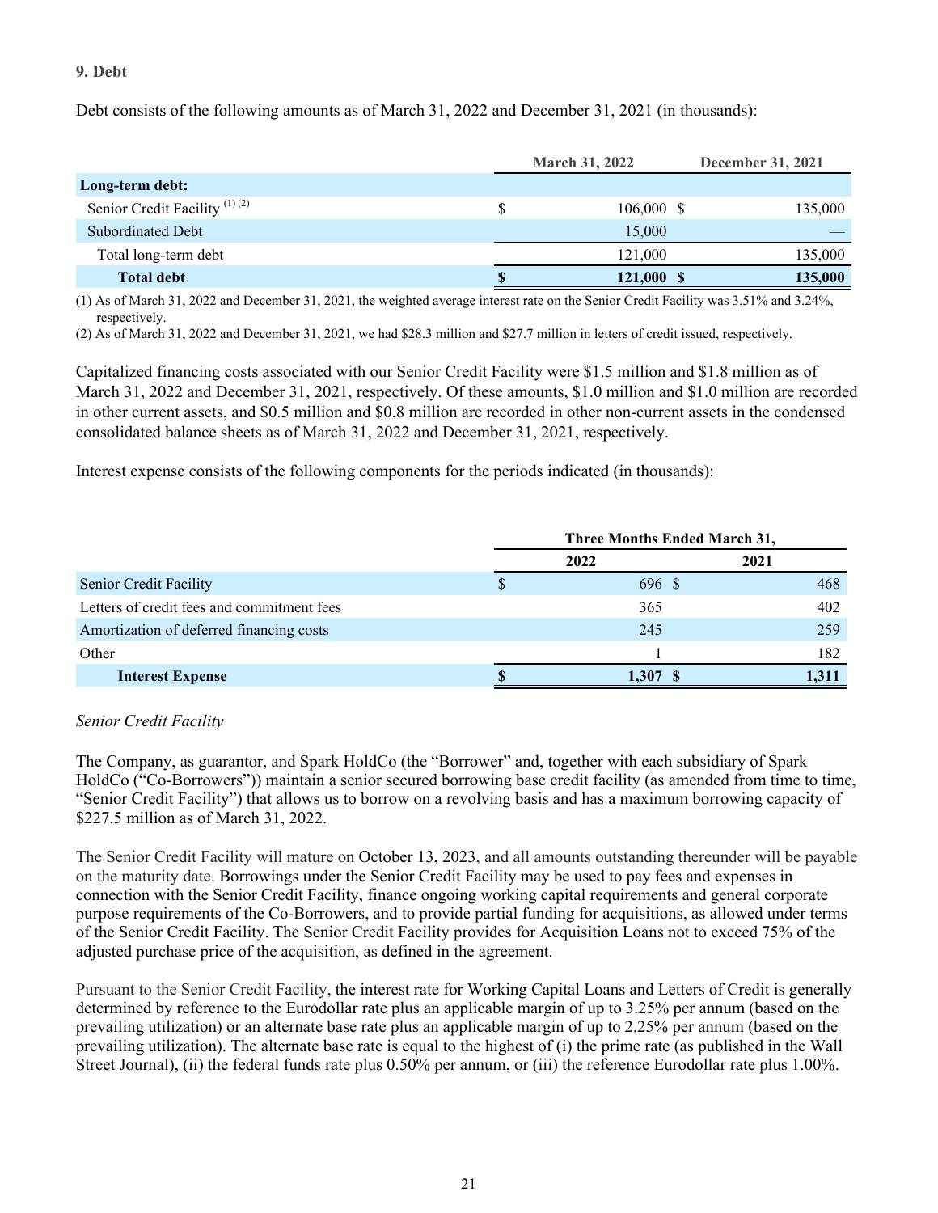## 9. Debt

Debt consists of the following amounts as of March 31, 2022 and December 31, 2021 (in thousands):

| | March 31, 2022 | December 31, 2021 |
|---|---|---|
| **Long-term debt:** | | |
| Senior Credit Facility [1] [2] | $ 106,000 | $ 135,000 |
| Subordinated Debt | 15,000 | — |
| Total long-term debt | 121,000 | 135,000 |
| **Total debt** | **$ 121,000** | **$ 135,000** |

(1) As of March 31, 2022 and December 31, 2021, the weighted average interest rate on the Senior Credit Facility was 3.51% and 3.24%, respectively.

(2) As of March 31, 2022 and December 31, 2021, we had $28.3 million and $27.7 million in letters of credit issued, respectively.

Capitalized financing costs associated with our Senior Credit Facility were $1.5 million and $1.8 million as of March 31, 2022 and December 31, 2021, respectively. Of these amounts, $1.0 million and $1.0 million are recorded in other current assets, and $0.5 million and $0.8 million are recorded in other non-current assets in the condensed consolidated balance sheets as of March 31, 2022 and December 31, 2021, respectively.

Interest expense consists of the following components for the periods indicated (in thousands):

| | Three Months Ended March 31, | |
|---|---|---|
| | 2022 | 2021 |
| Senior Credit Facility | $ 696 | $ 468 |
| Letters of credit fees and commitment fees | 365 | 402 |
| Amortization of deferred financing costs | 245 | 259 |
| Other | 1 | 182 |
| **Interest Expense** | **$ 1,307** | **$ 1,311** |

*Senior Credit Facility*

The Company, as guarantor, and Spark HoldCo (the "Borrower" and, together with each subsidiary of Spark HoldCo ("Co-Borrowers")) maintain a senior secured borrowing base credit facility (as amended from time to time, "Senior Credit Facility") that allows us to borrow on a revolving basis and has a maximum borrowing capacity of $227.5 million as of March 31, 2022.

The Senior Credit Facility will mature on October 13, 2023, and all amounts outstanding thereunder will be payable on the maturity date. Borrowings under the Senior Credit Facility may be used to pay fees and expenses in connection with the Senior Credit Facility, finance ongoing working capital requirements and general corporate purpose requirements of the Co-Borrowers, and to provide partial funding for acquisitions, as allowed under terms of the Senior Credit Facility. The Senior Credit Facility provides for Acquisition Loans not to exceed 75% of the adjusted purchase price of the acquisition, as defined in the agreement.

Pursuant to the Senior Credit Facility, the interest rate for Working Capital Loans and Letters of Credit is generally determined by reference to the Eurodollar rate plus an applicable margin of up to 3.25% per annum (based on the prevailing utilization) or an alternate base rate plus an applicable margin of up to 2.25% per annum (based on the prevailing utilization). The alternate base rate is equal to the highest of (i) the prime rate (as published in the Wall Street Journal), (ii) the federal funds rate plus 0.50% per annum, or (iii) the reference Eurodollar rate plus 1.00%.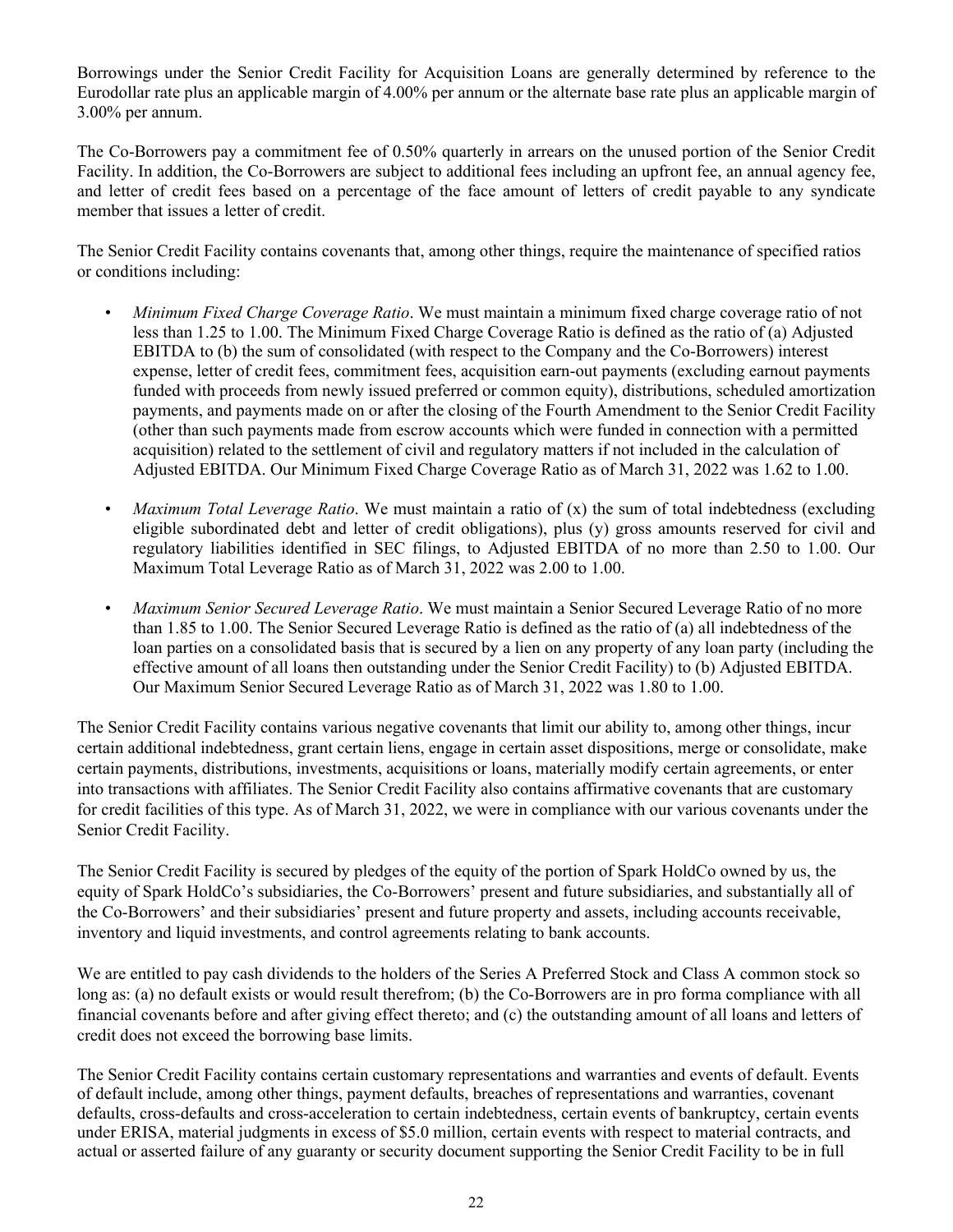Borrowings under the Senior Credit Facility for Acquisition Loans are generally determined by reference to the Eurodollar rate plus an applicable margin of 4.00% per annum or the alternate base rate plus an applicable margin of 3.00% per annum.

The Co-Borrowers pay a commitment fee of 0.50% quarterly in arrears on the unused portion of the Senior Credit Facility. In addition, the Co-Borrowers are subject to additional fees including an upfront fee, an annual agency fee, and letter of credit fees based on a percentage of the face amount of letters of credit payable to any syndicate member that issues a letter of credit.

The Senior Credit Facility contains covenants that, among other things, require the maintenance of specified ratios or conditions including:

- *Minimum Fixed Charge Coverage Ratio*. We must maintain a minimum fixed charge coverage ratio of not less than 1.25 to 1.00. The Minimum Fixed Charge Coverage Ratio is defined as the ratio of (a) Adjusted EBITDA to (b) the sum of consolidated (with respect to the Company and the Co-Borrowers) interest expense, letter of credit fees, commitment fees, acquisition earn-out payments (excluding earnout payments funded with proceeds from newly issued preferred or common equity), distributions, scheduled amortization payments, and payments made on or after the closing of the Fourth Amendment to the Senior Credit Facility (other than such payments made from escrow accounts which were funded in connection with a permitted acquisition) related to the settlement of civil and regulatory matters if not included in the calculation of Adjusted EBITDA. Our Minimum Fixed Charge Coverage Ratio as of March 31, 2022 was 1.62 to 1.00.

- *Maximum Total Leverage Ratio*. We must maintain a ratio of (x) the sum of total indebtedness (excluding eligible subordinated debt and letter of credit obligations), plus (y) gross amounts reserved for civil and regulatory liabilities identified in SEC filings, to Adjusted EBITDA of no more than 2.50 to 1.00. Our Maximum Total Leverage Ratio as of March 31, 2022 was 2.00 to 1.00.

- *Maximum Senior Secured Leverage Ratio*. We must maintain a Senior Secured Leverage Ratio of no more than 1.85 to 1.00. The Senior Secured Leverage Ratio is defined as the ratio of (a) all indebtedness of the loan parties on a consolidated basis that is secured by a lien on any property of any loan party (including the effective amount of all loans then outstanding under the Senior Credit Facility) to (b) Adjusted EBITDA. Our Maximum Senior Secured Leverage Ratio as of March 31, 2022 was 1.80 to 1.00.

The Senior Credit Facility contains various negative covenants that limit our ability to, among other things, incur certain additional indebtedness, grant certain liens, engage in certain asset dispositions, merge or consolidate, make certain payments, distributions, investments, acquisitions or loans, materially modify certain agreements, or enter into transactions with affiliates. The Senior Credit Facility also contains affirmative covenants that are customary for credit facilities of this type. As of March 31, 2022, we were in compliance with our various covenants under the Senior Credit Facility.

The Senior Credit Facility is secured by pledges of the equity of the portion of Spark HoldCo owned by us, the equity of Spark HoldCo's subsidiaries, the Co-Borrowers' present and future subsidiaries, and substantially all of the Co-Borrowers' and their subsidiaries' present and future property and assets, including accounts receivable, inventory and liquid investments, and control agreements relating to bank accounts.

We are entitled to pay cash dividends to the holders of the Series A Preferred Stock and Class A common stock so long as: (a) no default exists or would result therefrom; (b) the Co-Borrowers are in pro forma compliance with all financial covenants before and after giving effect thereto; and (c) the outstanding amount of all loans and letters of credit does not exceed the borrowing base limits.

The Senior Credit Facility contains certain customary representations and warranties and events of default. Events of default include, among other things, payment defaults, breaches of representations and warranties, covenant defaults, cross-defaults and cross-acceleration to certain indebtedness, certain events of bankruptcy, certain events under ERISA, material judgments in excess of $5.0 million, certain events with respect to material contracts, and actual or asserted failure of any guaranty or security document supporting the Senior Credit Facility to be in full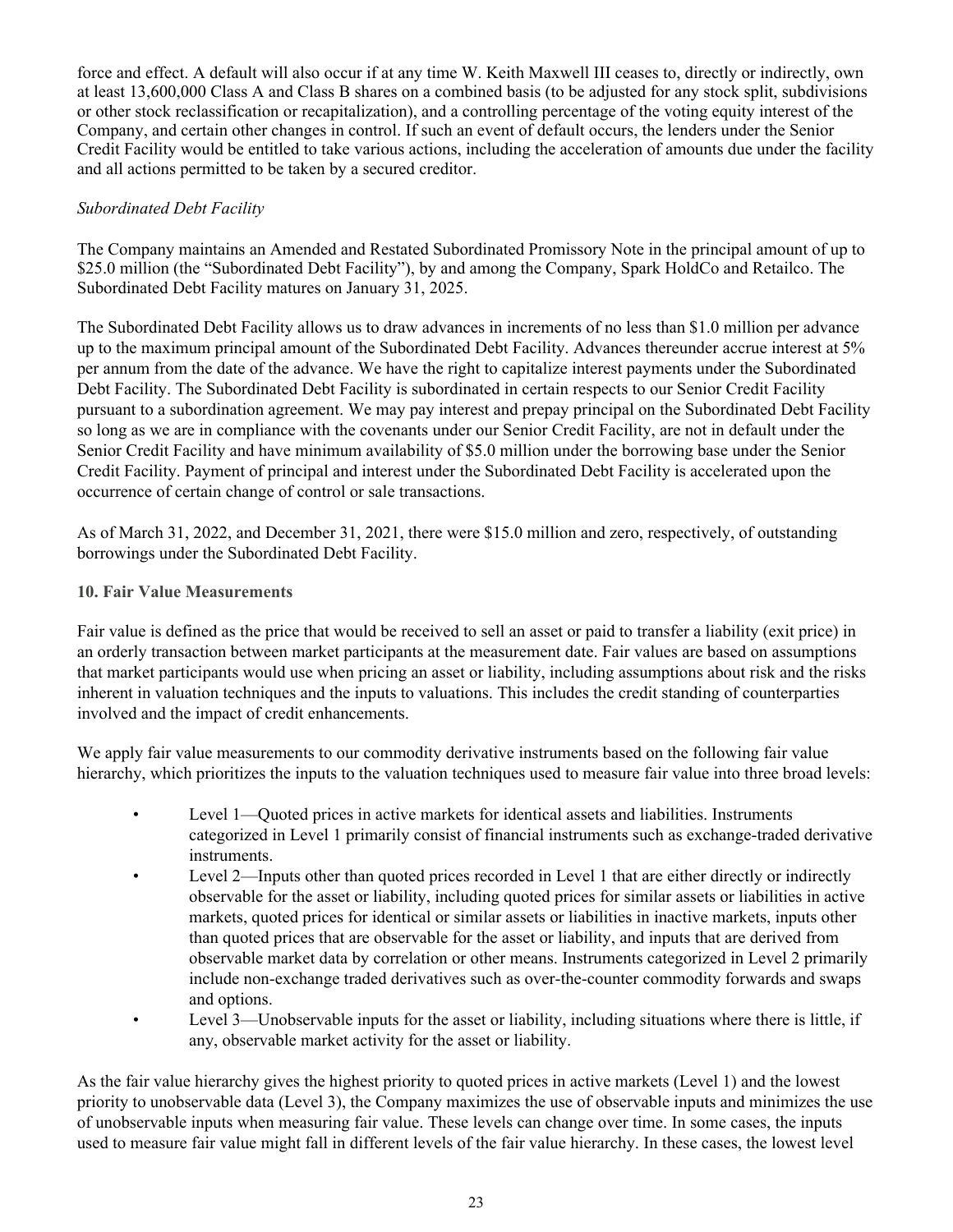force and effect. A default will also occur if at any time W. Keith Maxwell III ceases to, directly or indirectly, own at least 13,600,000 Class A and Class B shares on a combined basis (to be adjusted for any stock split, subdivisions or other stock reclassification or recapitalization), and a controlling percentage of the voting equity interest of the Company, and certain other changes in control. If such an event of default occurs, the lenders under the Senior Credit Facility would be entitled to take various actions, including the acceleration of amounts due under the facility and all actions permitted to be taken by a secured creditor.

*Subordinated Debt Facility*

The Company maintains an Amended and Restated Subordinated Promissory Note in the principal amount of up to $25.0 million (the "Subordinated Debt Facility"), by and among the Company, Spark HoldCo and Retailco. The Subordinated Debt Facility matures on January 31, 2025.

The Subordinated Debt Facility allows us to draw advances in increments of no less than $1.0 million per advance up to the maximum principal amount of the Subordinated Debt Facility. Advances thereunder accrue interest at 5% per annum from the date of the advance. We have the right to capitalize interest payments under the Subordinated Debt Facility. The Subordinated Debt Facility is subordinated in certain respects to our Senior Credit Facility pursuant to a subordination agreement. We may pay interest and prepay principal on the Subordinated Debt Facility so long as we are in compliance with the covenants under our Senior Credit Facility, are not in default under the Senior Credit Facility and have minimum availability of $5.0 million under the borrowing base under the Senior Credit Facility. Payment of principal and interest under the Subordinated Debt Facility is accelerated upon the occurrence of certain change of control or sale transactions.

As of March 31, 2022, and December 31, 2021, there were $15.0 million and zero, respectively, of outstanding borrowings under the Subordinated Debt Facility.

## 10. Fair Value Measurements

Fair value is defined as the price that would be received to sell an asset or paid to transfer a liability (exit price) in an orderly transaction between market participants at the measurement date. Fair values are based on assumptions that market participants would use when pricing an asset or liability, including assumptions about risk and the risks inherent in valuation techniques and the inputs to valuations. This includes the credit standing of counterparties involved and the impact of credit enhancements.

We apply fair value measurements to our commodity derivative instruments based on the following fair value hierarchy, which prioritizes the inputs to the valuation techniques used to measure fair value into three broad levels:

- Level 1—Quoted prices in active markets for identical assets and liabilities. Instruments categorized in Level 1 primarily consist of financial instruments such as exchange-traded derivative instruments.
- Level 2—Inputs other than quoted prices recorded in Level 1 that are either directly or indirectly observable for the asset or liability, including quoted prices for similar assets or liabilities in active markets, quoted prices for identical or similar assets or liabilities in inactive markets, inputs other than quoted prices that are observable for the asset or liability, and inputs that are derived from observable market data by correlation or other means. Instruments categorized in Level 2 primarily include non-exchange traded derivatives such as over-the-counter commodity forwards and swaps and options.
- Level 3—Unobservable inputs for the asset or liability, including situations where there is little, if any, observable market activity for the asset or liability.

As the fair value hierarchy gives the highest priority to quoted prices in active markets (Level 1) and the lowest priority to unobservable data (Level 3), the Company maximizes the use of observable inputs and minimizes the use of unobservable inputs when measuring fair value. These levels can change over time. In some cases, the inputs used to measure fair value might fall in different levels of the fair value hierarchy. In these cases, the lowest level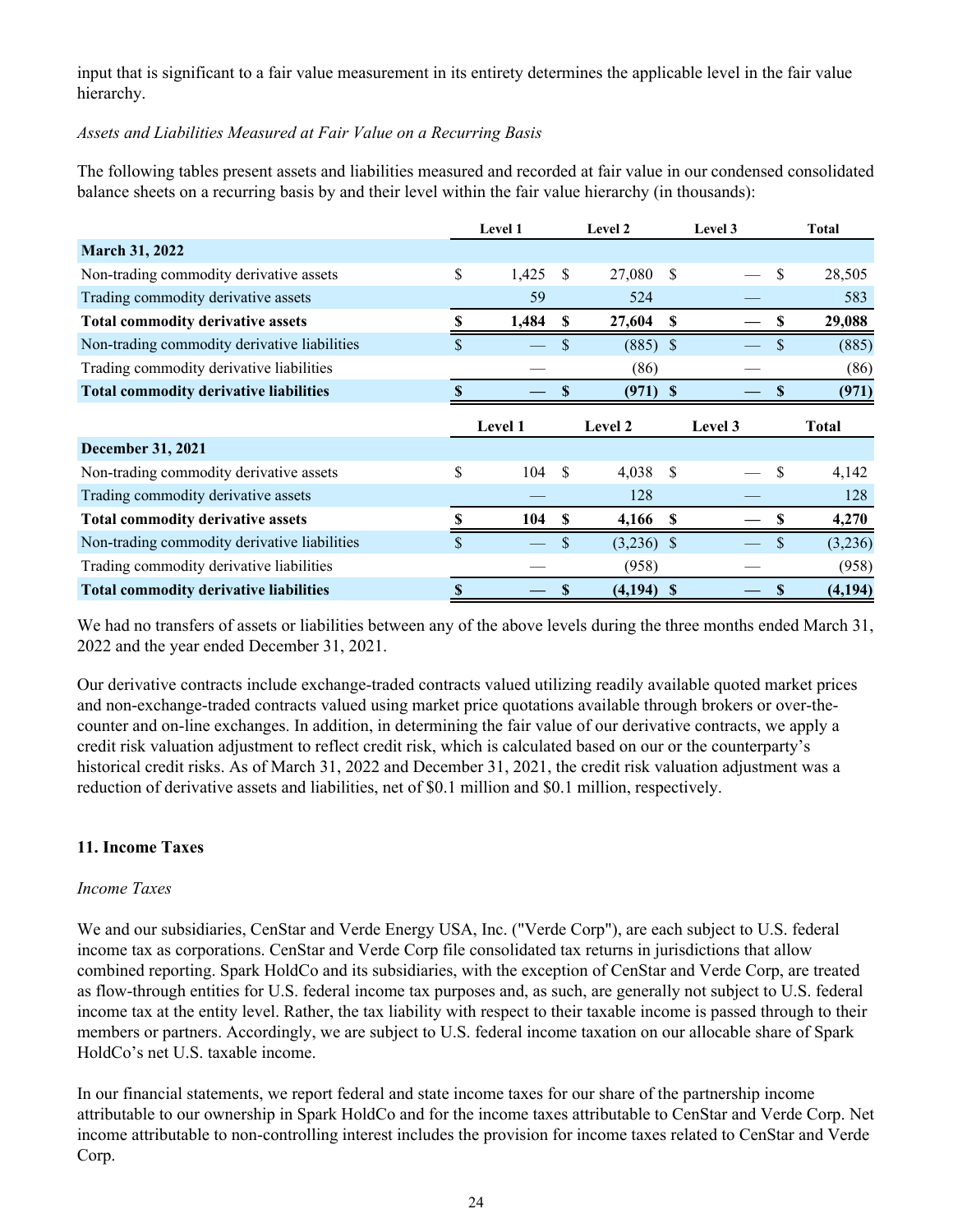input that is significant to a fair value measurement in its entirety determines the applicable level in the fair value hierarchy.

*Assets and Liabilities Measured at Fair Value on a Recurring Basis*

The following tables present assets and liabilities measured and recorded at fair value in our condensed consolidated balance sheets on a recurring basis by and their level within the fair value hierarchy (in thousands):

| | Level 1 | Level 2 | Level 3 | Total |
|---|---|---|---|---|
| **March 31, 2022** | | | | |
| Non-trading commodity derivative assets | $ 1,425 | $ 27,080 | $ — | $ 28,505 |
| Trading commodity derivative assets | 59 | 524 | — | 583 |
| **Total commodity derivative assets** | **$ 1,484** | **$ 27,604** | **$ —** | **$ 29,088** |
| Non-trading commodity derivative liabilities | $ — | $ (885) | $ — | $ (885) |
| Trading commodity derivative liabilities | — | (86) | — | (86) |
| **Total commodity derivative liabilities** | **$ —** | **$ (971)** | **$ —** | **$ (971)** |

| | Level 1 | Level 2 | Level 3 | Total |
|---|---|---|---|---|
| **December 31, 2021** | | | | |
| Non-trading commodity derivative assets | $ 104 | $ 4,038 | $ — | $ 4,142 |
| Trading commodity derivative assets | — | 128 | — | 128 |
| **Total commodity derivative assets** | **$ 104** | **$ 4,166** | **$ —** | **$ 4,270** |
| Non-trading commodity derivative liabilities | $ — | $ (3,236) | $ — | $ (3,236) |
| Trading commodity derivative liabilities | — | (958) | — | (958) |
| **Total commodity derivative liabilities** | **$ —** | **$ (4,194)** | **$ —** | **$ (4,194)** |

We had no transfers of assets or liabilities between any of the above levels during the three months ended March 31, 2022 and the year ended December 31, 2021.

Our derivative contracts include exchange-traded contracts valued utilizing readily available quoted market prices and non-exchange-traded contracts valued using market price quotations available through brokers or over-the-counter and on-line exchanges. In addition, in determining the fair value of our derivative contracts, we apply a credit risk valuation adjustment to reflect credit risk, which is calculated based on our or the counterparty's historical credit risks. As of March 31, 2022 and December 31, 2021, the credit risk valuation adjustment was a reduction of derivative assets and liabilities, net of $0.1 million and $0.1 million, respectively.

## 11. Income Taxes

*Income Taxes*

We and our subsidiaries, CenStar and Verde Energy USA, Inc. ("Verde Corp"), are each subject to U.S. federal income tax as corporations. CenStar and Verde Corp file consolidated tax returns in jurisdictions that allow combined reporting. Spark HoldCo and its subsidiaries, with the exception of CenStar and Verde Corp, are treated as flow-through entities for U.S. federal income tax purposes and, as such, are generally not subject to U.S. federal income tax at the entity level. Rather, the tax liability with respect to their taxable income is passed through to their members or partners. Accordingly, we are subject to U.S. federal income taxation on our allocable share of Spark HoldCo's net U.S. taxable income.

In our financial statements, we report federal and state income taxes for our share of the partnership income attributable to our ownership in Spark HoldCo and for the income taxes attributable to CenStar and Verde Corp. Net income attributable to non-controlling interest includes the provision for income taxes related to CenStar and Verde Corp.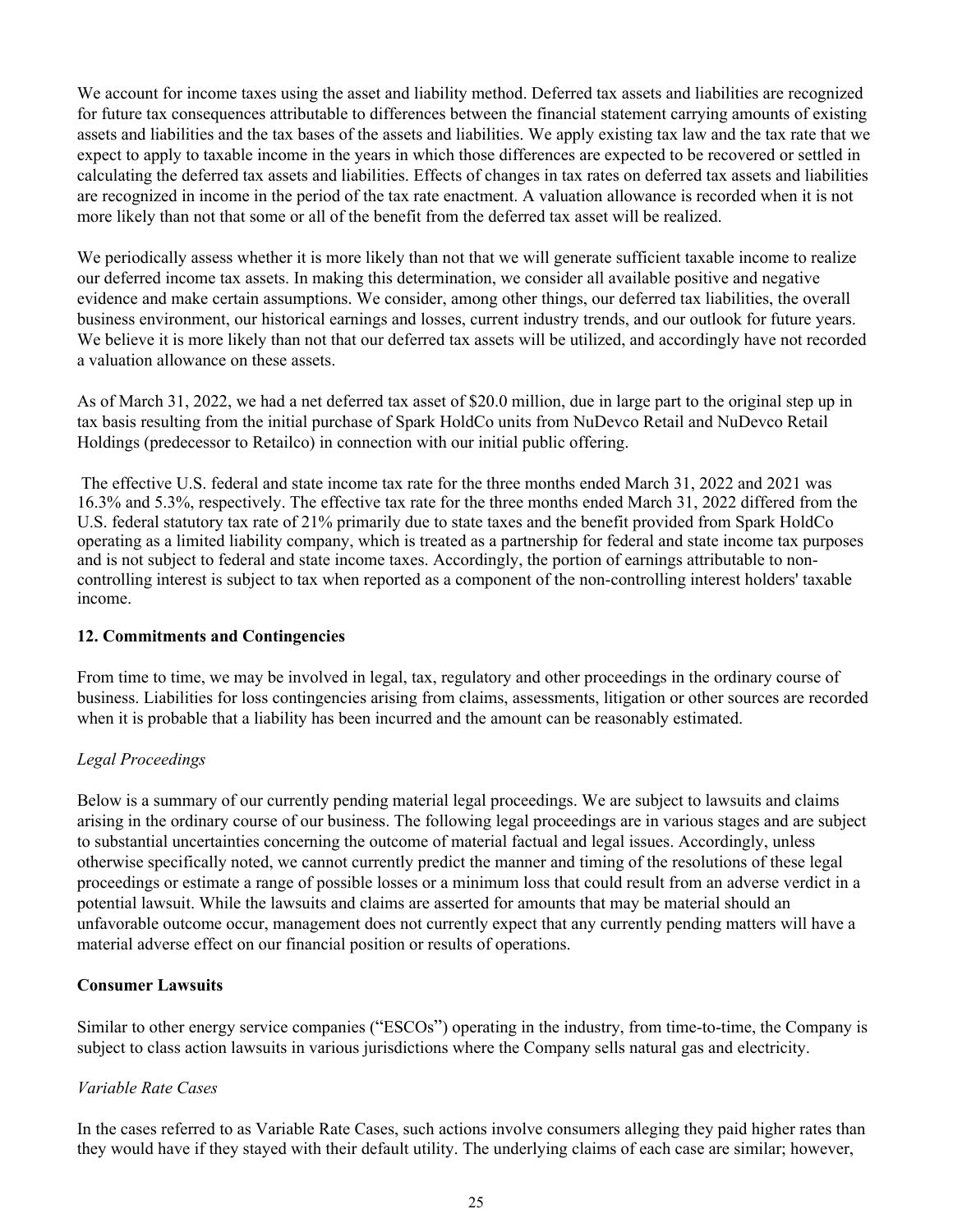We account for income taxes using the asset and liability method. Deferred tax assets and liabilities are recognized for future tax consequences attributable to differences between the financial statement carrying amounts of existing assets and liabilities and the tax bases of the assets and liabilities. We apply existing tax law and the tax rate that we expect to apply to taxable income in the years in which those differences are expected to be recovered or settled in calculating the deferred tax assets and liabilities. Effects of changes in tax rates on deferred tax assets and liabilities are recognized in income in the period of the tax rate enactment. A valuation allowance is recorded when it is not more likely than not that some or all of the benefit from the deferred tax asset will be realized.

We periodically assess whether it is more likely than not that we will generate sufficient taxable income to realize our deferred income tax assets. In making this determination, we consider all available positive and negative evidence and make certain assumptions. We consider, among other things, our deferred tax liabilities, the overall business environment, our historical earnings and losses, current industry trends, and our outlook for future years. We believe it is more likely than not that our deferred tax assets will be utilized, and accordingly have not recorded a valuation allowance on these assets.

As of March 31, 2022, we had a net deferred tax asset of $20.0 million, due in large part to the original step up in tax basis resulting from the initial purchase of Spark HoldCo units from NuDevco Retail and NuDevco Retail Holdings (predecessor to Retailco) in connection with our initial public offering.

The effective U.S. federal and state income tax rate for the three months ended March 31, 2022 and 2021 was 16.3% and 5.3%, respectively. The effective tax rate for the three months ended March 31, 2022 differed from the U.S. federal statutory tax rate of 21% primarily due to state taxes and the benefit provided from Spark HoldCo operating as a limited liability company, which is treated as a partnership for federal and state income tax purposes and is not subject to federal and state income taxes. Accordingly, the portion of earnings attributable to non-controlling interest is subject to tax when reported as a component of the non-controlling interest holders' taxable income.

## 12. Commitments and Contingencies

From time to time, we may be involved in legal, tax, regulatory and other proceedings in the ordinary course of business. Liabilities for loss contingencies arising from claims, assessments, litigation or other sources are recorded when it is probable that a liability has been incurred and the amount can be reasonably estimated.

*Legal Proceedings*

Below is a summary of our currently pending material legal proceedings. We are subject to lawsuits and claims arising in the ordinary course of our business. The following legal proceedings are in various stages and are subject to substantial uncertainties concerning the outcome of material factual and legal issues. Accordingly, unless otherwise specifically noted, we cannot currently predict the manner and timing of the resolutions of these legal proceedings or estimate a range of possible losses or a minimum loss that could result from an adverse verdict in a potential lawsuit. While the lawsuits and claims are asserted for amounts that may be material should an unfavorable outcome occur, management does not currently expect that any currently pending matters will have a material adverse effect on our financial position or results of operations.

### Consumer Lawsuits

Similar to other energy service companies ("ESCOs") operating in the industry, from time-to-time, the Company is subject to class action lawsuits in various jurisdictions where the Company sells natural gas and electricity.

*Variable Rate Cases*

In the cases referred to as Variable Rate Cases, such actions involve consumers alleging they paid higher rates than they would have if they stayed with their default utility. The underlying claims of each case are similar; however,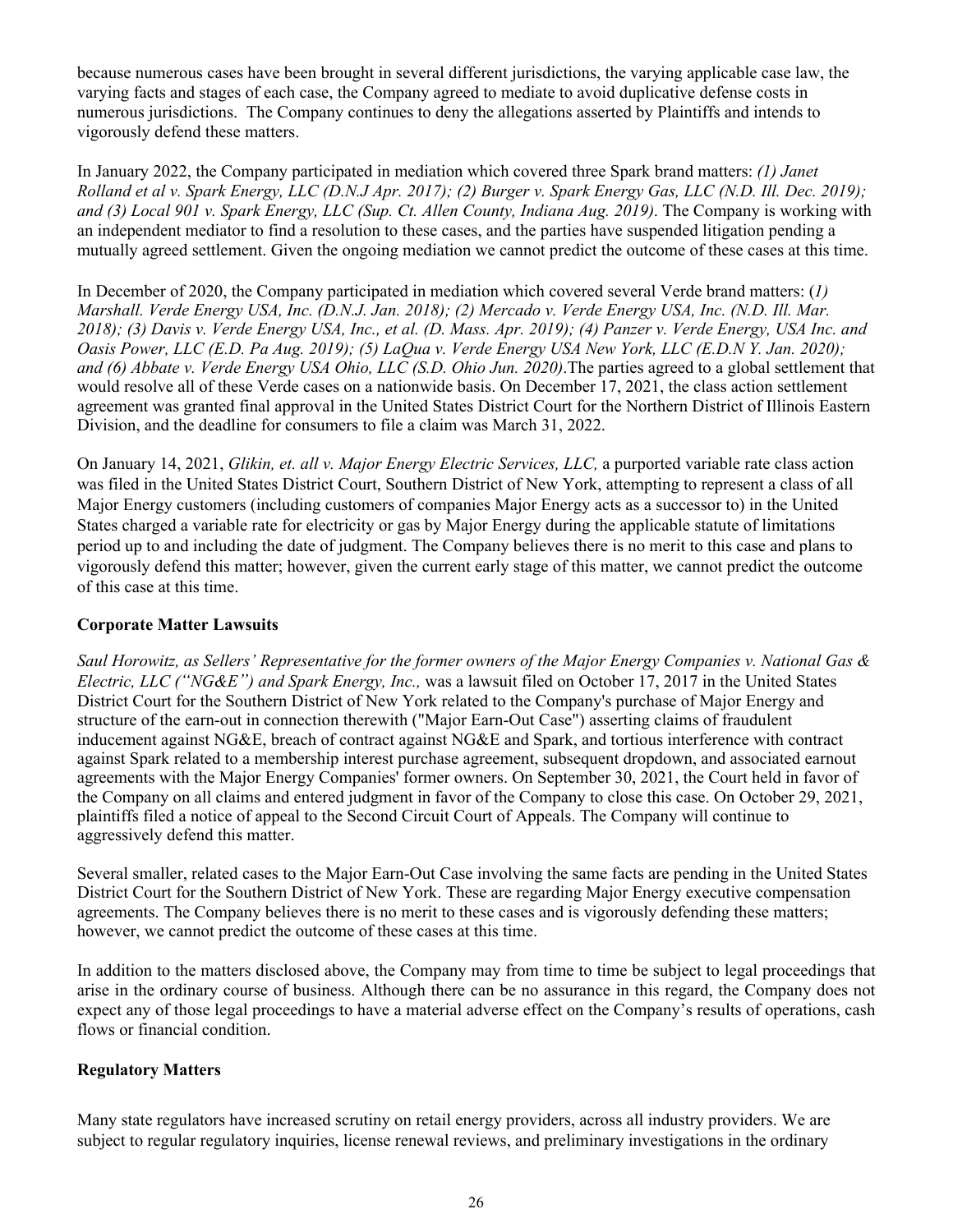because numerous cases have been brought in several different jurisdictions, the varying applicable case law, the varying facts and stages of each case, the Company agreed to mediate to avoid duplicative defense costs in numerous jurisdictions. The Company continues to deny the allegations asserted by Plaintiffs and intends to vigorously defend these matters.

In January 2022, the Company participated in mediation which covered three Spark brand matters: *(1) Janet Rolland et al v. Spark Energy, LLC (D.N.J Apr. 2017); (2) Burger v. Spark Energy Gas, LLC (N.D. Ill. Dec. 2019); and (3) Local 901 v. Spark Energy, LLC (Sup. Ct. Allen County, Indiana Aug. 2019)*. The Company is working with an independent mediator to find a resolution to these cases, and the parties have suspended litigation pending a mutually agreed settlement. Given the ongoing mediation we cannot predict the outcome of these cases at this time.

In December of 2020, the Company participated in mediation which covered several Verde brand matters: (*1) Marshall. Verde Energy USA, Inc. (D.N.J. Jan. 2018); (2) Mercado v. Verde Energy USA, Inc. (N.D. Ill. Mar. 2018); (3) Davis v. Verde Energy USA, Inc., et al. (D. Mass. Apr. 2019); (4) Panzer v. Verde Energy, USA Inc. and Oasis Power, LLC (E.D. Pa Aug. 2019); (5) LaQua v. Verde Energy USA New York, LLC (E.D.N Y. Jan. 2020); and (6) Abbate v. Verde Energy USA Ohio, LLC (S.D. Ohio Jun. 2020)*.The parties agreed to a global settlement that would resolve all of these Verde cases on a nationwide basis. On December 17, 2021, the class action settlement agreement was granted final approval in the United States District Court for the Northern District of Illinois Eastern Division, and the deadline for consumers to file a claim was March 31, 2022.

On January 14, 2021, *Glikin, et. all v. Major Energy Electric Services, LLC,* a purported variable rate class action was filed in the United States District Court, Southern District of New York, attempting to represent a class of all Major Energy customers (including customers of companies Major Energy acts as a successor to) in the United States charged a variable rate for electricity or gas by Major Energy during the applicable statute of limitations period up to and including the date of judgment. The Company believes there is no merit to this case and plans to vigorously defend this matter; however, given the current early stage of this matter, we cannot predict the outcome of this case at this time.

**Corporate Matter Lawsuits**

*Saul Horowitz, as Sellers' Representative for the former owners of the Major Energy Companies v. National Gas & Electric, LLC ("NG&E") and Spark Energy, Inc.,* was a lawsuit filed on October 17, 2017 in the United States District Court for the Southern District of New York related to the Company's purchase of Major Energy and structure of the earn-out in connection therewith ("Major Earn-Out Case") asserting claims of fraudulent inducement against NG&E, breach of contract against NG&E and Spark, and tortious interference with contract against Spark related to a membership interest purchase agreement, subsequent dropdown, and associated earnout agreements with the Major Energy Companies' former owners. On September 30, 2021, the Court held in favor of the Company on all claims and entered judgment in favor of the Company to close this case. On October 29, 2021, plaintiffs filed a notice of appeal to the Second Circuit Court of Appeals. The Company will continue to aggressively defend this matter.

Several smaller, related cases to the Major Earn-Out Case involving the same facts are pending in the United States District Court for the Southern District of New York. These are regarding Major Energy executive compensation agreements. The Company believes there is no merit to these cases and is vigorously defending these matters; however, we cannot predict the outcome of these cases at this time.

In addition to the matters disclosed above, the Company may from time to time be subject to legal proceedings that arise in the ordinary course of business. Although there can be no assurance in this regard, the Company does not expect any of those legal proceedings to have a material adverse effect on the Company's results of operations, cash flows or financial condition.

**Regulatory Matters**

Many state regulators have increased scrutiny on retail energy providers, across all industry providers. We are subject to regular regulatory inquiries, license renewal reviews, and preliminary investigations in the ordinary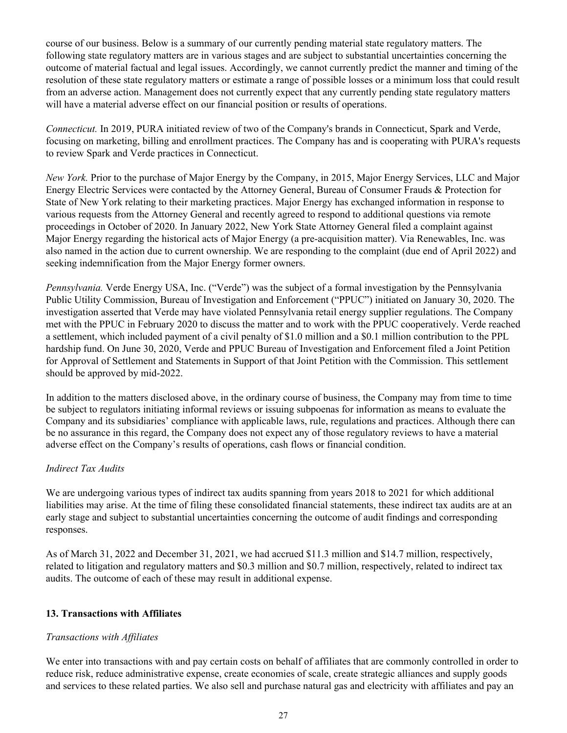course of our business. Below is a summary of our currently pending material state regulatory matters. The following state regulatory matters are in various stages and are subject to substantial uncertainties concerning the outcome of material factual and legal issues. Accordingly, we cannot currently predict the manner and timing of the resolution of these state regulatory matters or estimate a range of possible losses or a minimum loss that could result from an adverse action. Management does not currently expect that any currently pending state regulatory matters will have a material adverse effect on our financial position or results of operations.

*Connecticut.* In 2019, PURA initiated review of two of the Company's brands in Connecticut, Spark and Verde, focusing on marketing, billing and enrollment practices. The Company has and is cooperating with PURA's requests to review Spark and Verde practices in Connecticut.

*New York.* Prior to the purchase of Major Energy by the Company, in 2015, Major Energy Services, LLC and Major Energy Electric Services were contacted by the Attorney General, Bureau of Consumer Frauds & Protection for State of New York relating to their marketing practices. Major Energy has exchanged information in response to various requests from the Attorney General and recently agreed to respond to additional questions via remote proceedings in October of 2020. In January 2022, New York State Attorney General filed a complaint against Major Energy regarding the historical acts of Major Energy (a pre-acquisition matter). Via Renewables, Inc. was also named in the action due to current ownership. We are responding to the complaint (due end of April 2022) and seeking indemnification from the Major Energy former owners.

*Pennsylvania.* Verde Energy USA, Inc. ("Verde") was the subject of a formal investigation by the Pennsylvania Public Utility Commission, Bureau of Investigation and Enforcement ("PPUC") initiated on January 30, 2020. The investigation asserted that Verde may have violated Pennsylvania retail energy supplier regulations. The Company met with the PPUC in February 2020 to discuss the matter and to work with the PPUC cooperatively. Verde reached a settlement, which included payment of a civil penalty of $1.0 million and a $0.1 million contribution to the PPL hardship fund. On June 30, 2020, Verde and PPUC Bureau of Investigation and Enforcement filed a Joint Petition for Approval of Settlement and Statements in Support of that Joint Petition with the Commission. This settlement should be approved by mid-2022.

In addition to the matters disclosed above, in the ordinary course of business, the Company may from time to time be subject to regulators initiating informal reviews or issuing subpoenas for information as means to evaluate the Company and its subsidiaries' compliance with applicable laws, rule, regulations and practices. Although there can be no assurance in this regard, the Company does not expect any of those regulatory reviews to have a material adverse effect on the Company's results of operations, cash flows or financial condition.

*Indirect Tax Audits*

We are undergoing various types of indirect tax audits spanning from years 2018 to 2021 for which additional liabilities may arise. At the time of filing these consolidated financial statements, these indirect tax audits are at an early stage and subject to substantial uncertainties concerning the outcome of audit findings and corresponding responses.

As of March 31, 2022 and December 31, 2021, we had accrued $11.3 million and $14.7 million, respectively, related to litigation and regulatory matters and $0.3 million and $0.7 million, respectively, related to indirect tax audits. The outcome of each of these may result in additional expense.

## 13. Transactions with Affiliates

*Transactions with Affiliates*

We enter into transactions with and pay certain costs on behalf of affiliates that are commonly controlled in order to reduce risk, reduce administrative expense, create economies of scale, create strategic alliances and supply goods and services to these related parties. We also sell and purchase natural gas and electricity with affiliates and pay an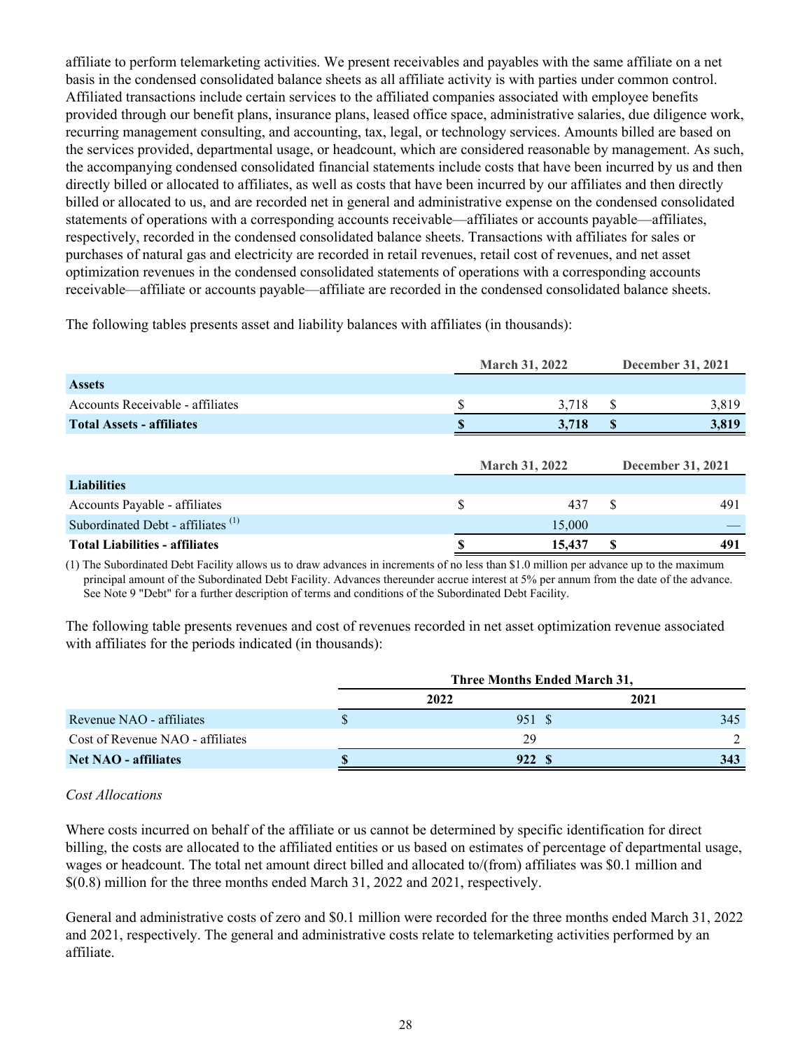affiliate to perform telemarketing activities. We present receivables and payables with the same affiliate on a net basis in the condensed consolidated balance sheets as all affiliate activity is with parties under common control. Affiliated transactions include certain services to the affiliated companies associated with employee benefits provided through our benefit plans, insurance plans, leased office space, administrative salaries, due diligence work, recurring management consulting, and accounting, tax, legal, or technology services. Amounts billed are based on the services provided, departmental usage, or headcount, which are considered reasonable by management. As such, the accompanying condensed consolidated financial statements include costs that have been incurred by us and then directly billed or allocated to affiliates, as well as costs that have been incurred by our affiliates and then directly billed or allocated to us, and are recorded net in general and administrative expense on the condensed consolidated statements of operations with a corresponding accounts receivable—affiliates or accounts payable—affiliates, respectively, recorded in the condensed consolidated balance sheets. Transactions with affiliates for sales or purchases of natural gas and electricity are recorded in retail revenues, retail cost of revenues, and net asset optimization revenues in the condensed consolidated statements of operations with a corresponding accounts receivable—affiliate or accounts payable—affiliate are recorded in the condensed consolidated balance sheets.

The following tables presents asset and liability balances with affiliates (in thousands):

| | March 31, 2022 | December 31, 2021 |
|---|---|---|
| **Assets** | | |
| Accounts Receivable - affiliates | $ 3,718 | $ 3,819 |
| **Total Assets - affiliates** | **$ 3,718** | **$ 3,819** |

| | March 31, 2022 | December 31, 2021 |
|---|---|---|
| **Liabilities** | | |
| Accounts Payable - affiliates | $ 437 | $ 491 |
| Subordinated Debt - affiliates (1) | 15,000 | — |
| **Total Liabilities - affiliates** | **$ 15,437** | **$ 491** |

(1) The Subordinated Debt Facility allows us to draw advances in increments of no less than \$1.0 million per advance up to the maximum principal amount of the Subordinated Debt Facility. Advances thereunder accrue interest at 5% per annum from the date of the advance. See Note 9 "Debt" for a further description of terms and conditions of the Subordinated Debt Facility.

The following table presents revenues and cost of revenues recorded in net asset optimization revenue associated with affiliates for the periods indicated (in thousands):

| | Three Months Ended March 31, | |
|---|---|---|
| | 2022 | 2021 |
| Revenue NAO - affiliates | $ 951 | $ 345 |
| Cost of Revenue NAO - affiliates | 29 | 2 |
| **Net NAO - affiliates** | **$ 922** | **$ 343** |

*Cost Allocations*

Where costs incurred on behalf of the affiliate or us cannot be determined by specific identification for direct billing, the costs are allocated to the affiliated entities or us based on estimates of percentage of departmental usage, wages or headcount. The total net amount direct billed and allocated to/(from) affiliates was \$0.1 million and \$(0.8) million for the three months ended March 31, 2022 and 2021, respectively.

General and administrative costs of zero and \$0.1 million were recorded for the three months ended March 31, 2022 and 2021, respectively. The general and administrative costs relate to telemarketing activities performed by an affiliate.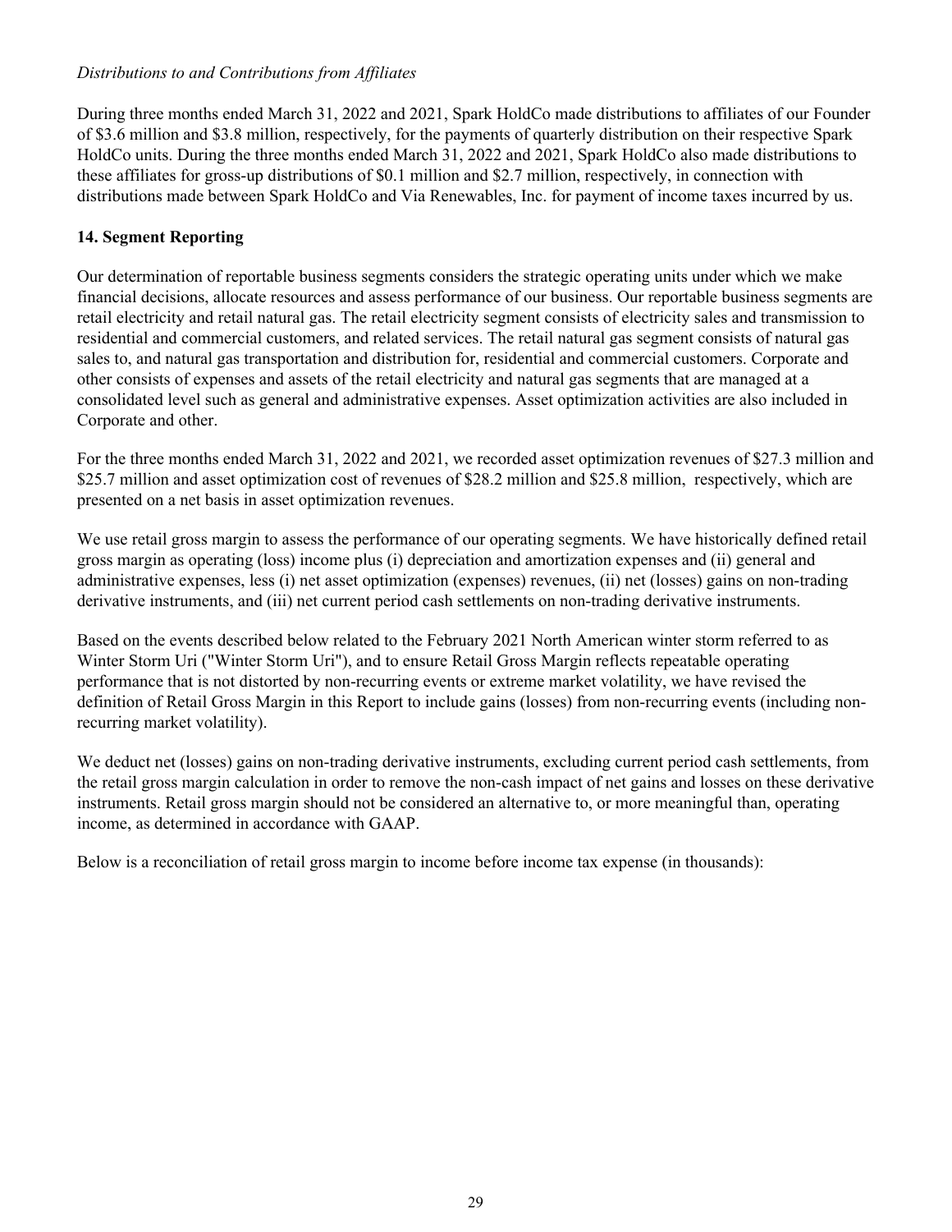*Distributions to and Contributions from Affiliates*

During three months ended March 31, 2022 and 2021, Spark HoldCo made distributions to affiliates of our Founder of $3.6 million and $3.8 million, respectively, for the payments of quarterly distribution on their respective Spark HoldCo units. During the three months ended March 31, 2022 and 2021, Spark HoldCo also made distributions to these affiliates for gross-up distributions of $0.1 million and $2.7 million, respectively, in connection with distributions made between Spark HoldCo and Via Renewables, Inc. for payment of income taxes incurred by us.

## 14. Segment Reporting

Our determination of reportable business segments considers the strategic operating units under which we make financial decisions, allocate resources and assess performance of our business. Our reportable business segments are retail electricity and retail natural gas. The retail electricity segment consists of electricity sales and transmission to residential and commercial customers, and related services. The retail natural gas segment consists of natural gas sales to, and natural gas transportation and distribution for, residential and commercial customers. Corporate and other consists of expenses and assets of the retail electricity and natural gas segments that are managed at a consolidated level such as general and administrative expenses. Asset optimization activities are also included in Corporate and other.

For the three months ended March 31, 2022 and 2021, we recorded asset optimization revenues of $27.3 million and $25.7 million and asset optimization cost of revenues of $28.2 million and $25.8 million, respectively, which are presented on a net basis in asset optimization revenues.

We use retail gross margin to assess the performance of our operating segments. We have historically defined retail gross margin as operating (loss) income plus (i) depreciation and amortization expenses and (ii) general and administrative expenses, less (i) net asset optimization (expenses) revenues, (ii) net (losses) gains on non-trading derivative instruments, and (iii) net current period cash settlements on non-trading derivative instruments.

Based on the events described below related to the February 2021 North American winter storm referred to as Winter Storm Uri ("Winter Storm Uri"), and to ensure Retail Gross Margin reflects repeatable operating performance that is not distorted by non-recurring events or extreme market volatility, we have revised the definition of Retail Gross Margin in this Report to include gains (losses) from non-recurring events (including non-recurring market volatility).

We deduct net (losses) gains on non-trading derivative instruments, excluding current period cash settlements, from the retail gross margin calculation in order to remove the non-cash impact of net gains and losses on these derivative instruments. Retail gross margin should not be considered an alternative to, or more meaningful than, operating income, as determined in accordance with GAAP.

Below is a reconciliation of retail gross margin to income before income tax expense (in thousands):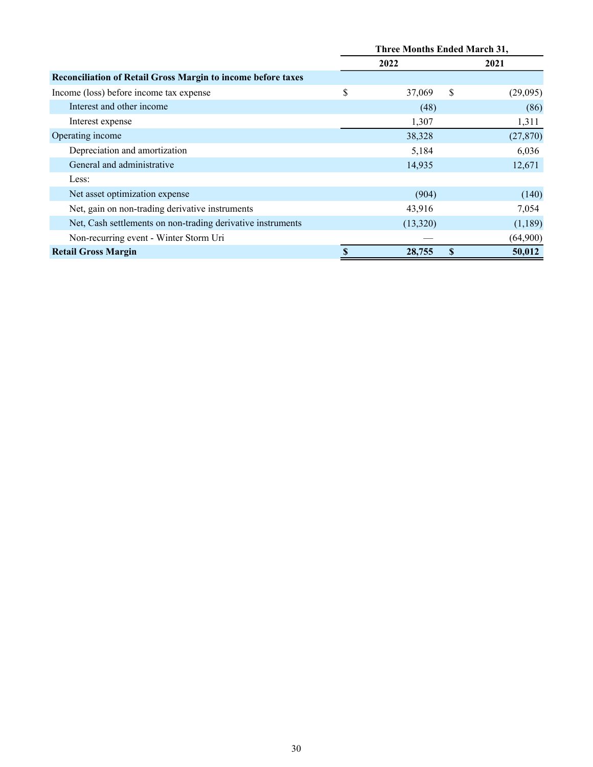| | Three Months Ended March 31, | |
|---|---|---|
| | 2022 | 2021 |
| **Reconciliation of Retail Gross Margin to income before taxes** | | |
| Income (loss) before income tax expense | $ 37,069 | $ (29,095) |
| Interest and other income | (48) | (86) |
| Interest expense | 1,307 | 1,311 |
| Operating income | 38,328 | (27,870) |
| Depreciation and amortization | 5,184 | 6,036 |
| General and administrative | 14,935 | 12,671 |
| Less: | | |
| Net asset optimization expense | (904) | (140) |
| Net, gain on non-trading derivative instruments | 43,916 | 7,054 |
| Net, Cash settlements on non-trading derivative instruments | (13,320) | (1,189) |
| Non-recurring event - Winter Storm Uri | — | (64,900) |
| **Retail Gross Margin** | **$ 28,755** | **$ 50,012** |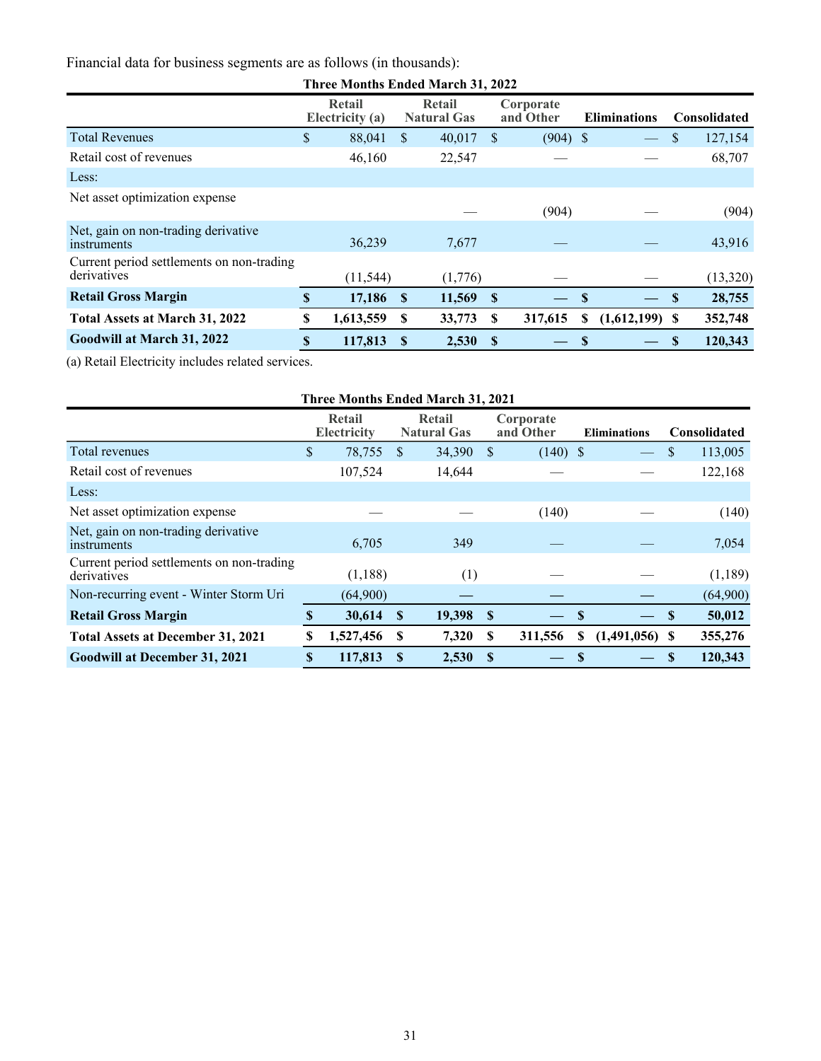Financial data for business segments are as follows (in thousands):

**Three Months Ended March 31, 2022**

| | Retail Electricity (a) | Retail Natural Gas | Corporate and Other | Eliminations | Consolidated |
|---|---|---|---|---|---|
| Total Revenues | $ 88,041 | $ 40,017 | $ (904) | $ — | $ 127,154 |
| Retail cost of revenues | 46,160 | 22,547 | — | — | 68,707 |
| Less: | | | | | |
| Net asset optimization expense | | — | (904) | — | (904) |
| Net, gain on non-trading derivative instruments | 36,239 | 7,677 | — | — | 43,916 |
| Current period settlements on non-trading derivatives | (11,544) | (1,776) | — | — | (13,320) |
| **Retail Gross Margin** | **$ 17,186** | **$ 11,569** | **$ —** | **$ —** | **$ 28,755** |
| **Total Assets at March 31, 2022** | **$ 1,613,559** | **$ 33,773** | **$ 317,615** | **$ (1,612,199)** | **$ 352,748** |
| **Goodwill at March 31, 2022** | **$ 117,813** | **$ 2,530** | **$ —** | **$ —** | **$ 120,343** |

(a) Retail Electricity includes related services.

**Three Months Ended March 31, 2021**

| | Retail Electricity | Retail Natural Gas | Corporate and Other | Eliminations | Consolidated |
|---|---|---|---|---|---|
| Total revenues | $ 78,755 | $ 34,390 | $ (140) | $ — | $ 113,005 |
| Retail cost of revenues | 107,524 | 14,644 | — | — | 122,168 |
| Less: | | | | | |
| Net asset optimization expense | — | — | (140) | — | (140) |
| Net, gain on non-trading derivative instruments | 6,705 | 349 | — | — | 7,054 |
| Current period settlements on non-trading derivatives | (1,188) | (1) | — | — | (1,189) |
| Non-recurring event - Winter Storm Uri | (64,900) | — | — | — | (64,900) |
| **Retail Gross Margin** | **$ 30,614** | **$ 19,398** | **$ —** | **$ —** | **$ 50,012** |
| **Total Assets at December 31, 2021** | **$ 1,527,456** | **$ 7,320** | **$ 311,556** | **$ (1,491,056)** | **$ 355,276** |
| **Goodwill at December 31, 2021** | **$ 117,813** | **$ 2,530** | **$ —** | **$ —** | **$ 120,343** |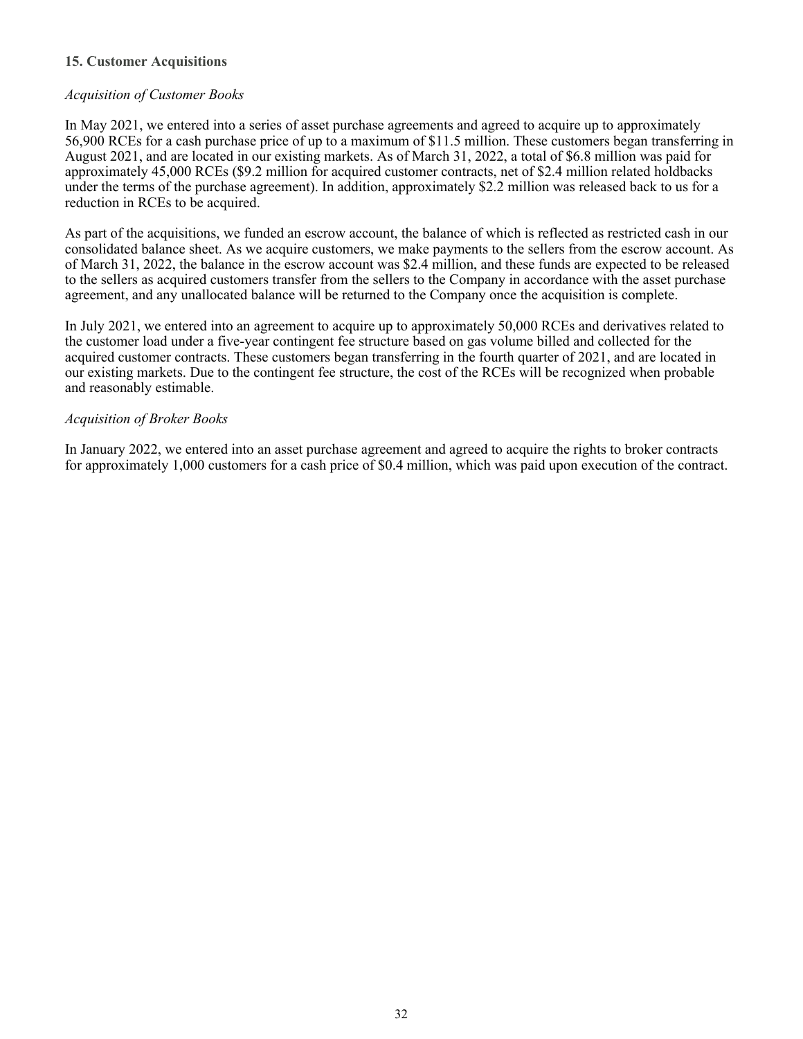### 15. Customer Acquisitions

*Acquisition of Customer Books*

In May 2021, we entered into a series of asset purchase agreements and agreed to acquire up to approximately 56,900 RCEs for a cash purchase price of up to a maximum of $11.5 million. These customers began transferring in August 2021, and are located in our existing markets. As of March 31, 2022, a total of $6.8 million was paid for approximately 45,000 RCEs ($9.2 million for acquired customer contracts, net of $2.4 million related holdbacks under the terms of the purchase agreement). In addition, approximately $2.2 million was released back to us for a reduction in RCEs to be acquired.

As part of the acquisitions, we funded an escrow account, the balance of which is reflected as restricted cash in our consolidated balance sheet. As we acquire customers, we make payments to the sellers from the escrow account. As of March 31, 2022, the balance in the escrow account was $2.4 million, and these funds are expected to be released to the sellers as acquired customers transfer from the sellers to the Company in accordance with the asset purchase agreement, and any unallocated balance will be returned to the Company once the acquisition is complete.

In July 2021, we entered into an agreement to acquire up to approximately 50,000 RCEs and derivatives related to the customer load under a five-year contingent fee structure based on gas volume billed and collected for the acquired customer contracts. These customers began transferring in the fourth quarter of 2021, and are located in our existing markets. Due to the contingent fee structure, the cost of the RCEs will be recognized when probable and reasonably estimable.

*Acquisition of Broker Books*

In January 2022, we entered into an asset purchase agreement and agreed to acquire the rights to broker contracts for approximately 1,000 customers for a cash price of $0.4 million, which was paid upon execution of the contract.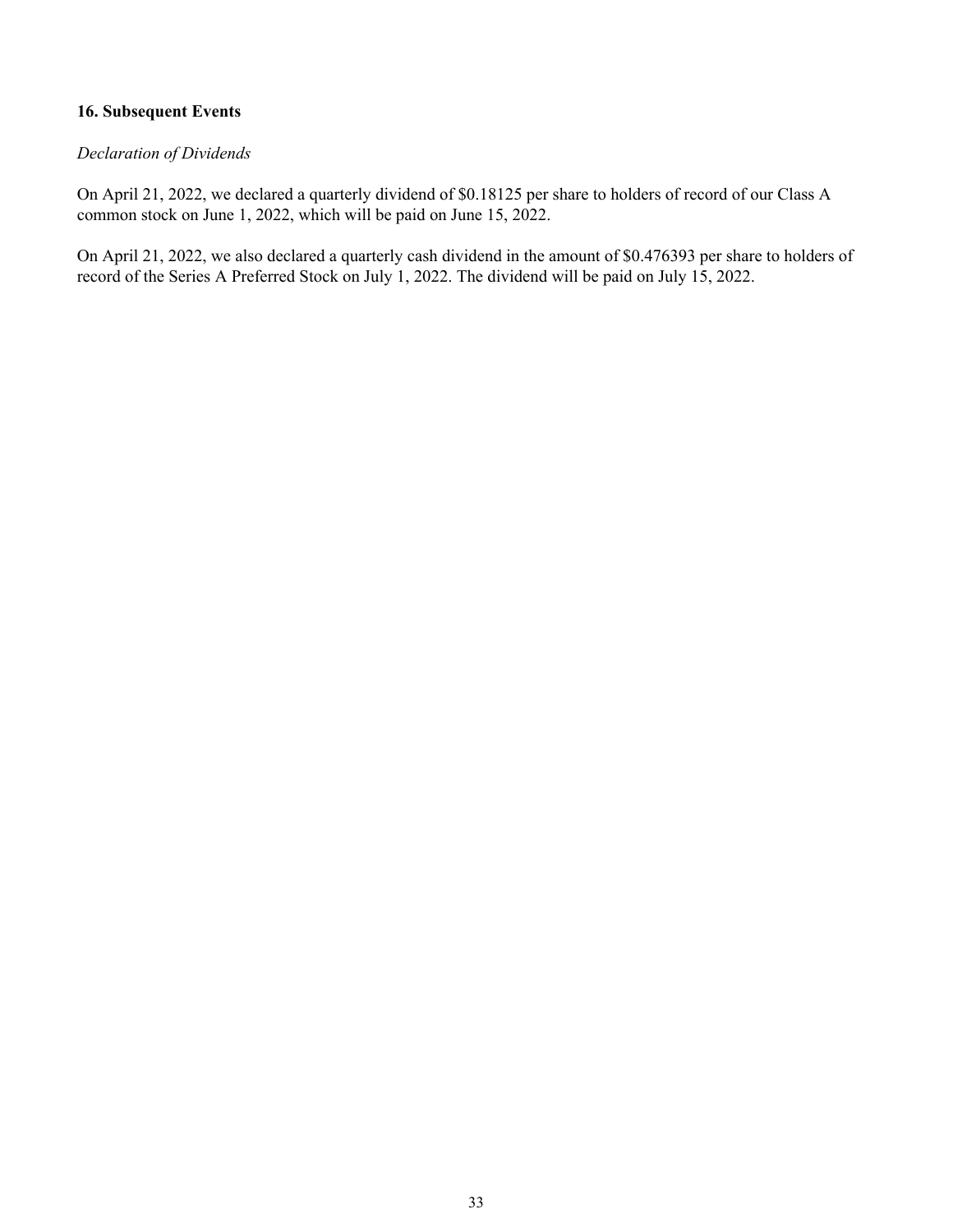### 16. Subsequent Events

*Declaration of Dividends*

On April 21, 2022, we declared a quarterly dividend of $0.18125 per share to holders of record of our Class A common stock on June 1, 2022, which will be paid on June 15, 2022.

On April 21, 2022, we also declared a quarterly cash dividend in the amount of $0.476393 per share to holders of record of the Series A Preferred Stock on July 1, 2022. The dividend will be paid on July 15, 2022.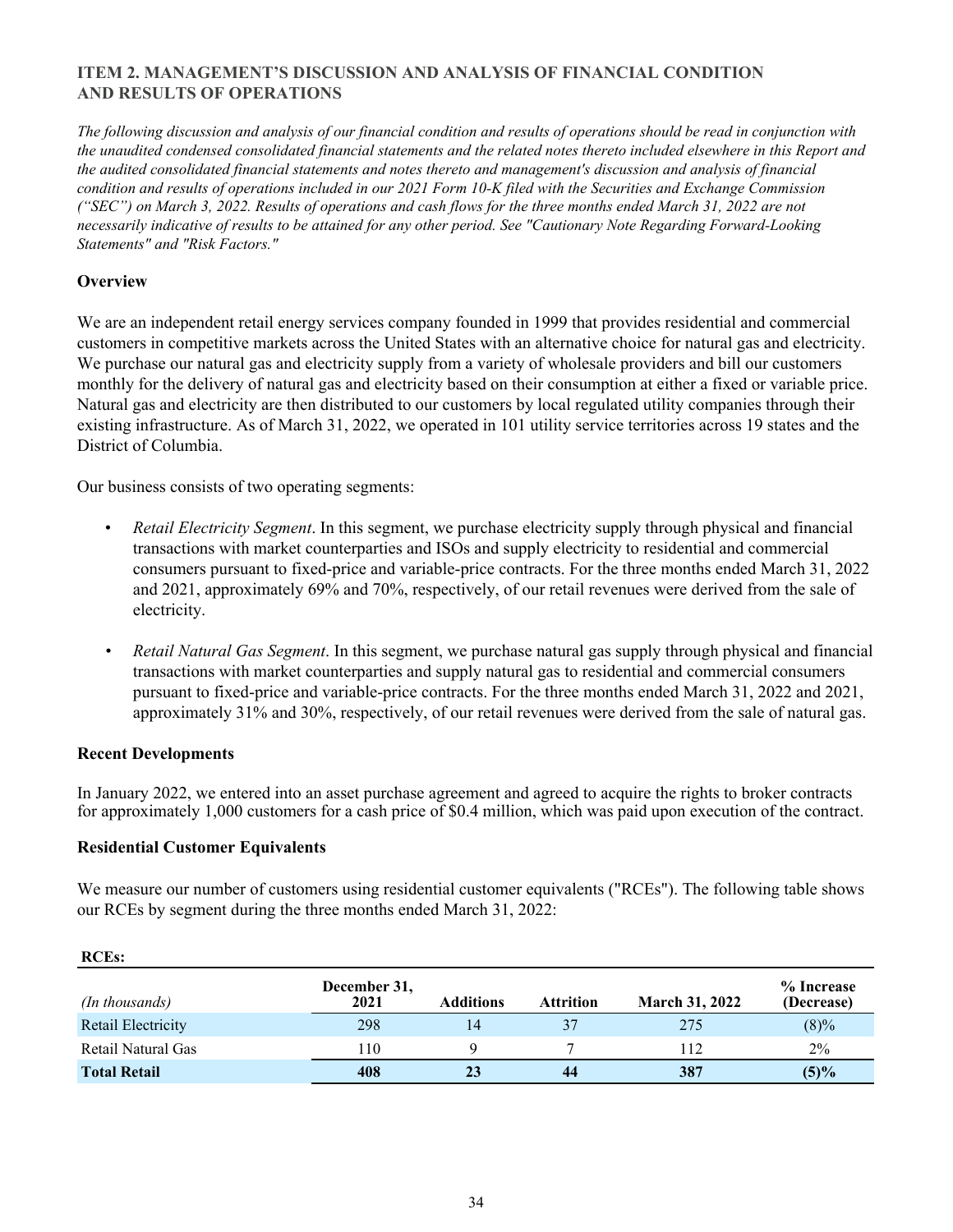## ITEM 2. MANAGEMENT'S DISCUSSION AND ANALYSIS OF FINANCIAL CONDITION AND RESULTS OF OPERATIONS

*The following discussion and analysis of our financial condition and results of operations should be read in conjunction with the unaudited condensed consolidated financial statements and the related notes thereto included elsewhere in this Report and the audited consolidated financial statements and notes thereto and management's discussion and analysis of financial condition and results of operations included in our 2021 Form 10-K filed with the Securities and Exchange Commission ("SEC") on March 3, 2022. Results of operations and cash flows for the three months ended March 31, 2022 are not necessarily indicative of results to be attained for any other period. See "Cautionary Note Regarding Forward-Looking Statements" and "Risk Factors."*

### Overview

We are an independent retail energy services company founded in 1999 that provides residential and commercial customers in competitive markets across the United States with an alternative choice for natural gas and electricity. We purchase our natural gas and electricity supply from a variety of wholesale providers and bill our customers monthly for the delivery of natural gas and electricity based on their consumption at either a fixed or variable price. Natural gas and electricity are then distributed to our customers by local regulated utility companies through their existing infrastructure. As of March 31, 2022, we operated in 101 utility service territories across 19 states and the District of Columbia.

Our business consists of two operating segments:

- *Retail Electricity Segment*. In this segment, we purchase electricity supply through physical and financial transactions with market counterparties and ISOs and supply electricity to residential and commercial consumers pursuant to fixed-price and variable-price contracts. For the three months ended March 31, 2022 and 2021, approximately 69% and 70%, respectively, of our retail revenues were derived from the sale of electricity.
- *Retail Natural Gas Segment*. In this segment, we purchase natural gas supply through physical and financial transactions with market counterparties and supply natural gas to residential and commercial consumers pursuant to fixed-price and variable-price contracts. For the three months ended March 31, 2022 and 2021, approximately 31% and 30%, respectively, of our retail revenues were derived from the sale of natural gas.

### Recent Developments

In January 2022, we entered into an asset purchase agreement and agreed to acquire the rights to broker contracts for approximately 1,000 customers for a cash price of $0.4 million, which was paid upon execution of the contract.

### Residential Customer Equivalents

We measure our number of customers using residential customer equivalents ("RCEs"). The following table shows our RCEs by segment during the three months ended March 31, 2022:

**RCEs:**

| *(In thousands)* | December 31, 2021 | Additions | Attrition | March 31, 2022 | % Increase (Decrease) |
|---|---|---|---|---|---|
| Retail Electricity | 298 | 14 | 37 | 275 | (8)% |
| Retail Natural Gas | 110 | 9 | 7 | 112 | 2% |
| **Total Retail** | **408** | **23** | **44** | **387** | **(5)%** |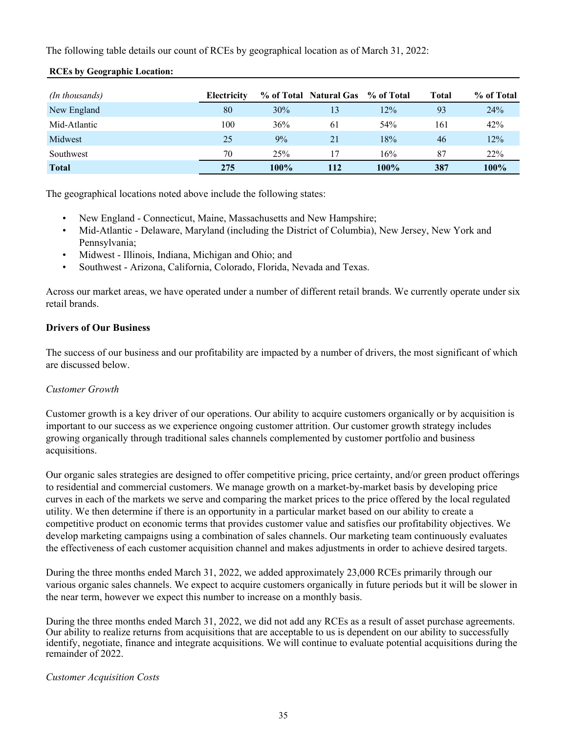The following table details our count of RCEs by geographical location as of March 31, 2022:

**RCEs by Geographic Location:**

| *(In thousands)* | Electricity | % of Total | Natural Gas | % of Total | Total | % of Total |
|---|---|---|---|---|---|---|
| New England | 80 | 30% | 13 | 12% | 93 | 24% |
| Mid-Atlantic | 100 | 36% | 61 | 54% | 161 | 42% |
| Midwest | 25 | 9% | 21 | 18% | 46 | 12% |
| Southwest | 70 | 25% | 17 | 16% | 87 | 22% |
| **Total** | **275** | **100%** | **112** | **100%** | **387** | **100%** |

The geographical locations noted above include the following states:

- New England - Connecticut, Maine, Massachusetts and New Hampshire;
- Mid-Atlantic - Delaware, Maryland (including the District of Columbia), New Jersey, New York and Pennsylvania;
- Midwest - Illinois, Indiana, Michigan and Ohio; and
- Southwest - Arizona, California, Colorado, Florida, Nevada and Texas.

Across our market areas, we have operated under a number of different retail brands. We currently operate under six retail brands.

**Drivers of Our Business**

The success of our business and our profitability are impacted by a number of drivers, the most significant of which are discussed below.

*Customer Growth*

Customer growth is a key driver of our operations. Our ability to acquire customers organically or by acquisition is important to our success as we experience ongoing customer attrition. Our customer growth strategy includes growing organically through traditional sales channels complemented by customer portfolio and business acquisitions.

Our organic sales strategies are designed to offer competitive pricing, price certainty, and/or green product offerings to residential and commercial customers. We manage growth on a market-by-market basis by developing price curves in each of the markets we serve and comparing the market prices to the price offered by the local regulated utility. We then determine if there is an opportunity in a particular market based on our ability to create a competitive product on economic terms that provides customer value and satisfies our profitability objectives. We develop marketing campaigns using a combination of sales channels. Our marketing team continuously evaluates the effectiveness of each customer acquisition channel and makes adjustments in order to achieve desired targets.

During the three months ended March 31, 2022, we added approximately 23,000 RCEs primarily through our various organic sales channels. We expect to acquire customers organically in future periods but it will be slower in the near term, however we expect this number to increase on a monthly basis.

During the three months ended March 31, 2022, we did not add any RCEs as a result of asset purchase agreements. Our ability to realize returns from acquisitions that are acceptable to us is dependent on our ability to successfully identify, negotiate, finance and integrate acquisitions. We will continue to evaluate potential acquisitions during the remainder of 2022.

*Customer Acquisition Costs*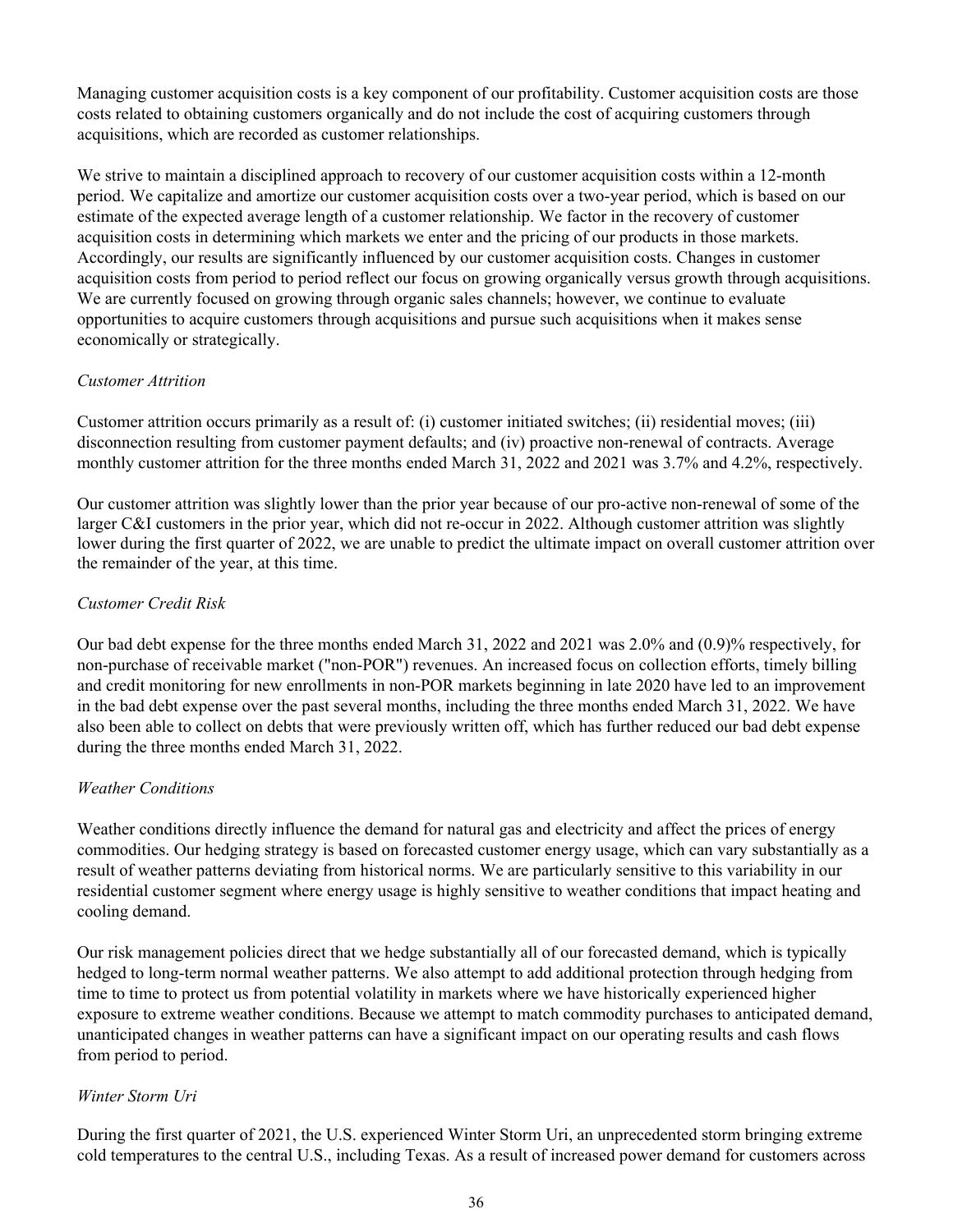Managing customer acquisition costs is a key component of our profitability. Customer acquisition costs are those costs related to obtaining customers organically and do not include the cost of acquiring customers through acquisitions, which are recorded as customer relationships.

We strive to maintain a disciplined approach to recovery of our customer acquisition costs within a 12-month period. We capitalize and amortize our customer acquisition costs over a two-year period, which is based on our estimate of the expected average length of a customer relationship. We factor in the recovery of customer acquisition costs in determining which markets we enter and the pricing of our products in those markets. Accordingly, our results are significantly influenced by our customer acquisition costs. Changes in customer acquisition costs from period to period reflect our focus on growing organically versus growth through acquisitions. We are currently focused on growing through organic sales channels; however, we continue to evaluate opportunities to acquire customers through acquisitions and pursue such acquisitions when it makes sense economically or strategically.

*Customer Attrition*

Customer attrition occurs primarily as a result of: (i) customer initiated switches; (ii) residential moves; (iii) disconnection resulting from customer payment defaults; and (iv) proactive non-renewal of contracts. Average monthly customer attrition for the three months ended March 31, 2022 and 2021 was 3.7% and 4.2%, respectively.

Our customer attrition was slightly lower than the prior year because of our pro-active non-renewal of some of the larger C&I customers in the prior year, which did not re-occur in 2022. Although customer attrition was slightly lower during the first quarter of 2022, we are unable to predict the ultimate impact on overall customer attrition over the remainder of the year, at this time.

*Customer Credit Risk*

Our bad debt expense for the three months ended March 31, 2022 and 2021 was 2.0% and (0.9)% respectively, for non-purchase of receivable market ("non-POR") revenues. An increased focus on collection efforts, timely billing and credit monitoring for new enrollments in non-POR markets beginning in late 2020 have led to an improvement in the bad debt expense over the past several months, including the three months ended March 31, 2022. We have also been able to collect on debts that were previously written off, which has further reduced our bad debt expense during the three months ended March 31, 2022.

*Weather Conditions*

Weather conditions directly influence the demand for natural gas and electricity and affect the prices of energy commodities. Our hedging strategy is based on forecasted customer energy usage, which can vary substantially as a result of weather patterns deviating from historical norms. We are particularly sensitive to this variability in our residential customer segment where energy usage is highly sensitive to weather conditions that impact heating and cooling demand.

Our risk management policies direct that we hedge substantially all of our forecasted demand, which is typically hedged to long-term normal weather patterns. We also attempt to add additional protection through hedging from time to time to protect us from potential volatility in markets where we have historically experienced higher exposure to extreme weather conditions. Because we attempt to match commodity purchases to anticipated demand, unanticipated changes in weather patterns can have a significant impact on our operating results and cash flows from period to period.

*Winter Storm Uri*

During the first quarter of 2021, the U.S. experienced Winter Storm Uri, an unprecedented storm bringing extreme cold temperatures to the central U.S., including Texas. As a result of increased power demand for customers across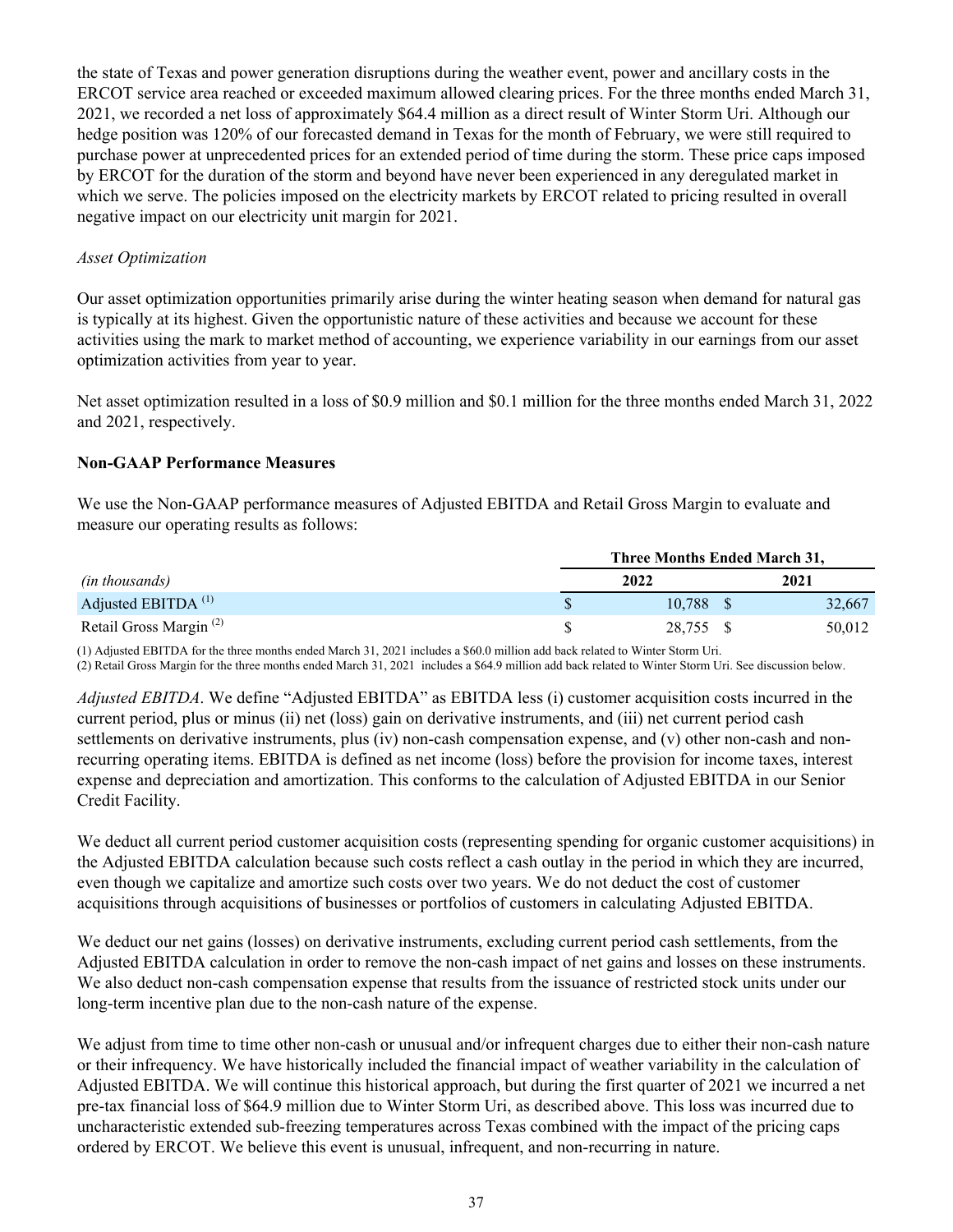the state of Texas and power generation disruptions during the weather event, power and ancillary costs in the ERCOT service area reached or exceeded maximum allowed clearing prices. For the three months ended March 31, 2021, we recorded a net loss of approximately $64.4 million as a direct result of Winter Storm Uri. Although our hedge position was 120% of our forecasted demand in Texas for the month of February, we were still required to purchase power at unprecedented prices for an extended period of time during the storm. These price caps imposed by ERCOT for the duration of the storm and beyond have never been experienced in any deregulated market in which we serve. The policies imposed on the electricity markets by ERCOT related to pricing resulted in overall negative impact on our electricity unit margin for 2021.

*Asset Optimization*

Our asset optimization opportunities primarily arise during the winter heating season when demand for natural gas is typically at its highest. Given the opportunistic nature of these activities and because we account for these activities using the mark to market method of accounting, we experience variability in our earnings from our asset optimization activities from year to year.

Net asset optimization resulted in a loss of $0.9 million and $0.1 million for the three months ended March 31, 2022 and 2021, respectively.

**Non-GAAP Performance Measures**

We use the Non-GAAP performance measures of Adjusted EBITDA and Retail Gross Margin to evaluate and measure our operating results as follows:

| | Three Months Ended March 31, | |
|---|---|---|
| *(in thousands)* | 2022 | 2021 |
| Adjusted EBITDA [(1)] | $ 10,788 | $ 32,667 |
| Retail Gross Margin [(2)] | $ 28,755 | $ 50,012 |

(1) Adjusted EBITDA for the three months ended March 31, 2021 includes a $60.0 million add back related to Winter Storm Uri.
(2) Retail Gross Margin for the three months ended March 31, 2021 includes a $64.9 million add back related to Winter Storm Uri. See discussion below.

*Adjusted EBITDA*. We define "Adjusted EBITDA" as EBITDA less (i) customer acquisition costs incurred in the current period, plus or minus (ii) net (loss) gain on derivative instruments, and (iii) net current period cash settlements on derivative instruments, plus (iv) non-cash compensation expense, and (v) other non-cash and non-recurring operating items. EBITDA is defined as net income (loss) before the provision for income taxes, interest expense and depreciation and amortization. This conforms to the calculation of Adjusted EBITDA in our Senior Credit Facility.

We deduct all current period customer acquisition costs (representing spending for organic customer acquisitions) in the Adjusted EBITDA calculation because such costs reflect a cash outlay in the period in which they are incurred, even though we capitalize and amortize such costs over two years. We do not deduct the cost of customer acquisitions through acquisitions of businesses or portfolios of customers in calculating Adjusted EBITDA.

We deduct our net gains (losses) on derivative instruments, excluding current period cash settlements, from the Adjusted EBITDA calculation in order to remove the non-cash impact of net gains and losses on these instruments. We also deduct non-cash compensation expense that results from the issuance of restricted stock units under our long-term incentive plan due to the non-cash nature of the expense.

We adjust from time to time other non-cash or unusual and/or infrequent charges due to either their non-cash nature or their infrequency. We have historically included the financial impact of weather variability in the calculation of Adjusted EBITDA. We will continue this historical approach, but during the first quarter of 2021 we incurred a net pre-tax financial loss of $64.9 million due to Winter Storm Uri, as described above. This loss was incurred due to uncharacteristic extended sub-freezing temperatures across Texas combined with the impact of the pricing caps ordered by ERCOT. We believe this event is unusual, infrequent, and non-recurring in nature.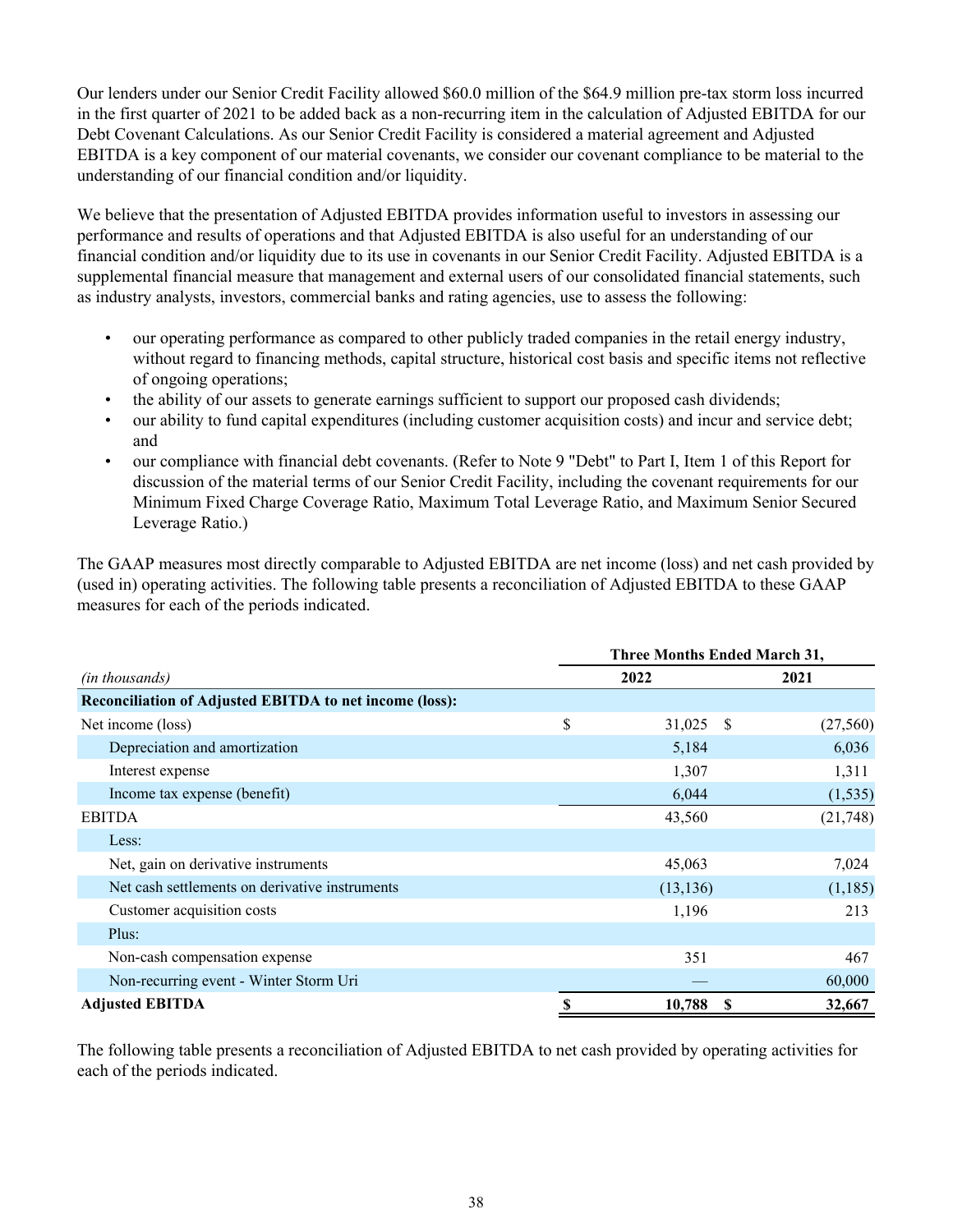Our lenders under our Senior Credit Facility allowed $60.0 million of the $64.9 million pre-tax storm loss incurred in the first quarter of 2021 to be added back as a non-recurring item in the calculation of Adjusted EBITDA for our Debt Covenant Calculations. As our Senior Credit Facility is considered a material agreement and Adjusted EBITDA is a key component of our material covenants, we consider our covenant compliance to be material to the understanding of our financial condition and/or liquidity.

We believe that the presentation of Adjusted EBITDA provides information useful to investors in assessing our performance and results of operations and that Adjusted EBITDA is also useful for an understanding of our financial condition and/or liquidity due to its use in covenants in our Senior Credit Facility. Adjusted EBITDA is a supplemental financial measure that management and external users of our consolidated financial statements, such as industry analysts, investors, commercial banks and rating agencies, use to assess the following:

- our operating performance as compared to other publicly traded companies in the retail energy industry, without regard to financing methods, capital structure, historical cost basis and specific items not reflective of ongoing operations;
- the ability of our assets to generate earnings sufficient to support our proposed cash dividends;
- our ability to fund capital expenditures (including customer acquisition costs) and incur and service debt; and
- our compliance with financial debt covenants. (Refer to Note 9 "Debt" to Part I, Item 1 of this Report for discussion of the material terms of our Senior Credit Facility, including the covenant requirements for our Minimum Fixed Charge Coverage Ratio, Maximum Total Leverage Ratio, and Maximum Senior Secured Leverage Ratio.)

The GAAP measures most directly comparable to Adjusted EBITDA are net income (loss) and net cash provided by (used in) operating activities. The following table presents a reconciliation of Adjusted EBITDA to these GAAP measures for each of the periods indicated.

| | Three Months Ended March 31, | |
|---|---|---|
| *(in thousands)* | **2022** | **2021** |
| **Reconciliation of Adjusted EBITDA to net income (loss):** | | |
| Net income (loss) | $ 31,025 | $ (27,560) |
| Depreciation and amortization | 5,184 | 6,036 |
| Interest expense | 1,307 | 1,311 |
| Income tax expense (benefit) | 6,044 | (1,535) |
| EBITDA | 43,560 | (21,748) |
| Less: | | |
| Net, gain on derivative instruments | 45,063 | 7,024 |
| Net cash settlements on derivative instruments | (13,136) | (1,185) |
| Customer acquisition costs | 1,196 | 213 |
| Plus: | | |
| Non-cash compensation expense | 351 | 467 |
| Non-recurring event - Winter Storm Uri | — | 60,000 |
| **Adjusted EBITDA** | **$ 10,788** | **$ 32,667** |

The following table presents a reconciliation of Adjusted EBITDA to net cash provided by operating activities for each of the periods indicated.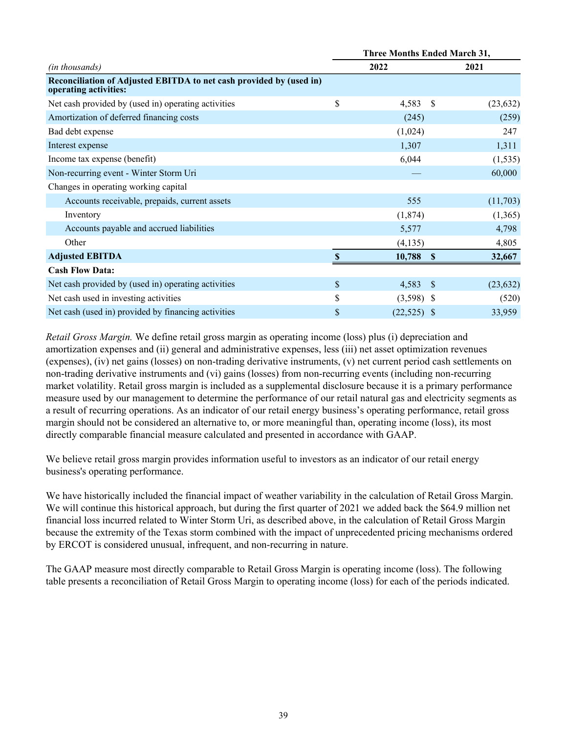| *(in thousands)* | Three Months Ended March 31, 2022 | 2021 |
|---|---|---|
| **Reconciliation of Adjusted EBITDA to net cash provided by (used in) operating activities:** | | |
| Net cash provided by (used in) operating activities | $ 4,583 | $ (23,632) |
| Amortization of deferred financing costs | (245) | (259) |
| Bad debt expense | (1,024) | 247 |
| Interest expense | 1,307 | 1,311 |
| Income tax expense (benefit) | 6,044 | (1,535) |
| Non-recurring event - Winter Storm Uri | — | 60,000 |
| Changes in operating working capital | | |
| Accounts receivable, prepaids, current assets | 555 | (11,703) |
| Inventory | (1,874) | (1,365) |
| Accounts payable and accrued liabilities | 5,577 | 4,798 |
| Other | (4,135) | 4,805 |
| **Adjusted EBITDA** | **$ 10,788** | **$ 32,667** |
| **Cash Flow Data:** | | |
| Net cash provided by (used in) operating activities | $ 4,583 | $ (23,632) |
| Net cash used in investing activities | $ (3,598) | $ (520) |
| Net cash (used in) provided by financing activities | $ (22,525) | $ 33,959 |

*Retail Gross Margin.* We define retail gross margin as operating income (loss) plus (i) depreciation and amortization expenses and (ii) general and administrative expenses, less (iii) net asset optimization revenues (expenses), (iv) net gains (losses) on non-trading derivative instruments, (v) net current period cash settlements on non-trading derivative instruments and (vi) gains (losses) from non-recurring events (including non-recurring market volatility. Retail gross margin is included as a supplemental disclosure because it is a primary performance measure used by our management to determine the performance of our retail natural gas and electricity segments as a result of recurring operations. As an indicator of our retail energy business's operating performance, retail gross margin should not be considered an alternative to, or more meaningful than, operating income (loss), its most directly comparable financial measure calculated and presented in accordance with GAAP.

We believe retail gross margin provides information useful to investors as an indicator of our retail energy business's operating performance.

We have historically included the financial impact of weather variability in the calculation of Retail Gross Margin. We will continue this historical approach, but during the first quarter of 2021 we added back the $64.9 million net financial loss incurred related to Winter Storm Uri, as described above, in the calculation of Retail Gross Margin because the extremity of the Texas storm combined with the impact of unprecedented pricing mechanisms ordered by ERCOT is considered unusual, infrequent, and non-recurring in nature.

The GAAP measure most directly comparable to Retail Gross Margin is operating income (loss). The following table presents a reconciliation of Retail Gross Margin to operating income (loss) for each of the periods indicated.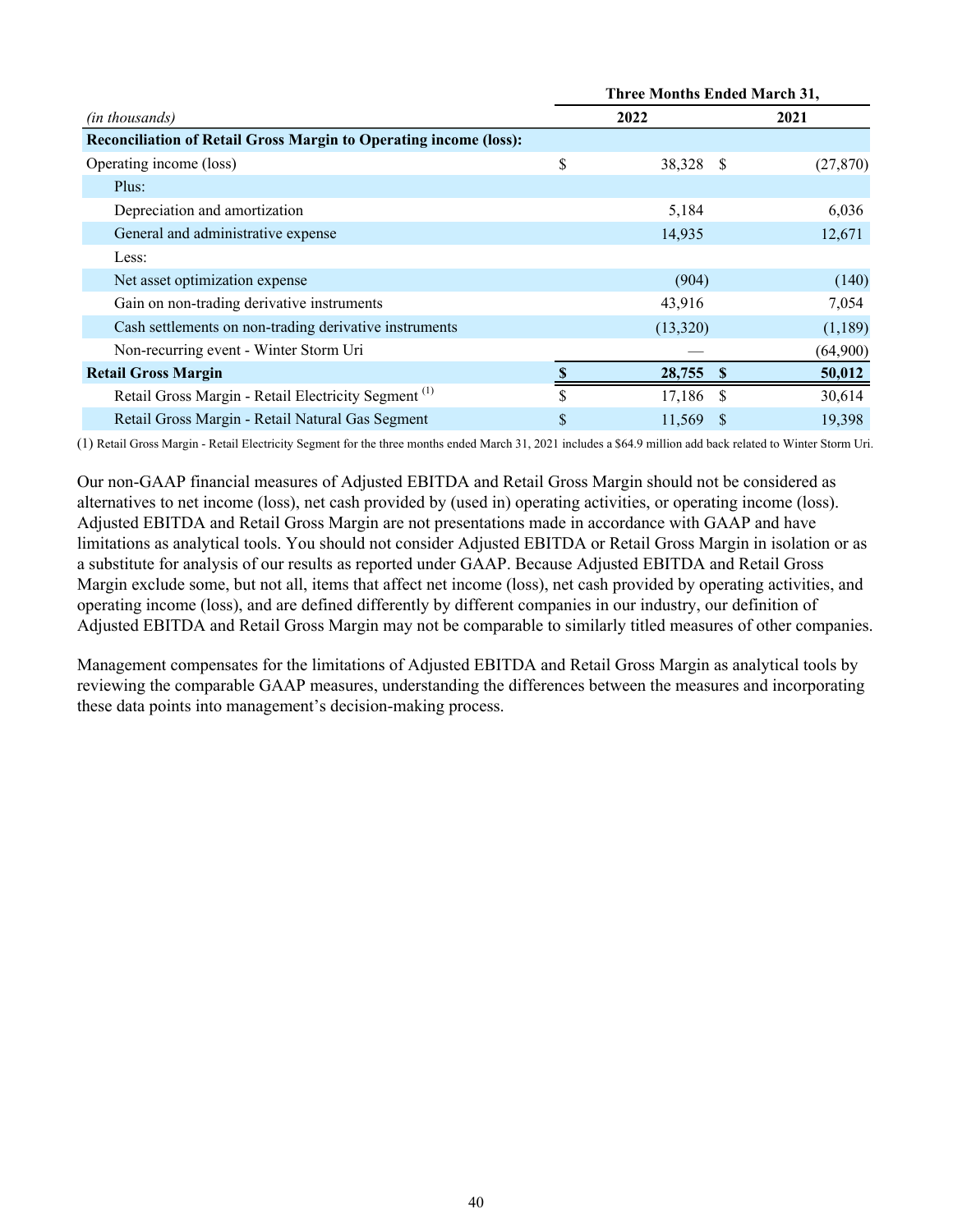| (in thousands) | Three Months Ended March 31, 2022 | 2021 |
|---|---|---|
| **Reconciliation of Retail Gross Margin to Operating income (loss):** | | |
| Operating income (loss) | $ 38,328 | $ (27,870) |
| Plus: | | |
| Depreciation and amortization | 5,184 | 6,036 |
| General and administrative expense | 14,935 | 12,671 |
| Less: | | |
| Net asset optimization expense | (904) | (140) |
| Gain on non-trading derivative instruments | 43,916 | 7,054 |
| Cash settlements on non-trading derivative instruments | (13,320) | (1,189) |
| Non-recurring event - Winter Storm Uri | — | (64,900) |
| **Retail Gross Margin** | **$ 28,755** | **$ 50,012** |
| Retail Gross Margin - Retail Electricity Segment (1) | $ 17,186 | $ 30,614 |
| Retail Gross Margin - Retail Natural Gas Segment | $ 11,569 | $ 19,398 |

(1) Retail Gross Margin - Retail Electricity Segment for the three months ended March 31, 2021 includes a $64.9 million add back related to Winter Storm Uri.

Our non-GAAP financial measures of Adjusted EBITDA and Retail Gross Margin should not be considered as alternatives to net income (loss), net cash provided by (used in) operating activities, or operating income (loss). Adjusted EBITDA and Retail Gross Margin are not presentations made in accordance with GAAP and have limitations as analytical tools. You should not consider Adjusted EBITDA or Retail Gross Margin in isolation or as a substitute for analysis of our results as reported under GAAP. Because Adjusted EBITDA and Retail Gross Margin exclude some, but not all, items that affect net income (loss), net cash provided by operating activities, and operating income (loss), and are defined differently by different companies in our industry, our definition of Adjusted EBITDA and Retail Gross Margin may not be comparable to similarly titled measures of other companies.

Management compensates for the limitations of Adjusted EBITDA and Retail Gross Margin as analytical tools by reviewing the comparable GAAP measures, understanding the differences between the measures and incorporating these data points into management's decision-making process.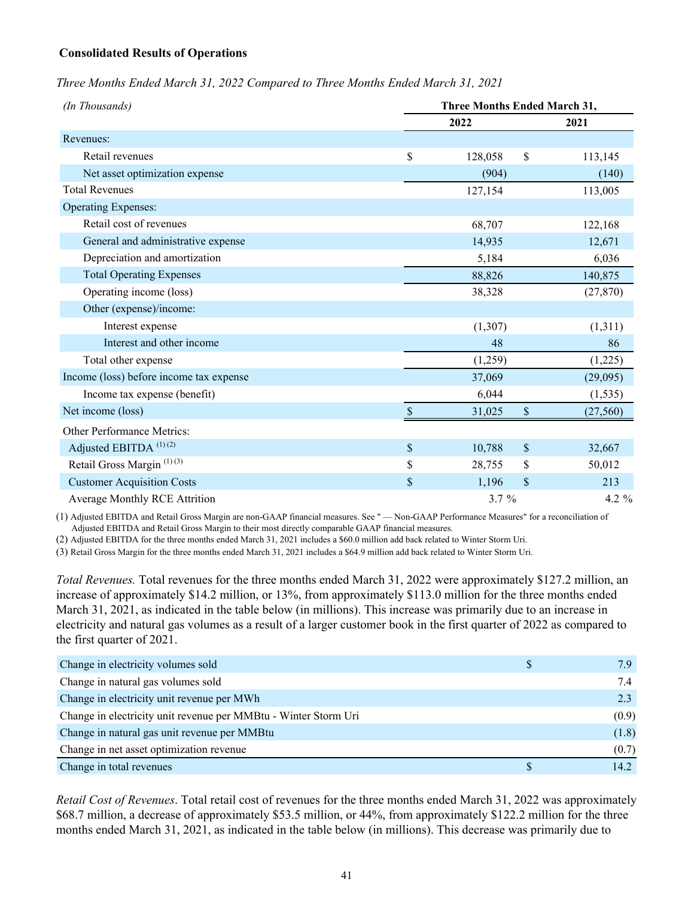**Consolidated Results of Operations**

*Three Months Ended March 31, 2022 Compared to Three Months Ended March 31, 2021*

| *(In Thousands)* | Three Months Ended March 31, | |
|---|---|---|
| | **2022** | **2021** |
| Revenues: | | |
| Retail revenues | $ 128,058 | $ 113,145 |
| Net asset optimization expense | (904) | (140) |
| Total Revenues | 127,154 | 113,005 |
| Operating Expenses: | | |
| Retail cost of revenues | 68,707 | 122,168 |
| General and administrative expense | 14,935 | 12,671 |
| Depreciation and amortization | 5,184 | 6,036 |
| Total Operating Expenses | 88,826 | 140,875 |
| Operating income (loss) | 38,328 | (27,870) |
| Other (expense)/income: | | |
| Interest expense | (1,307) | (1,311) |
| Interest and other income | 48 | 86 |
| Total other expense | (1,259) | (1,225) |
| Income (loss) before income tax expense | 37,069 | (29,095) |
| Income tax expense (benefit) | 6,044 | (1,535) |
| Net income (loss) | $ 31,025 | $ (27,560) |
| Other Performance Metrics: | | |
| Adjusted EBITDA [(1) (2)] | $ 10,788 | $ 32,667 |
| Retail Gross Margin [(1) (3)] | $ 28,755 | $ 50,012 |
| Customer Acquisition Costs | $ 1,196 | $ 213 |
| Average Monthly RCE Attrition | 3.7 % | 4.2 % |

(1) Adjusted EBITDA and Retail Gross Margin are non-GAAP financial measures. See " — Non-GAAP Performance Measures" for a reconciliation of Adjusted EBITDA and Retail Gross Margin to their most directly comparable GAAP financial measures.

(2) Adjusted EBITDA for the three months ended March 31, 2021 includes a $60.0 million add back related to Winter Storm Uri.

(3) Retail Gross Margin for the three months ended March 31, 2021 includes a $64.9 million add back related to Winter Storm Uri.

*Total Revenues.* Total revenues for the three months ended March 31, 2022 were approximately $127.2 million, an increase of approximately $14.2 million, or 13%, from approximately $113.0 million for the three months ended March 31, 2021, as indicated in the table below (in millions). This increase was primarily due to an increase in electricity and natural gas volumes as a result of a larger customer book in the first quarter of 2022 as compared to the first quarter of 2021.

| | |
|---|---|
| Change in electricity volumes sold | $ 7.9 |
| Change in natural gas volumes sold | 7.4 |
| Change in electricity unit revenue per MWh | 2.3 |
| Change in electricity unit revenue per MMBtu - Winter Storm Uri | (0.9) |
| Change in natural gas unit revenue per MMBtu | (1.8) |
| Change in net asset optimization revenue | (0.7) |
| Change in total revenues | $ 14.2 |

*Retail Cost of Revenues*. Total retail cost of revenues for the three months ended March 31, 2022 was approximately $68.7 million, a decrease of approximately $53.5 million, or 44%, from approximately $122.2 million for the three months ended March 31, 2021, as indicated in the table below (in millions). This decrease was primarily due to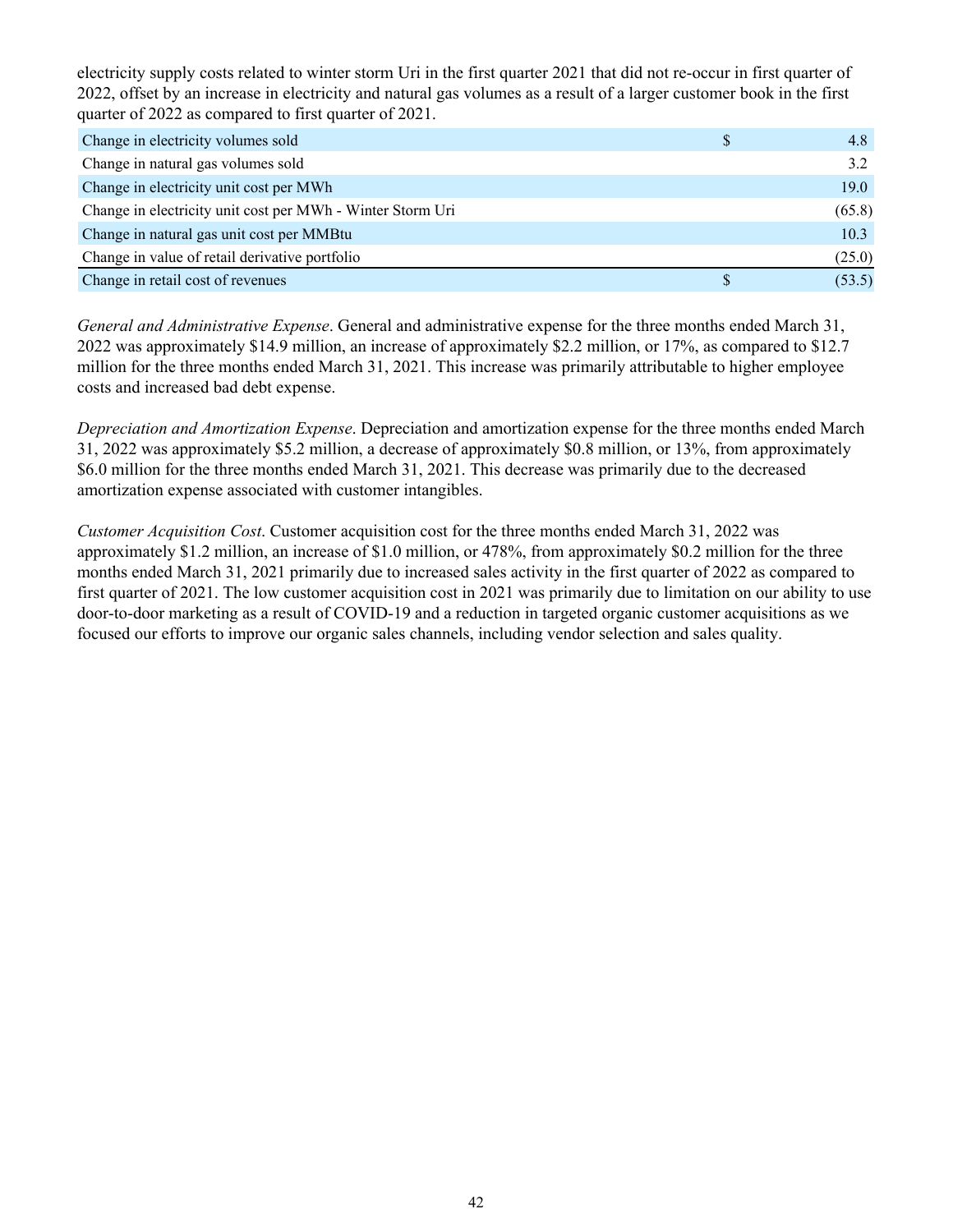electricity supply costs related to winter storm Uri in the first quarter 2021 that did not re-occur in first quarter of 2022, offset by an increase in electricity and natural gas volumes as a result of a larger customer book in the first quarter of 2022 as compared to first quarter of 2021.

| | | |
|---|---|---|
| Change in electricity volumes sold | $ | 4.8 |
| Change in natural gas volumes sold | | 3.2 |
| Change in electricity unit cost per MWh | | 19.0 |
| Change in electricity unit cost per MWh - Winter Storm Uri | | (65.8) |
| Change in natural gas unit cost per MMBtu | | 10.3 |
| Change in value of retail derivative portfolio | | (25.0) |
| Change in retail cost of revenues | $ | (53.5) |

*General and Administrative Expense*. General and administrative expense for the three months ended March 31, 2022 was approximately $14.9 million, an increase of approximately $2.2 million, or 17%, as compared to $12.7 million for the three months ended March 31, 2021. This increase was primarily attributable to higher employee costs and increased bad debt expense.

*Depreciation and Amortization Expense*. Depreciation and amortization expense for the three months ended March 31, 2022 was approximately $5.2 million, a decrease of approximately $0.8 million, or 13%, from approximately $6.0 million for the three months ended March 31, 2021. This decrease was primarily due to the decreased amortization expense associated with customer intangibles.

*Customer Acquisition Cost*. Customer acquisition cost for the three months ended March 31, 2022 was approximately $1.2 million, an increase of $1.0 million, or 478%, from approximately $0.2 million for the three months ended March 31, 2021 primarily due to increased sales activity in the first quarter of 2022 as compared to first quarter of 2021. The low customer acquisition cost in 2021 was primarily due to limitation on our ability to use door-to-door marketing as a result of COVID-19 and a reduction in targeted organic customer acquisitions as we focused our efforts to improve our organic sales channels, including vendor selection and sales quality.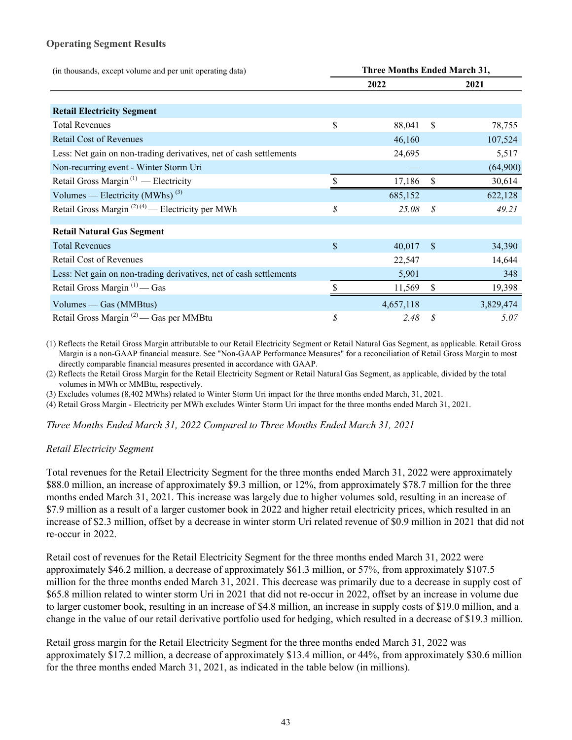### Operating Segment Results

| (in thousands, except volume and per unit operating data) | Three Months Ended March 31, | |
|---|---|---|
| | 2022 | 2021 |
| **Retail Electricity Segment** | | |
| Total Revenues | $ 88,041 | $ 78,755 |
| Retail Cost of Revenues | 46,160 | 107,524 |
| Less: Net gain on non-trading derivatives, net of cash settlements | 24,695 | 5,517 |
| Non-recurring event - Winter Storm Uri | — | (64,900) |
| Retail Gross Margin [(1)] — Electricity | $ 17,186 | $ 30,614 |
| Volumes — Electricity (MWhs) [(3)] | 685,152 | 622,128 |
| Retail Gross Margin [(2) (4)] — Electricity per MWh | *$ 25.08* | *$ 49.21* |
| **Retail Natural Gas Segment** | | |
| Total Revenues | $ 40,017 | $ 34,390 |
| Retail Cost of Revenues | 22,547 | 14,644 |
| Less: Net gain on non-trading derivatives, net of cash settlements | 5,901 | 348 |
| Retail Gross Margin [(1)] — Gas | $ 11,569 | $ 19,398 |
| Volumes — Gas (MMBtus) | 4,657,118 | 3,829,474 |
| Retail Gross Margin [(2)] — Gas per MMBtu | *$ 2.48* | *$ 5.07* |

(1) Reflects the Retail Gross Margin attributable to our Retail Electricity Segment or Retail Natural Gas Segment, as applicable. Retail Gross Margin is a non-GAAP financial measure. See "Non-GAAP Performance Measures" for a reconciliation of Retail Gross Margin to most directly comparable financial measures presented in accordance with GAAP.

(2) Reflects the Retail Gross Margin for the Retail Electricity Segment or Retail Natural Gas Segment, as applicable, divided by the total volumes in MWh or MMBtu, respectively.

(3) Excludes volumes (8,402 MWhs) related to Winter Storm Uri impact for the three months ended March, 31, 2021.

(4) Retail Gross Margin - Electricity per MWh excludes Winter Storm Uri impact for the three months ended March 31, 2021.

*Three Months Ended March 31, 2022 Compared to Three Months Ended March 31, 2021*

*Retail Electricity Segment*

Total revenues for the Retail Electricity Segment for the three months ended March 31, 2022 were approximately $88.0 million, an increase of approximately $9.3 million, or 12%, from approximately $78.7 million for the three months ended March 31, 2021. This increase was largely due to higher volumes sold, resulting in an increase of $7.9 million as a result of a larger customer book in 2022 and higher retail electricity prices, which resulted in an increase of $2.3 million, offset by a decrease in winter storm Uri related revenue of $0.9 million in 2021 that did not re-occur in 2022.

Retail cost of revenues for the Retail Electricity Segment for the three months ended March 31, 2022 were approximately $46.2 million, a decrease of approximately $61.3 million, or 57%, from approximately $107.5 million for the three months ended March 31, 2021. This decrease was primarily due to a decrease in supply cost of $65.8 million related to winter storm Uri in 2021 that did not re-occur in 2022, offset by an increase in volume due to larger customer book, resulting in an increase of $4.8 million, an increase in supply costs of $19.0 million, and a change in the value of our retail derivative portfolio used for hedging, which resulted in a decrease of $19.3 million.

Retail gross margin for the Retail Electricity Segment for the three months ended March 31, 2022 was approximately $17.2 million, a decrease of approximately $13.4 million, or 44%, from approximately $30.6 million for the three months ended March 31, 2021, as indicated in the table below (in millions).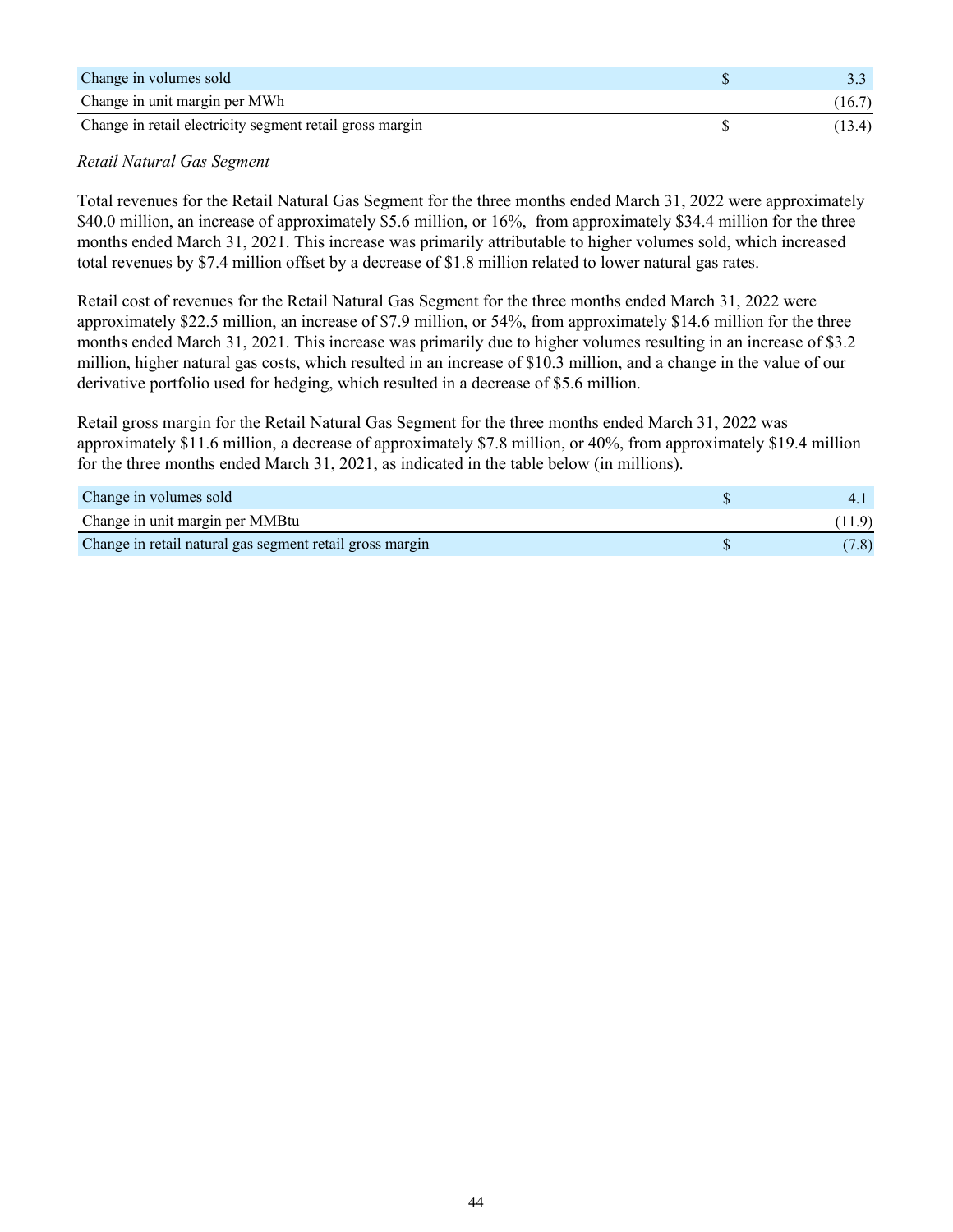| | | |
|---|---|---|
| Change in volumes sold | $ | 3.3 |
| Change in unit margin per MWh | | (16.7) |
| Change in retail electricity segment retail gross margin | $ | (13.4) |

*Retail Natural Gas Segment*

Total revenues for the Retail Natural Gas Segment for the three months ended March 31, 2022 were approximately $40.0 million, an increase of approximately $5.6 million, or 16%, from approximately $34.4 million for the three months ended March 31, 2021. This increase was primarily attributable to higher volumes sold, which increased total revenues by $7.4 million offset by a decrease of $1.8 million related to lower natural gas rates.

Retail cost of revenues for the Retail Natural Gas Segment for the three months ended March 31, 2022 were approximately $22.5 million, an increase of $7.9 million, or 54%, from approximately $14.6 million for the three months ended March 31, 2021. This increase was primarily due to higher volumes resulting in an increase of $3.2 million, higher natural gas costs, which resulted in an increase of $10.3 million, and a change in the value of our derivative portfolio used for hedging, which resulted in a decrease of $5.6 million.

Retail gross margin for the Retail Natural Gas Segment for the three months ended March 31, 2022 was approximately $11.6 million, a decrease of approximately $7.8 million, or 40%, from approximately $19.4 million for the three months ended March 31, 2021, as indicated in the table below (in millions).

| | | |
|---|---|---|
| Change in volumes sold | $ | 4.1 |
| Change in unit margin per MMBtu | | (11.9) |
| Change in retail natural gas segment retail gross margin | $ | (7.8) |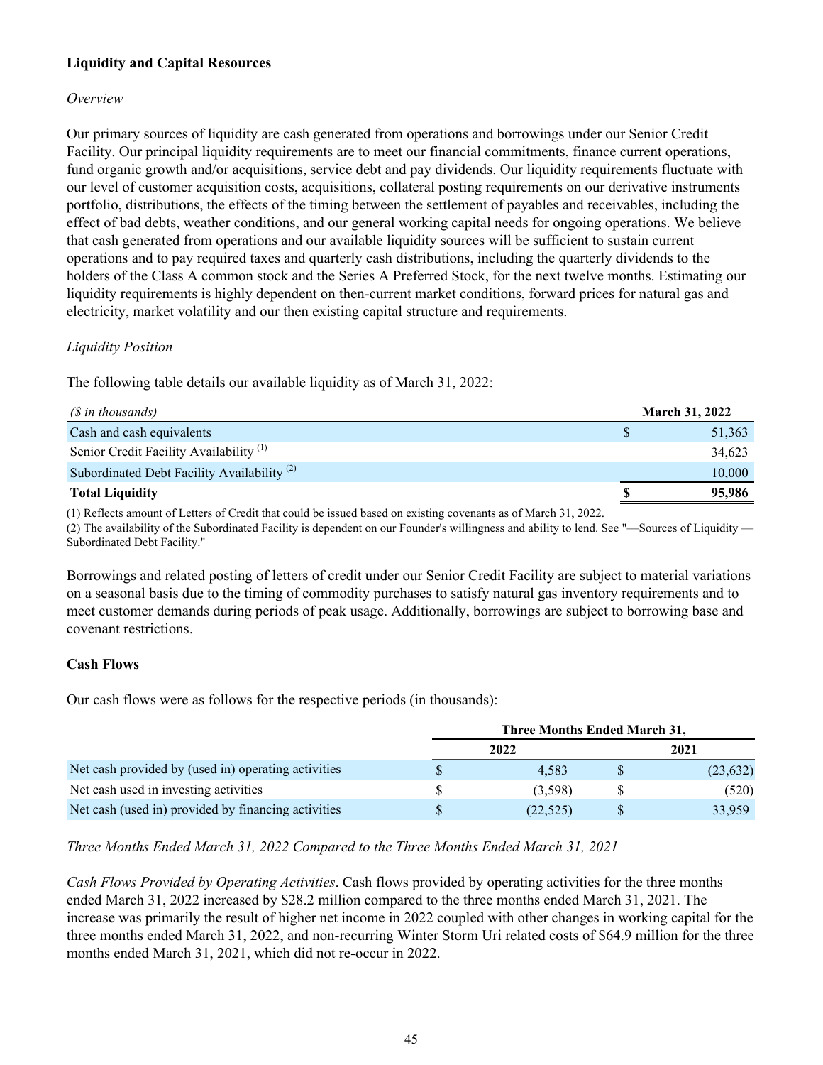### Liquidity and Capital Resources

*Overview*

Our primary sources of liquidity are cash generated from operations and borrowings under our Senior Credit Facility. Our principal liquidity requirements are to meet our financial commitments, finance current operations, fund organic growth and/or acquisitions, service debt and pay dividends. Our liquidity requirements fluctuate with our level of customer acquisition costs, acquisitions, collateral posting requirements on our derivative instruments portfolio, distributions, the effects of the timing between the settlement of payables and receivables, including the effect of bad debts, weather conditions, and our general working capital needs for ongoing operations. We believe that cash generated from operations and our available liquidity sources will be sufficient to sustain current operations and to pay required taxes and quarterly cash distributions, including the quarterly dividends to the holders of the Class A common stock and the Series A Preferred Stock, for the next twelve months. Estimating our liquidity requirements is highly dependent on then-current market conditions, forward prices for natural gas and electricity, market volatility and our then existing capital structure and requirements.

*Liquidity Position*

The following table details our available liquidity as of March 31, 2022:

| *($ in thousands)* | | March 31, 2022 |
|---|---|---|
| Cash and cash equivalents | $ | 51,363 |
| Senior Credit Facility Availability [1] | | 34,623 |
| Subordinated Debt Facility Availability [2] | | 10,000 |
| **Total Liquidity** | **$** | **95,986** |

(1) Reflects amount of Letters of Credit that could be issued based on existing covenants as of March 31, 2022.
(2) The availability of the Subordinated Facility is dependent on our Founder's willingness and ability to lend. See "—Sources of Liquidity — Subordinated Debt Facility."

Borrowings and related posting of letters of credit under our Senior Credit Facility are subject to material variations on a seasonal basis due to the timing of commodity purchases to satisfy natural gas inventory requirements and to meet customer demands during periods of peak usage. Additionally, borrowings are subject to borrowing base and covenant restrictions.

### Cash Flows

Our cash flows were as follows for the respective periods (in thousands):

| | Three Months Ended March 31, | | | |
|---|---|---|---|---|
| | 2022 | | 2021 | |
| Net cash provided by (used in) operating activities | $ | 4,583 | $ | (23,632) |
| Net cash used in investing activities | $ | (3,598) | $ | (520) |
| Net cash (used in) provided by financing activities | $ | (22,525) | $ | 33,959 |

*Three Months Ended March 31, 2022 Compared to the Three Months Ended March 31, 2021*

*Cash Flows Provided by Operating Activities*. Cash flows provided by operating activities for the three months ended March 31, 2022 increased by $28.2 million compared to the three months ended March 31, 2021. The increase was primarily the result of higher net income in 2022 coupled with other changes in working capital for the three months ended March 31, 2022, and non-recurring Winter Storm Uri related costs of $64.9 million for the three months ended March 31, 2021, which did not re-occur in 2022.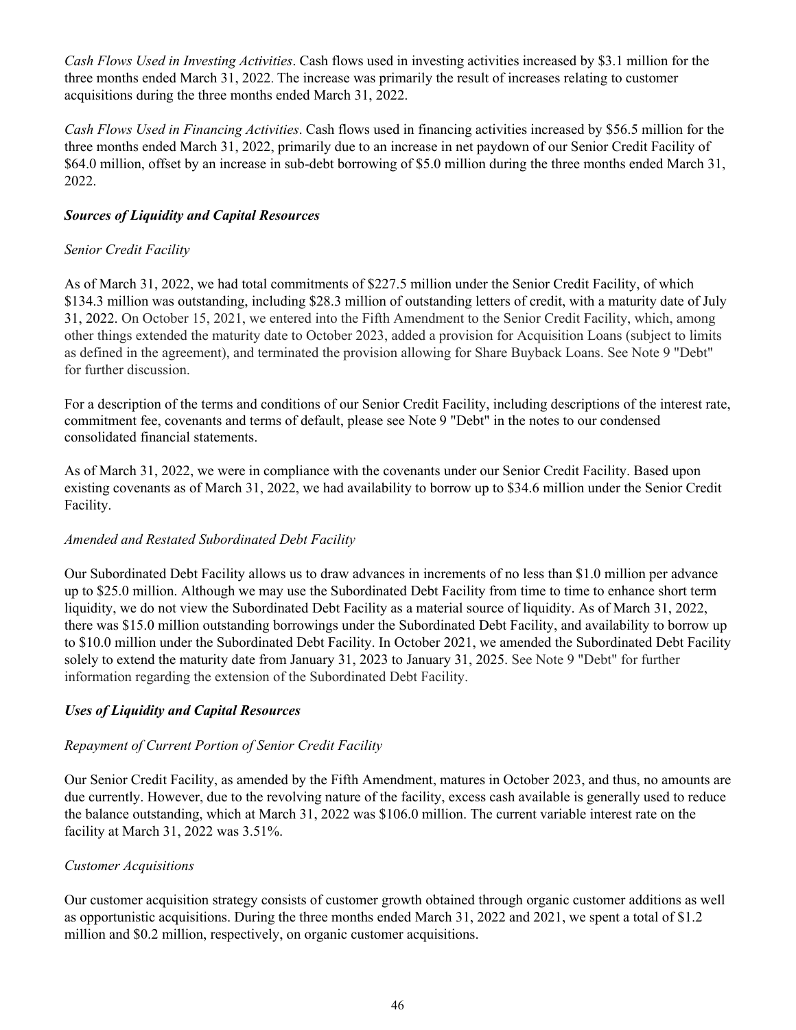*Cash Flows Used in Investing Activities*. Cash flows used in investing activities increased by $3.1 million for the three months ended March 31, 2022. The increase was primarily the result of increases relating to customer acquisitions during the three months ended March 31, 2022.

*Cash Flows Used in Financing Activities*. Cash flows used in financing activities increased by $56.5 million for the three months ended March 31, 2022, primarily due to an increase in net paydown of our Senior Credit Facility of $64.0 million, offset by an increase in sub-debt borrowing of $5.0 million during the three months ended March 31, 2022.

***Sources of Liquidity and Capital Resources***

*Senior Credit Facility*

As of March 31, 2022, we had total commitments of $227.5 million under the Senior Credit Facility, of which $134.3 million was outstanding, including $28.3 million of outstanding letters of credit, with a maturity date of July 31, 2022. On October 15, 2021, we entered into the Fifth Amendment to the Senior Credit Facility, which, among other things extended the maturity date to October 2023, added a provision for Acquisition Loans (subject to limits as defined in the agreement), and terminated the provision allowing for Share Buyback Loans. See Note 9 "Debt" for further discussion.

For a description of the terms and conditions of our Senior Credit Facility, including descriptions of the interest rate, commitment fee, covenants and terms of default, please see Note 9 "Debt" in the notes to our condensed consolidated financial statements.

As of March 31, 2022, we were in compliance with the covenants under our Senior Credit Facility. Based upon existing covenants as of March 31, 2022, we had availability to borrow up to $34.6 million under the Senior Credit Facility.

*Amended and Restated Subordinated Debt Facility*

Our Subordinated Debt Facility allows us to draw advances in increments of no less than $1.0 million per advance up to $25.0 million. Although we may use the Subordinated Debt Facility from time to time to enhance short term liquidity, we do not view the Subordinated Debt Facility as a material source of liquidity. As of March 31, 2022, there was $15.0 million outstanding borrowings under the Subordinated Debt Facility, and availability to borrow up to $10.0 million under the Subordinated Debt Facility. In October 2021, we amended the Subordinated Debt Facility solely to extend the maturity date from January 31, 2023 to January 31, 2025. See Note 9 "Debt" for further information regarding the extension of the Subordinated Debt Facility.

***Uses of Liquidity and Capital Resources***

*Repayment of Current Portion of Senior Credit Facility*

Our Senior Credit Facility, as amended by the Fifth Amendment, matures in October 2023, and thus, no amounts are due currently. However, due to the revolving nature of the facility, excess cash available is generally used to reduce the balance outstanding, which at March 31, 2022 was $106.0 million. The current variable interest rate on the facility at March 31, 2022 was 3.51%.

*Customer Acquisitions*

Our customer acquisition strategy consists of customer growth obtained through organic customer additions as well as opportunistic acquisitions. During the three months ended March 31, 2022 and 2021, we spent a total of $1.2 million and $0.2 million, respectively, on organic customer acquisitions.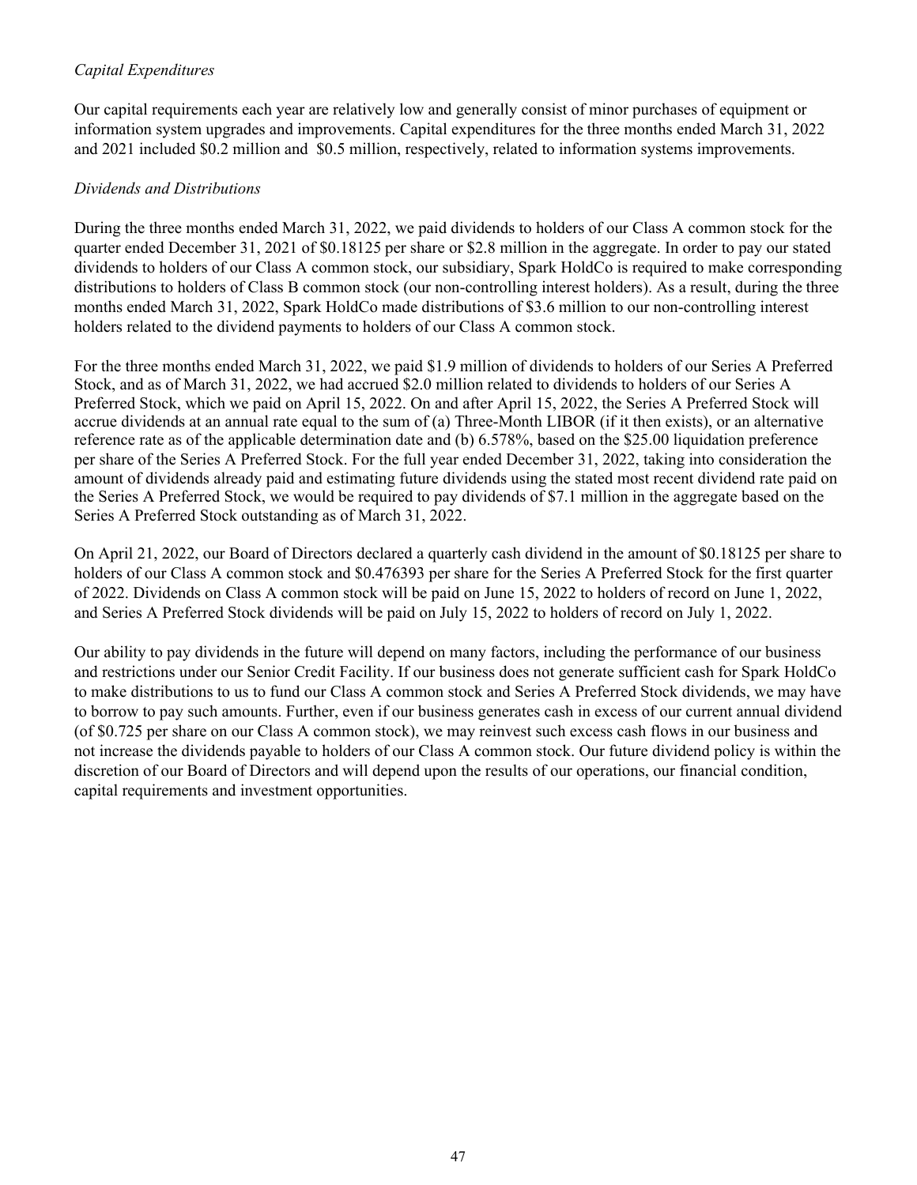*Capital Expenditures*

Our capital requirements each year are relatively low and generally consist of minor purchases of equipment or information system upgrades and improvements. Capital expenditures for the three months ended March 31, 2022 and 2021 included $0.2 million and  $0.5 million, respectively, related to information systems improvements.

*Dividends and Distributions*

During the three months ended March 31, 2022, we paid dividends to holders of our Class A common stock for the quarter ended December 31, 2021 of $0.18125 per share or $2.8 million in the aggregate. In order to pay our stated dividends to holders of our Class A common stock, our subsidiary, Spark HoldCo is required to make corresponding distributions to holders of Class B common stock (our non-controlling interest holders). As a result, during the three months ended March 31, 2022, Spark HoldCo made distributions of $3.6 million to our non-controlling interest holders related to the dividend payments to holders of our Class A common stock.

For the three months ended March 31, 2022, we paid $1.9 million of dividends to holders of our Series A Preferred Stock, and as of March 31, 2022, we had accrued $2.0 million related to dividends to holders of our Series A Preferred Stock, which we paid on April 15, 2022. On and after April 15, 2022, the Series A Preferred Stock will accrue dividends at an annual rate equal to the sum of (a) Three-Month LIBOR (if it then exists), or an alternative reference rate as of the applicable determination date and (b) 6.578%, based on the $25.00 liquidation preference per share of the Series A Preferred Stock. For the full year ended December 31, 2022, taking into consideration the amount of dividends already paid and estimating future dividends using the stated most recent dividend rate paid on the Series A Preferred Stock, we would be required to pay dividends of $7.1 million in the aggregate based on the Series A Preferred Stock outstanding as of March 31, 2022.

On April 21, 2022, our Board of Directors declared a quarterly cash dividend in the amount of $0.18125 per share to holders of our Class A common stock and $0.476393 per share for the Series A Preferred Stock for the first quarter of 2022. Dividends on Class A common stock will be paid on June 15, 2022 to holders of record on June 1, 2022, and Series A Preferred Stock dividends will be paid on July 15, 2022 to holders of record on July 1, 2022.

Our ability to pay dividends in the future will depend on many factors, including the performance of our business and restrictions under our Senior Credit Facility. If our business does not generate sufficient cash for Spark HoldCo to make distributions to us to fund our Class A common stock and Series A Preferred Stock dividends, we may have to borrow to pay such amounts. Further, even if our business generates cash in excess of our current annual dividend (of $0.725 per share on our Class A common stock), we may reinvest such excess cash flows in our business and not increase the dividends payable to holders of our Class A common stock. Our future dividend policy is within the discretion of our Board of Directors and will depend upon the results of our operations, our financial condition, capital requirements and investment opportunities.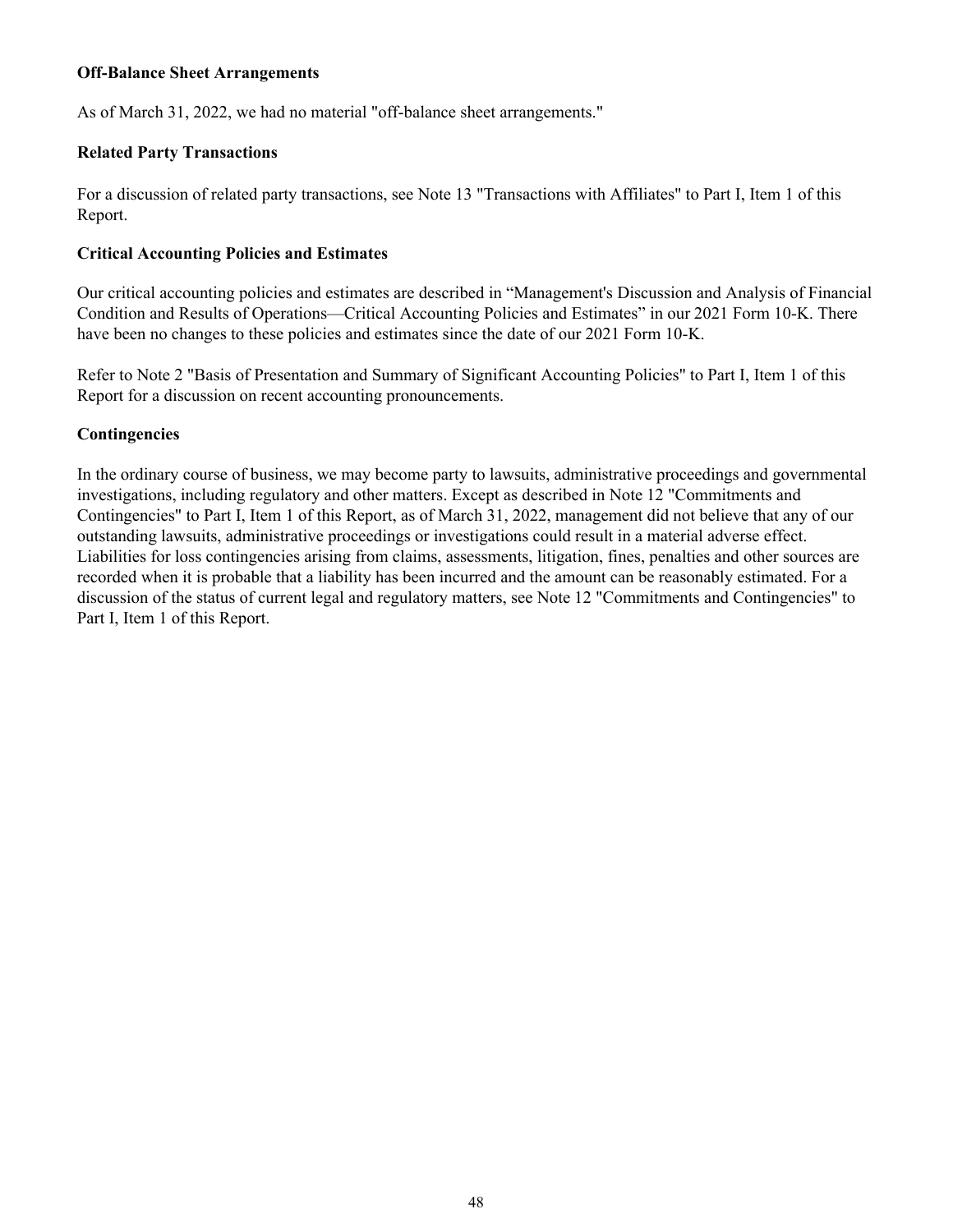**Off-Balance Sheet Arrangements**

As of March 31, 2022, we had no material "off-balance sheet arrangements."

**Related Party Transactions**

For a discussion of related party transactions, see Note 13 "Transactions with Affiliates" to Part I, Item 1 of this Report.

**Critical Accounting Policies and Estimates**

Our critical accounting policies and estimates are described in "Management's Discussion and Analysis of Financial Condition and Results of Operations—Critical Accounting Policies and Estimates" in our 2021 Form 10-K. There have been no changes to these policies and estimates since the date of our 2021 Form 10-K.

Refer to Note 2 "Basis of Presentation and Summary of Significant Accounting Policies" to Part I, Item 1 of this Report for a discussion on recent accounting pronouncements.

**Contingencies**

In the ordinary course of business, we may become party to lawsuits, administrative proceedings and governmental investigations, including regulatory and other matters. Except as described in Note 12 "Commitments and Contingencies" to Part I, Item 1 of this Report, as of March 31, 2022, management did not believe that any of our outstanding lawsuits, administrative proceedings or investigations could result in a material adverse effect. Liabilities for loss contingencies arising from claims, assessments, litigation, fines, penalties and other sources are recorded when it is probable that a liability has been incurred and the amount can be reasonably estimated. For a discussion of the status of current legal and regulatory matters, see Note 12 "Commitments and Contingencies" to Part I, Item 1 of this Report.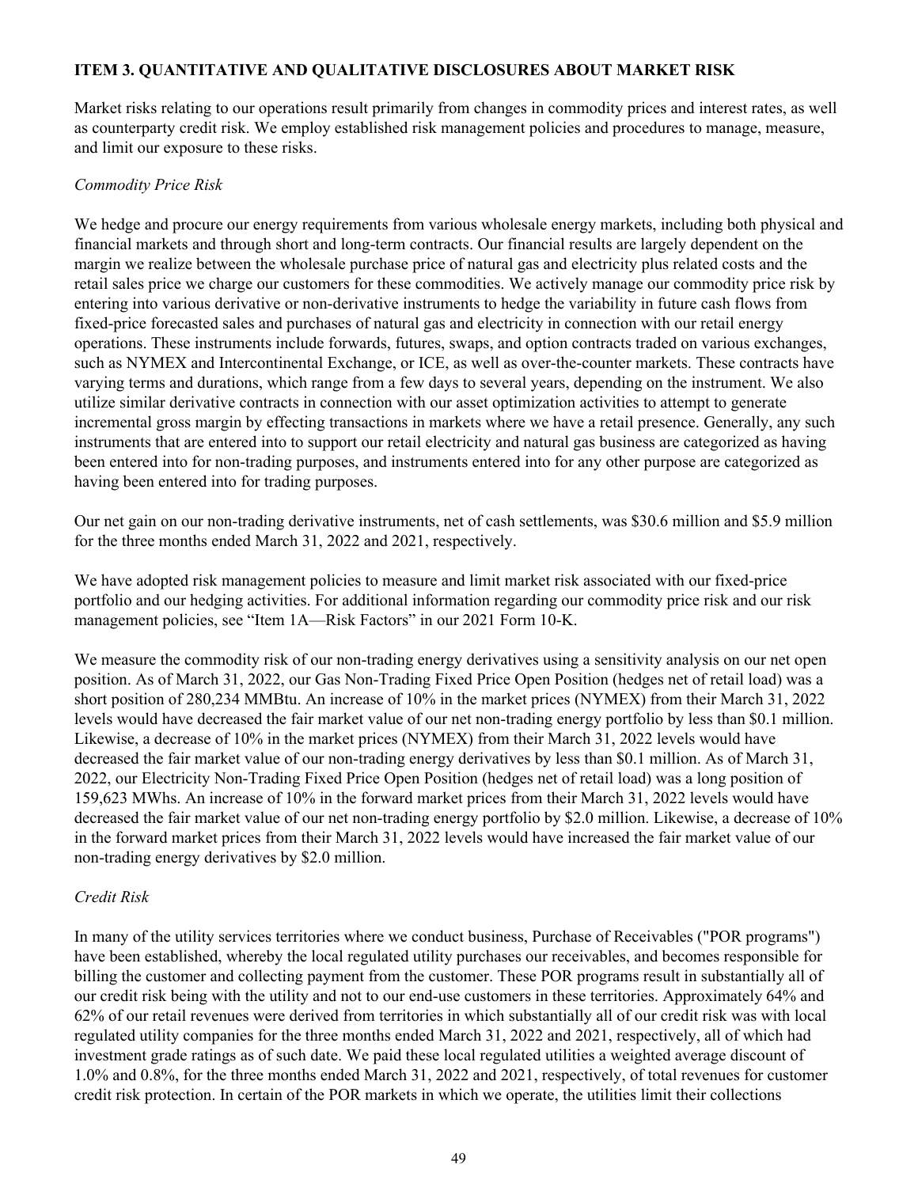## ITEM 3. QUANTITATIVE AND QUALITATIVE DISCLOSURES ABOUT MARKET RISK

Market risks relating to our operations result primarily from changes in commodity prices and interest rates, as well as counterparty credit risk. We employ established risk management policies and procedures to manage, measure, and limit our exposure to these risks.

*Commodity Price Risk*

We hedge and procure our energy requirements from various wholesale energy markets, including both physical and financial markets and through short and long-term contracts. Our financial results are largely dependent on the margin we realize between the wholesale purchase price of natural gas and electricity plus related costs and the retail sales price we charge our customers for these commodities. We actively manage our commodity price risk by entering into various derivative or non-derivative instruments to hedge the variability in future cash flows from fixed-price forecasted sales and purchases of natural gas and electricity in connection with our retail energy operations. These instruments include forwards, futures, swaps, and option contracts traded on various exchanges, such as NYMEX and Intercontinental Exchange, or ICE, as well as over-the-counter markets. These contracts have varying terms and durations, which range from a few days to several years, depending on the instrument. We also utilize similar derivative contracts in connection with our asset optimization activities to attempt to generate incremental gross margin by effecting transactions in markets where we have a retail presence. Generally, any such instruments that are entered into to support our retail electricity and natural gas business are categorized as having been entered into for non-trading purposes, and instruments entered into for any other purpose are categorized as having been entered into for trading purposes.

Our net gain on our non-trading derivative instruments, net of cash settlements, was $30.6 million and $5.9 million for the three months ended March 31, 2022 and 2021, respectively.

We have adopted risk management policies to measure and limit market risk associated with our fixed-price portfolio and our hedging activities. For additional information regarding our commodity price risk and our risk management policies, see "Item 1A—Risk Factors" in our 2021 Form 10-K.

We measure the commodity risk of our non-trading energy derivatives using a sensitivity analysis on our net open position. As of March 31, 2022, our Gas Non-Trading Fixed Price Open Position (hedges net of retail load) was a short position of 280,234 MMBtu. An increase of 10% in the market prices (NYMEX) from their March 31, 2022 levels would have decreased the fair market value of our net non-trading energy portfolio by less than $0.1 million. Likewise, a decrease of 10% in the market prices (NYMEX) from their March 31, 2022 levels would have decreased the fair market value of our non-trading energy derivatives by less than $0.1 million. As of March 31, 2022, our Electricity Non-Trading Fixed Price Open Position (hedges net of retail load) was a long position of 159,623 MWhs. An increase of 10% in the forward market prices from their March 31, 2022 levels would have decreased the fair market value of our net non-trading energy portfolio by $2.0 million. Likewise, a decrease of 10% in the forward market prices from their March 31, 2022 levels would have increased the fair market value of our non-trading energy derivatives by $2.0 million.

*Credit Risk*

In many of the utility services territories where we conduct business, Purchase of Receivables ("POR programs") have been established, whereby the local regulated utility purchases our receivables, and becomes responsible for billing the customer and collecting payment from the customer. These POR programs result in substantially all of our credit risk being with the utility and not to our end-use customers in these territories. Approximately 64% and 62% of our retail revenues were derived from territories in which substantially all of our credit risk was with local regulated utility companies for the three months ended March 31, 2022 and 2021, respectively, all of which had investment grade ratings as of such date. We paid these local regulated utilities a weighted average discount of 1.0% and 0.8%, for the three months ended March 31, 2022 and 2021, respectively, of total revenues for customer credit risk protection. In certain of the POR markets in which we operate, the utilities limit their collections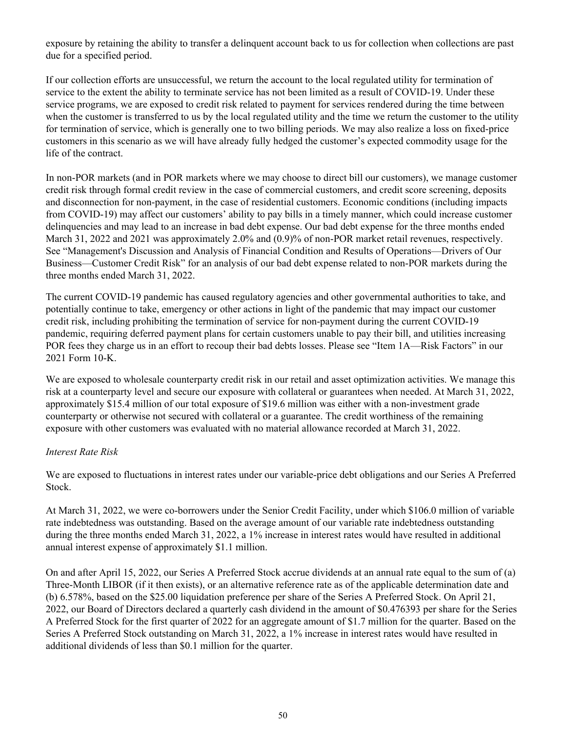exposure by retaining the ability to transfer a delinquent account back to us for collection when collections are past due for a specified period.

If our collection efforts are unsuccessful, we return the account to the local regulated utility for termination of service to the extent the ability to terminate service has not been limited as a result of COVID-19. Under these service programs, we are exposed to credit risk related to payment for services rendered during the time between when the customer is transferred to us by the local regulated utility and the time we return the customer to the utility for termination of service, which is generally one to two billing periods. We may also realize a loss on fixed-price customers in this scenario as we will have already fully hedged the customer's expected commodity usage for the life of the contract.

In non-POR markets (and in POR markets where we may choose to direct bill our customers), we manage customer credit risk through formal credit review in the case of commercial customers, and credit score screening, deposits and disconnection for non-payment, in the case of residential customers. Economic conditions (including impacts from COVID-19) may affect our customers' ability to pay bills in a timely manner, which could increase customer delinquencies and may lead to an increase in bad debt expense. Our bad debt expense for the three months ended March 31, 2022 and 2021 was approximately 2.0% and (0.9)% of non-POR market retail revenues, respectively. See "Management's Discussion and Analysis of Financial Condition and Results of Operations—Drivers of Our Business—Customer Credit Risk" for an analysis of our bad debt expense related to non-POR markets during the three months ended March 31, 2022.

The current COVID-19 pandemic has caused regulatory agencies and other governmental authorities to take, and potentially continue to take, emergency or other actions in light of the pandemic that may impact our customer credit risk, including prohibiting the termination of service for non-payment during the current COVID-19 pandemic, requiring deferred payment plans for certain customers unable to pay their bill, and utilities increasing POR fees they charge us in an effort to recoup their bad debts losses. Please see "Item 1A—Risk Factors" in our 2021 Form 10-K.

We are exposed to wholesale counterparty credit risk in our retail and asset optimization activities. We manage this risk at a counterparty level and secure our exposure with collateral or guarantees when needed. At March 31, 2022, approximately $15.4 million of our total exposure of $19.6 million was either with a non-investment grade counterparty or otherwise not secured with collateral or a guarantee. The credit worthiness of the remaining exposure with other customers was evaluated with no material allowance recorded at March 31, 2022.

*Interest Rate Risk*

We are exposed to fluctuations in interest rates under our variable-price debt obligations and our Series A Preferred Stock.

At March 31, 2022, we were co-borrowers under the Senior Credit Facility, under which $106.0 million of variable rate indebtedness was outstanding. Based on the average amount of our variable rate indebtedness outstanding during the three months ended March 31, 2022, a 1% increase in interest rates would have resulted in additional annual interest expense of approximately $1.1 million.

On and after April 15, 2022, our Series A Preferred Stock accrue dividends at an annual rate equal to the sum of (a) Three-Month LIBOR (if it then exists), or an alternative reference rate as of the applicable determination date and (b) 6.578%, based on the $25.00 liquidation preference per share of the Series A Preferred Stock. On April 21, 2022, our Board of Directors declared a quarterly cash dividend in the amount of $0.476393 per share for the Series A Preferred Stock for the first quarter of 2022 for an aggregate amount of $1.7 million for the quarter. Based on the Series A Preferred Stock outstanding on March 31, 2022, a 1% increase in interest rates would have resulted in additional dividends of less than $0.1 million for the quarter.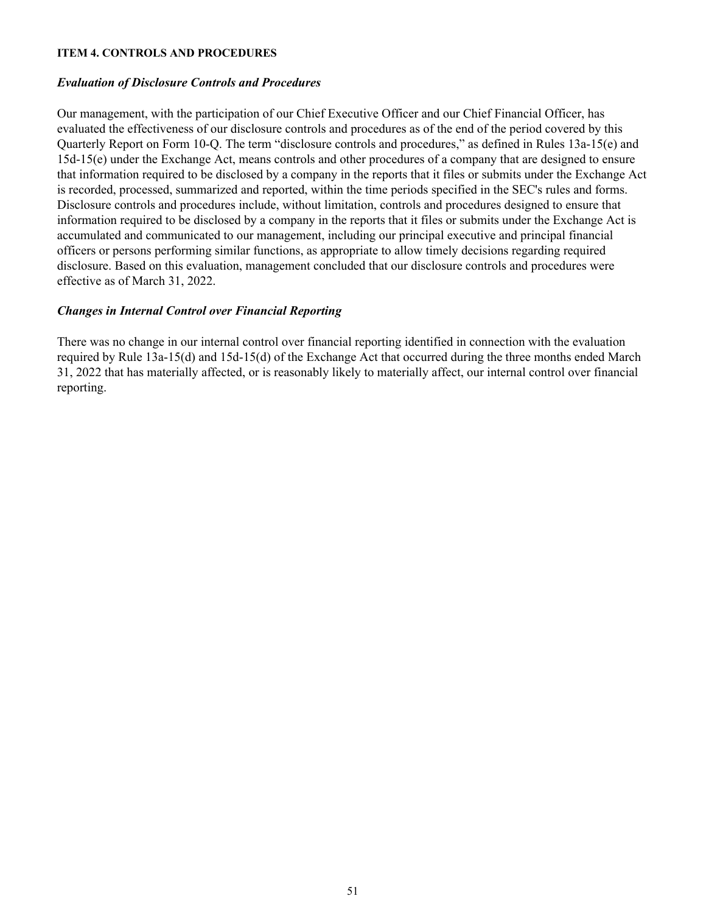**ITEM 4. CONTROLS AND PROCEDURES**

***Evaluation of Disclosure Controls and Procedures***

Our management, with the participation of our Chief Executive Officer and our Chief Financial Officer, has evaluated the effectiveness of our disclosure controls and procedures as of the end of the period covered by this Quarterly Report on Form 10-Q. The term "disclosure controls and procedures," as defined in Rules 13a-15(e) and 15d-15(e) under the Exchange Act, means controls and other procedures of a company that are designed to ensure that information required to be disclosed by a company in the reports that it files or submits under the Exchange Act is recorded, processed, summarized and reported, within the time periods specified in the SEC's rules and forms. Disclosure controls and procedures include, without limitation, controls and procedures designed to ensure that information required to be disclosed by a company in the reports that it files or submits under the Exchange Act is accumulated and communicated to our management, including our principal executive and principal financial officers or persons performing similar functions, as appropriate to allow timely decisions regarding required disclosure. Based on this evaluation, management concluded that our disclosure controls and procedures were effective as of March 31, 2022.

***Changes in Internal Control over Financial Reporting***

There was no change in our internal control over financial reporting identified in connection with the evaluation required by Rule 13a-15(d) and 15d-15(d) of the Exchange Act that occurred during the three months ended March 31, 2022 that has materially affected, or is reasonably likely to materially affect, our internal control over financial reporting.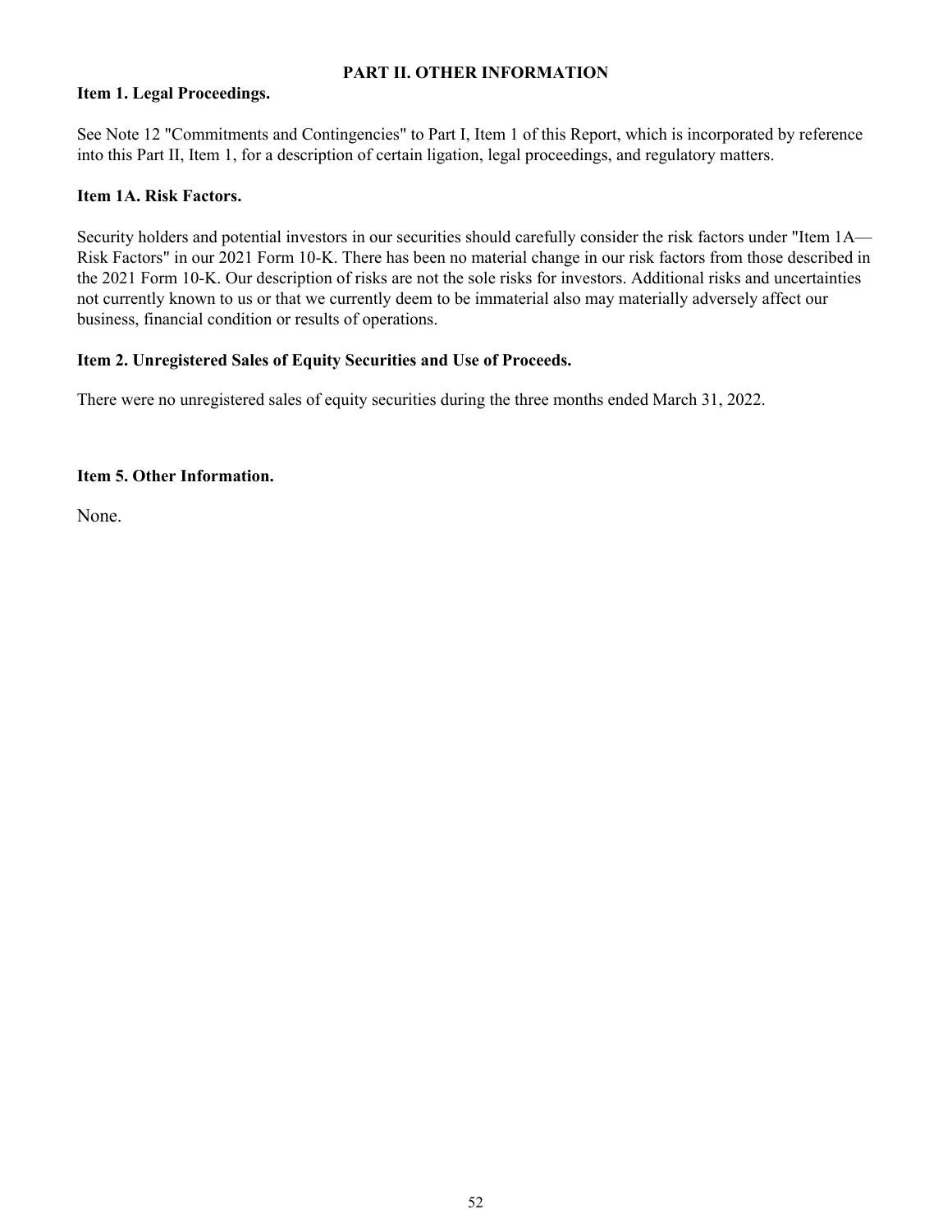# PART II. OTHER INFORMATION

## Item 1. Legal Proceedings.

See Note 12 "Commitments and Contingencies" to Part I, Item 1 of this Report, which is incorporated by reference into this Part II, Item 1, for a description of certain ligation, legal proceedings, and regulatory matters.

## Item 1A. Risk Factors.

Security holders and potential investors in our securities should carefully consider the risk factors under "Item 1A—Risk Factors" in our 2021 Form 10-K. There has been no material change in our risk factors from those described in the 2021 Form 10-K. Our description of risks are not the sole risks for investors. Additional risks and uncertainties not currently known to us or that we currently deem to be immaterial also may materially adversely affect our business, financial condition or results of operations.

## Item 2. Unregistered Sales of Equity Securities and Use of Proceeds.

There were no unregistered sales of equity securities during the three months ended March 31, 2022.

## Item 5. Other Information.

None.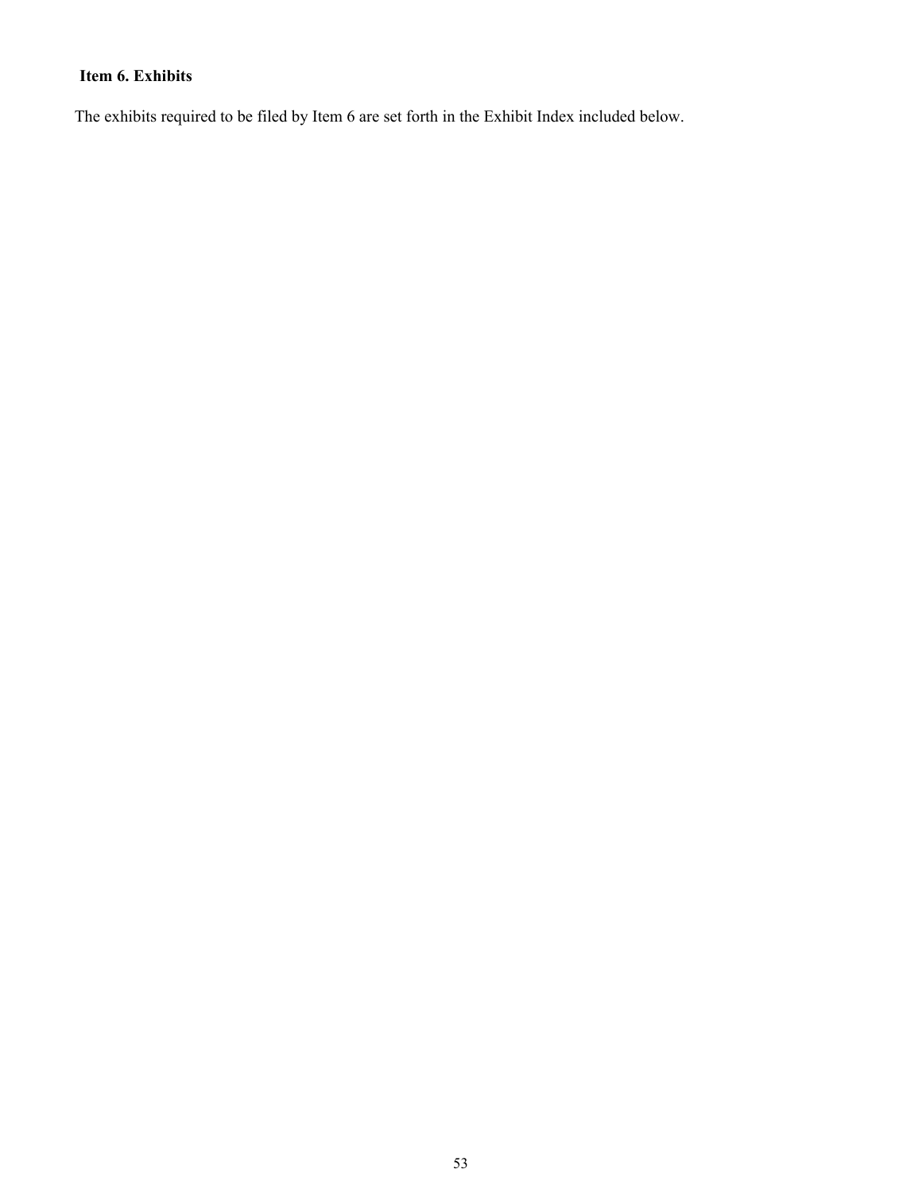## Item 6. Exhibits

The exhibits required to be filed by Item 6 are set forth in the Exhibit Index included below.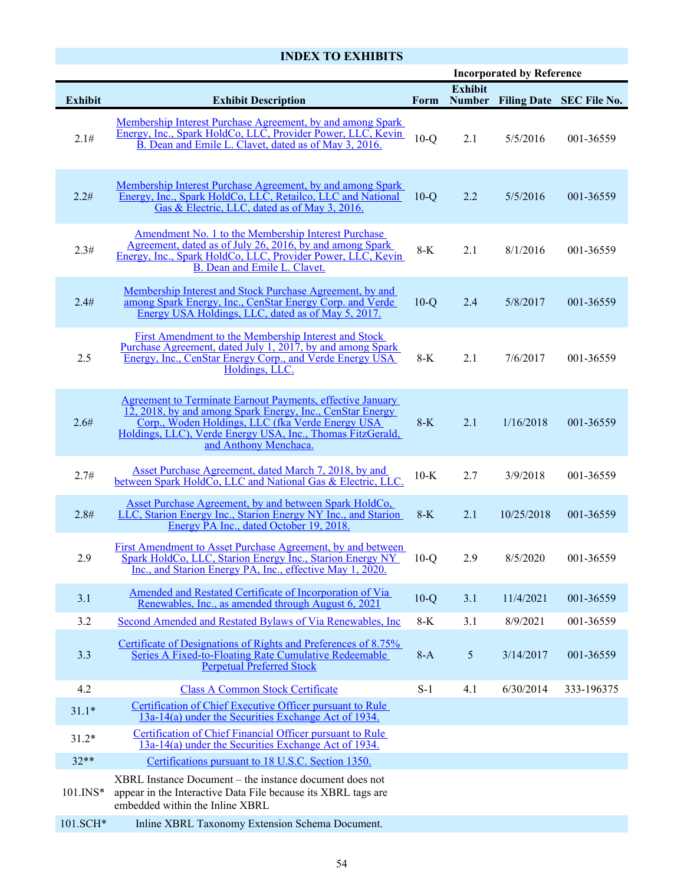## INDEX TO EXHIBITS

| | | Incorporated by Reference | | | |
|---|---|---|---|---|---|
| **Exhibit** | **Exhibit Description** | **Form** | **Exhibit Number** | **Filing Date** | **SEC File No.** |
| 2.1# | Membership Interest Purchase Agreement, by and among Spark Energy, Inc., Spark HoldCo, LLC, Provider Power, LLC, Kevin B. Dean and Emile L. Clavet, dated as of May 3, 2016. | 10-Q | 2.1 | 5/5/2016 | 001-36559 |
| 2.2# | Membership Interest Purchase Agreement, by and among Spark Energy, Inc., Spark HoldCo, LLC, Retailco, LLC and National Gas & Electric, LLC, dated as of May 3, 2016. | 10-Q | 2.2 | 5/5/2016 | 001-36559 |
| 2.3# | Amendment No. 1 to the Membership Interest Purchase Agreement, dated as of July 26, 2016, by and among Spark Energy, Inc., Spark HoldCo, LLC, Provider Power, LLC, Kevin B. Dean and Emile L. Clavet. | 8-K | 2.1 | 8/1/2016 | 001-36559 |
| 2.4# | Membership Interest and Stock Purchase Agreement, by and among Spark Energy, Inc., CenStar Energy Corp. and Verde Energy USA Holdings, LLC, dated as of May 5, 2017. | 10-Q | 2.4 | 5/8/2017 | 001-36559 |
| 2.5 | First Amendment to the Membership Interest and Stock Purchase Agreement, dated July 1, 2017, by and among Spark Energy, Inc., CenStar Energy Corp., and Verde Energy USA Holdings, LLC. | 8-K | 2.1 | 7/6/2017 | 001-36559 |
| 2.6# | Agreement to Terminate Earnout Payments, effective January 12, 2018, by and among Spark Energy, Inc., CenStar Energy Corp., Woden Holdings, LLC (fka Verde Energy USA Holdings, LLC), Verde Energy USA, Inc., Thomas FitzGerald, and Anthony Menchaca. | 8-K | 2.1 | 1/16/2018 | 001-36559 |
| 2.7# | Asset Purchase Agreement, dated March 7, 2018, by and between Spark HoldCo, LLC and National Gas & Electric, LLC. | 10-K | 2.7 | 3/9/2018 | 001-36559 |
| 2.8# | Asset Purchase Agreement, by and between Spark HoldCo, LLC, Starion Energy Inc., Starion Energy NY Inc., and Starion Energy PA Inc., dated October 19, 2018. | 8-K | 2.1 | 10/25/2018 | 001-36559 |
| 2.9 | First Amendment to Asset Purchase Agreement, by and between Spark HoldCo, LLC, Starion Energy Inc., Starion Energy NY Inc., and Starion Energy PA, Inc., effective May 1, 2020. | 10-Q | 2.9 | 8/5/2020 | 001-36559 |
| 3.1 | Amended and Restated Certificate of Incorporation of Via Renewables, Inc., as amended through August 6, 2021 | 10-Q | 3.1 | 11/4/2021 | 001-36559 |
| 3.2 | Second Amended and Restated Bylaws of Via Renewables, Inc | 8-K | 3.1 | 8/9/2021 | 001-36559 |
| 3.3 | Certificate of Designations of Rights and Preferences of 8.75% Series A Fixed-to-Floating Rate Cumulative Redeemable Perpetual Preferred Stock | 8-A | 5 | 3/14/2017 | 001-36559 |
| 4.2 | Class A Common Stock Certificate | S-1 | 4.1 | 6/30/2014 | 333-196375 |
| 31.1* | Certification of Chief Executive Officer pursuant to Rule 13a-14(a) under the Securities Exchange Act of 1934. | | | | |
| 31.2* | Certification of Chief Financial Officer pursuant to Rule 13a-14(a) under the Securities Exchange Act of 1934. | | | | |
| 32** | Certifications pursuant to 18 U.S.C. Section 1350. | | | | |
| 101.INS* | XBRL Instance Document – the instance document does not appear in the Interactive Data File because its XBRL tags are embedded within the Inline XBRL | | | | |
| 101.SCH* | Inline XBRL Taxonomy Extension Schema Document. | | | | |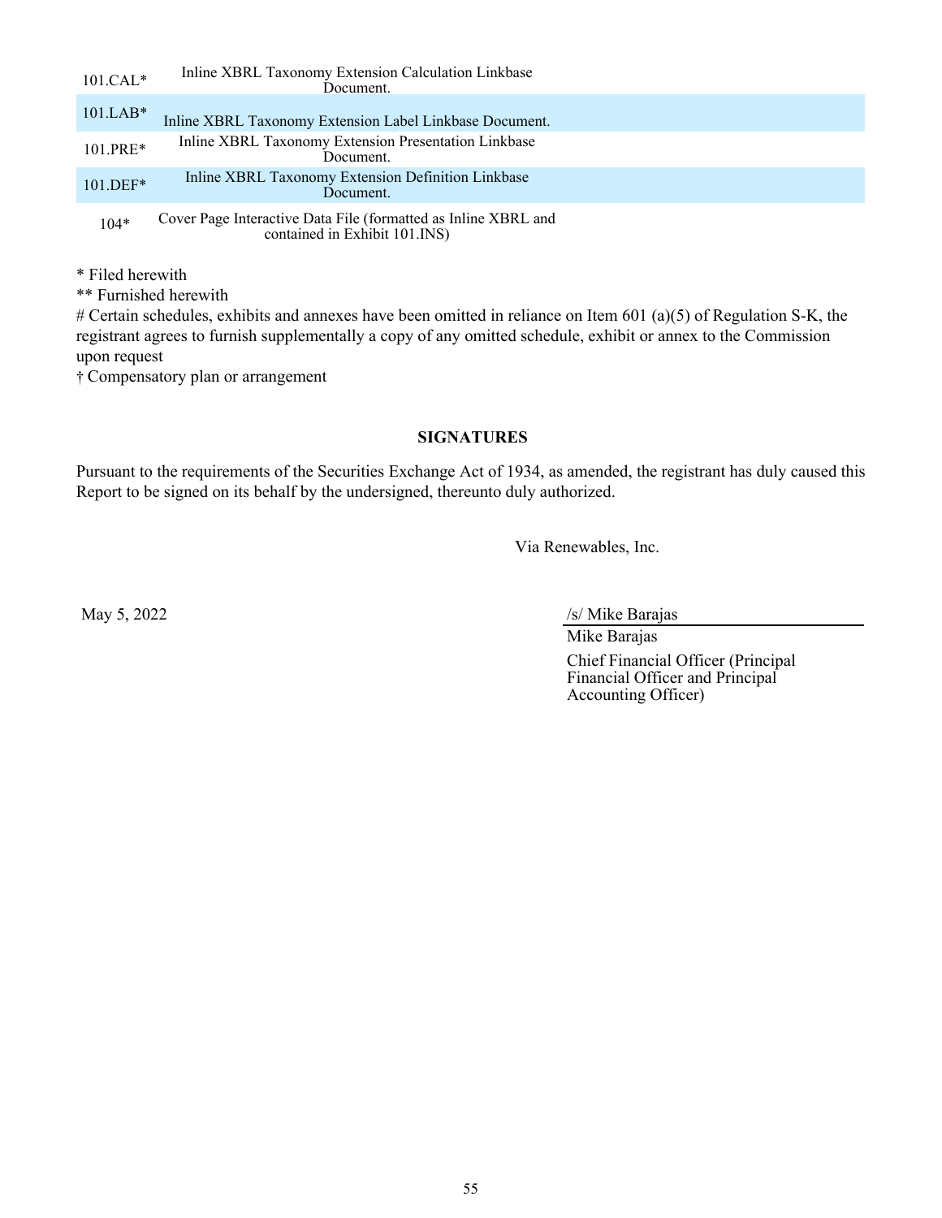| | |
|---|---|
| 101.CAL* | Inline XBRL Taxonomy Extension Calculation Linkbase Document. |
| 101.LAB* | Inline XBRL Taxonomy Extension Label Linkbase Document. |
| 101.PRE* | Inline XBRL Taxonomy Extension Presentation Linkbase Document. |
| 101.DEF* | Inline XBRL Taxonomy Extension Definition Linkbase Document. |
| 104* | Cover Page Interactive Data File (formatted as Inline XBRL and contained in Exhibit 101.INS) |

* Filed herewith
** Furnished herewith
# Certain schedules, exhibits and annexes have been omitted in reliance on Item 601 (a)(5) of Regulation S-K, the registrant agrees to furnish supplementally a copy of any omitted schedule, exhibit or annex to the Commission upon request
† Compensatory plan or arrangement

**SIGNATURES**

Pursuant to the requirements of the Securities Exchange Act of 1934, as amended, the registrant has duly caused this Report to be signed on its behalf by the undersigned, thereunto duly authorized.

Via Renewables, Inc.

May 5, 2022

/s/ Mike Barajas
Mike Barajas
Chief Financial Officer (Principal Financial Officer and Principal Accounting Officer)